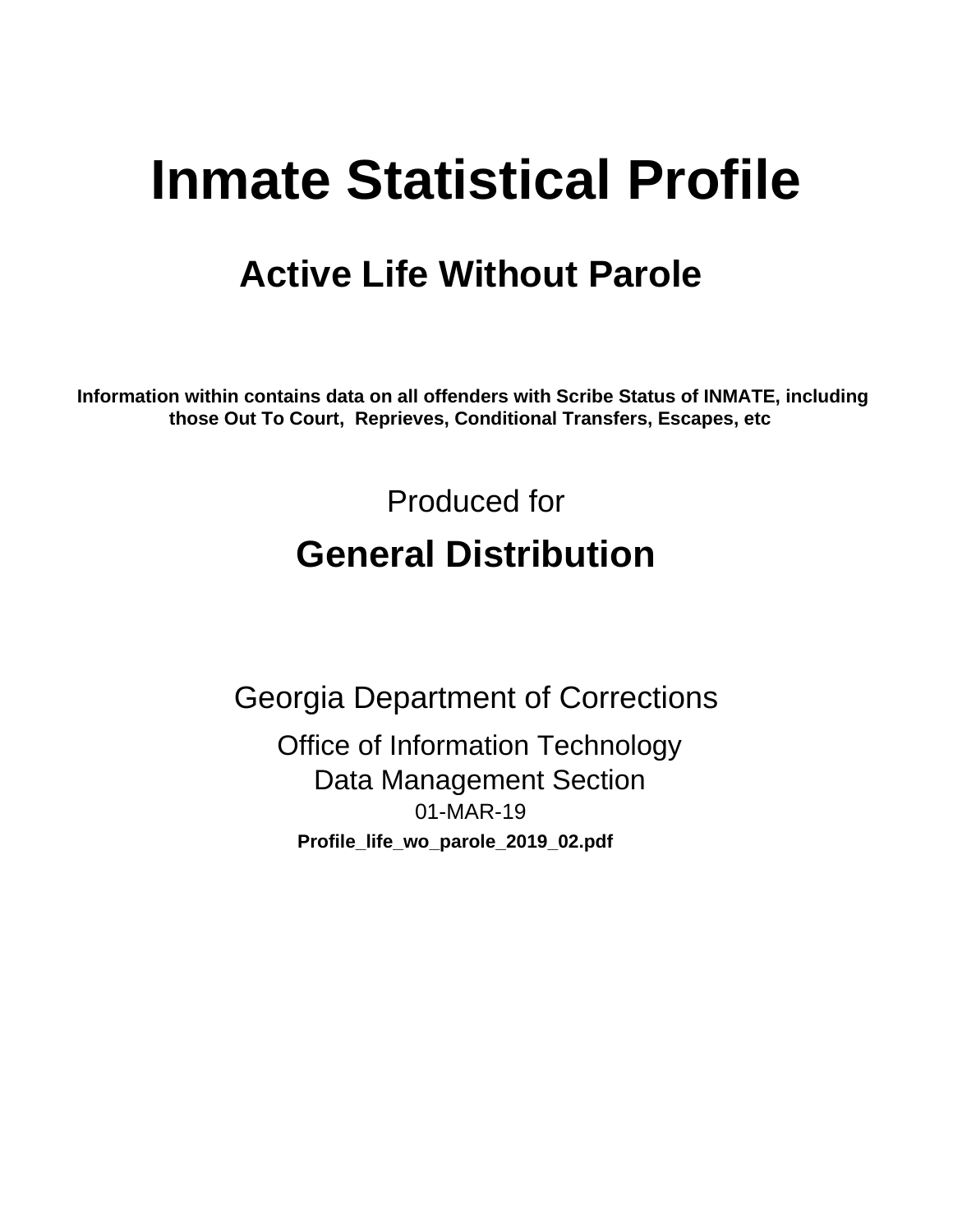# Inmate Statistical Profile

## Active Life Without Parole

**Information within contains data on all offenders with Scribe Status of INMATE, including those Out To Court, Reprieves, Conditional Transfers, Escapes, etc**

Produced for

## General Distribution

Georgia Department of Corrections

Office of Information Technology
Data Management Section
01-MAR-19

**Profile_life_wo_parole_2019_02.pdf**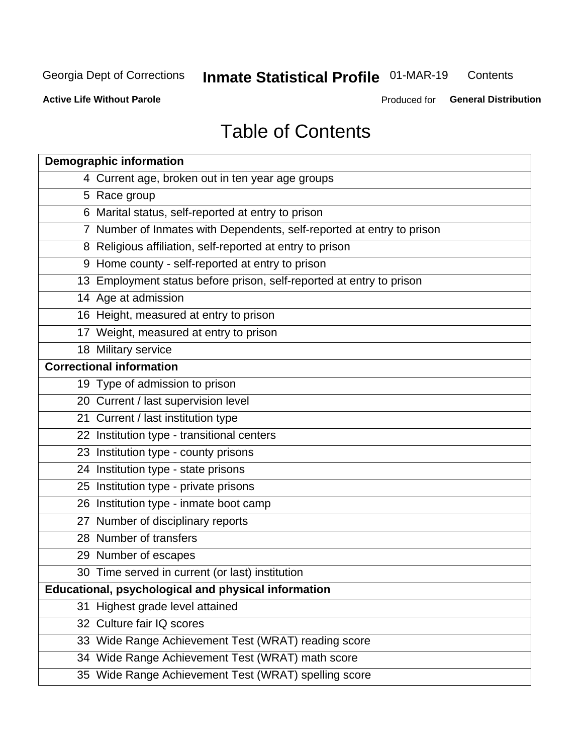# Table of Contents

| Demographic information | |
|---|---|
| 4 | Current age, broken out in ten year age groups |
| 5 | Race group |
| 6 | Marital status, self-reported at entry to prison |
| 7 | Number of Inmates with Dependents, self-reported at entry to prison |
| 8 | Religious affiliation, self-reported at entry to prison |
| 9 | Home county - self-reported at entry to prison |
| 13 | Employment status before prison, self-reported at entry to prison |
| 14 | Age at admission |
| 16 | Height, measured at entry to prison |
| 17 | Weight, measured at entry to prison |
| 18 | Military service |
| **Correctional information** | |
| 19 | Type of admission to prison |
| 20 | Current / last supervision level |
| 21 | Current / last institution type |
| 22 | Institution type - transitional centers |
| 23 | Institution type - county prisons |
| 24 | Institution type - state prisons |
| 25 | Institution type - private prisons |
| 26 | Institution type - inmate boot camp |
| 27 | Number of disciplinary reports |
| 28 | Number of transfers |
| 29 | Number of escapes |
| 30 | Time served in current (or last) institution |
| **Educational, psychological and physical information** | |
| 31 | Highest grade level attained |
| 32 | Culture fair IQ scores |
| 33 | Wide Range Achievement Test (WRAT) reading score |
| 34 | Wide Range Achievement Test (WRAT) math score |
| 35 | Wide Range Achievement Test (WRAT) spelling score |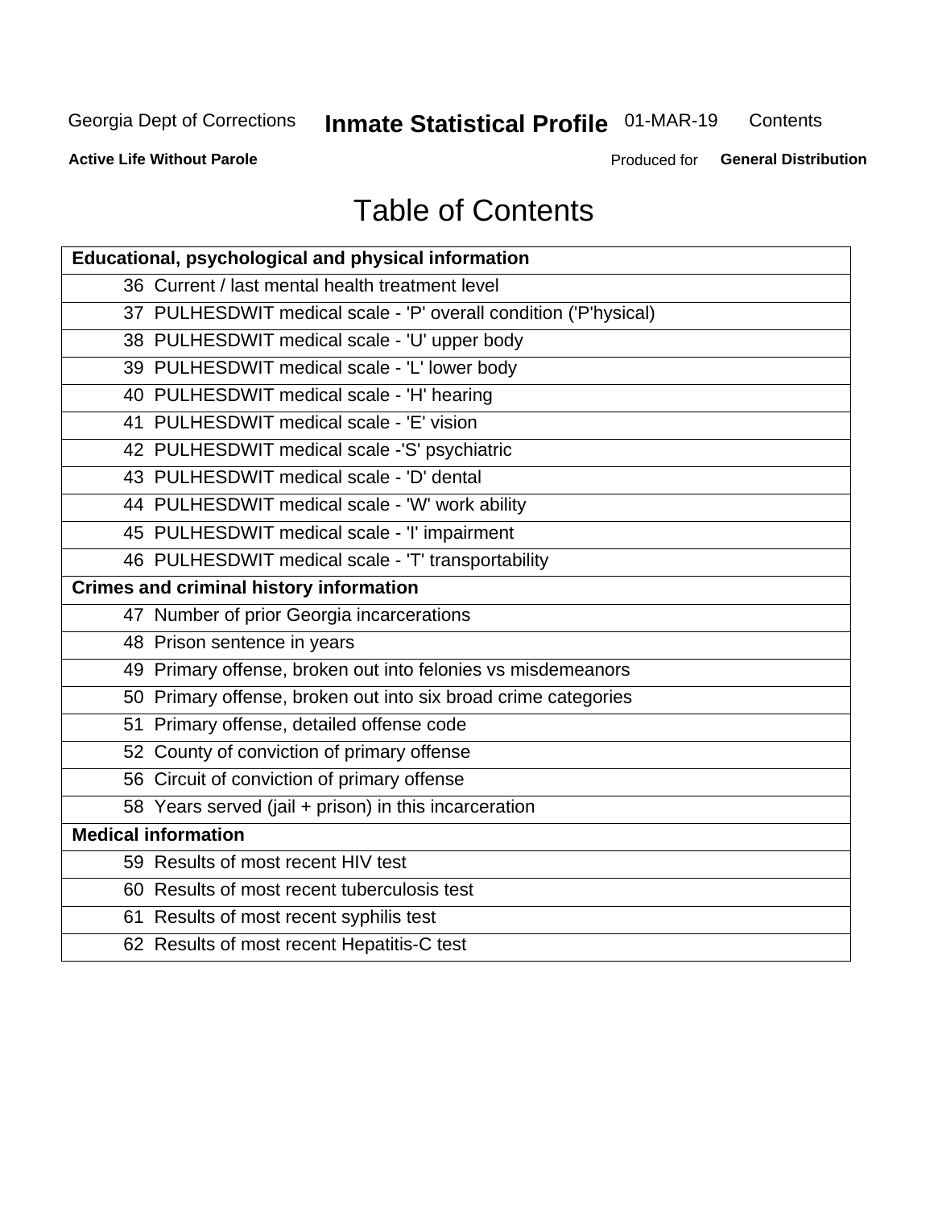# Table of Contents

| Educational, psychological and physical information |
|---|
| 36 Current / last mental health treatment level |
| 37 PULHESDWIT medical scale - 'P' overall condition ('P'hysical) |
| 38 PULHESDWIT medical scale - 'U' upper body |
| 39 PULHESDWIT medical scale - 'L' lower body |
| 40 PULHESDWIT medical scale - 'H' hearing |
| 41 PULHESDWIT medical scale - 'E' vision |
| 42 PULHESDWIT medical scale -'S' psychiatric |
| 43 PULHESDWIT medical scale - 'D' dental |
| 44 PULHESDWIT medical scale - 'W' work ability |
| 45 PULHESDWIT medical scale - 'I' impairment |
| 46 PULHESDWIT medical scale - 'T' transportability |
| **Crimes and criminal history information** |
| 47 Number of prior Georgia incarcerations |
| 48 Prison sentence in years |
| 49 Primary offense, broken out into felonies vs misdemeanors |
| 50 Primary offense, broken out into six broad crime categories |
| 51 Primary offense, detailed offense code |
| 52 County of conviction of primary offense |
| 56 Circuit of conviction of primary offense |
| 58 Years served (jail + prison) in this incarceration |
| **Medical information** |
| 59 Results of most recent HIV test |
| 60 Results of most recent tuberculosis test |
| 61 Results of most recent syphilis test |
| 62 Results of most recent Hepatitis-C test |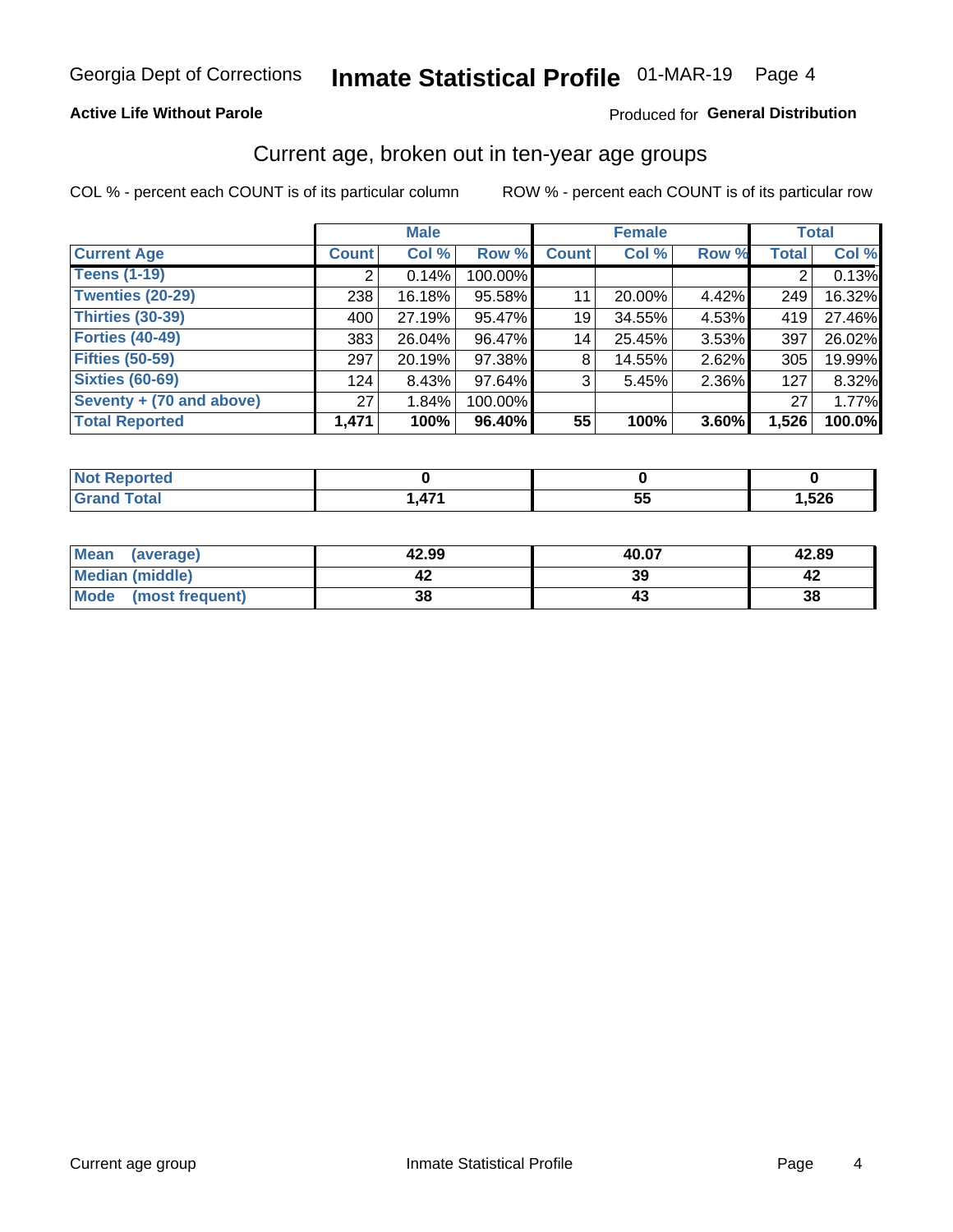Georgia Dept of Corrections **Inmate Statistical Profile** 01-MAR-19 Page 4

**Active Life Without Parole**

Produced for **General Distribution**

## Current age, broken out in ten-year age groups

COL % - percent each COUNT is of its particular column

ROW % - percent each COUNT is of its particular row

| | Male | | | Female | | | Total | |
|---|---|---|---|---|---|---|---|---|
| **Current Age** | **Count** | **Col %** | **Row %** | **Count** | **Col %** | **Row %** | **Total** | **Col %** |
| **Teens (1-19)** | 2 | 0.14% | 100.00% | | | | 2 | 0.13% |
| **Twenties (20-29)** | 238 | 16.18% | 95.58% | 11 | 20.00% | 4.42% | 249 | 16.32% |
| **Thirties (30-39)** | 400 | 27.19% | 95.47% | 19 | 34.55% | 4.53% | 419 | 27.46% |
| **Forties (40-49)** | 383 | 26.04% | 96.47% | 14 | 25.45% | 3.53% | 397 | 26.02% |
| **Fifties (50-59)** | 297 | 20.19% | 97.38% | 8 | 14.55% | 2.62% | 305 | 19.99% |
| **Sixties (60-69)** | 124 | 8.43% | 97.64% | 3 | 5.45% | 2.36% | 127 | 8.32% |
| **Seventy + (70 and above)** | 27 | 1.84% | 100.00% | | | | 27 | 1.77% |
| **Total Reported** | **1,471** | **100%** | **96.40%** | **55** | **100%** | **3.60%** | **1,526** | **100.0%** |

| | Male | Female | Total |
|---|---|---|---|
| **Not Reported** | **0** | **0** | **0** |
| **Grand Total** | **1,471** | **55** | **1,526** |

| | Male | Female | Total |
|---|---|---|---|
| **Mean (average)** | **42.99** | **40.07** | **42.89** |
| **Median (middle)** | **42** | **39** | **42** |
| **Mode (most frequent)** | **38** | **43** | **38** |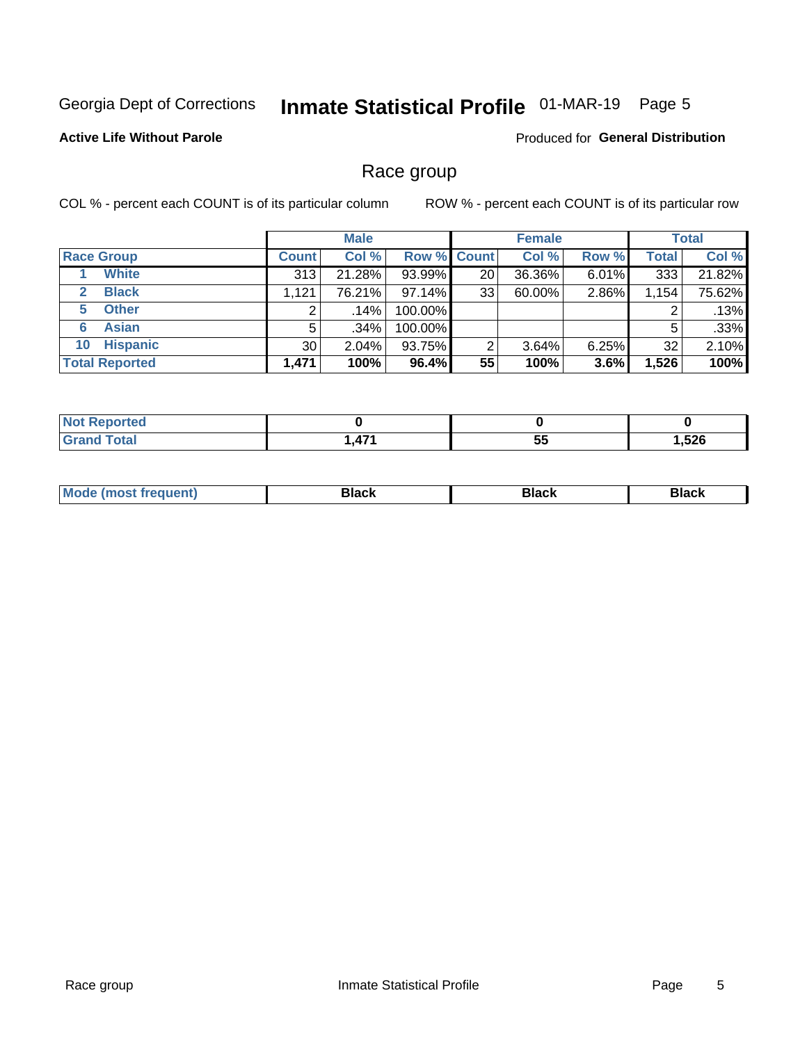Georgia Dept of Corrections **Inmate Statistical Profile** 01-MAR-19

**Active Life Without Parole**

Produced for **General Distribution**

## Race group

COL % - percent each COUNT is of its particular column

ROW % - percent each COUNT is of its particular row

| | Male | | | Female | | | Total | |
|---|---|---|---|---|---|---|---|---|
| **Race Group** | **Count** | **Col %** | **Row %** | **Count** | **Col %** | **Row %** | **Total** | **Col %** |
| 1 **White** | 313 | 21.28% | 93.99% | 20 | 36.36% | 6.01% | 333 | 21.82% |
| 2 **Black** | 1,121 | 76.21% | 97.14% | 33 | 60.00% | 2.86% | 1,154 | 75.62% |
| 5 **Other** | 2 | .14% | 100.00% | | | | 2 | .13% |
| 6 **Asian** | 5 | .34% | 100.00% | | | | 5 | .33% |
| 10 **Hispanic** | 30 | 2.04% | 93.75% | 2 | 3.64% | 6.25% | 32 | 2.10% |
| **Total Reported** | **1,471** | **100%** | **96.4%** | **55** | **100%** | **3.6%** | **1,526** | **100%** |

| | Male | Female | Total |
|---|---|---|---|
| **Not Reported** | **0** | **0** | **0** |
| **Grand Total** | **1,471** | **55** | **1,526** |

| | Male | Female | Total |
|---|---|---|---|
| **Mode (most frequent)** | **Black** | **Black** | **Black** |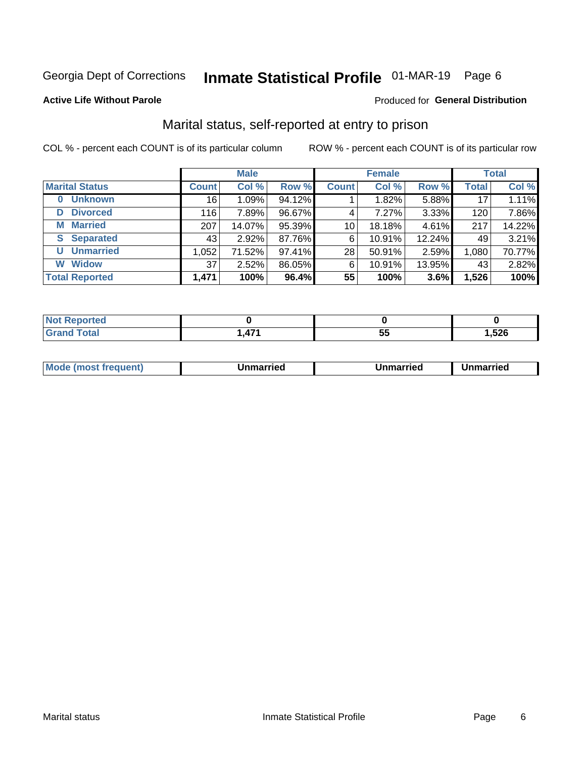Georgia Dept of Corrections **Inmate Statistical Profile** 01-MAR-19 Page 6

**Active Life Without Parole**

Produced for **General Distribution**

## Marital status, self-reported at entry to prison

COL % - percent each COUNT is of its particular column

ROW % - percent each COUNT is of its particular row

| | Male | | | Female | | | Total | |
|---|---|---|---|---|---|---|---|---|
| **Marital Status** | **Count** | **Col %** | **Row %** | **Count** | **Col %** | **Row %** | **Total** | **Col %** |
| **0 Unknown** | 16 | 1.09% | 94.12% | 1 | 1.82% | 5.88% | 17 | 1.11% |
| **D Divorced** | 116 | 7.89% | 96.67% | 4 | 7.27% | 3.33% | 120 | 7.86% |
| **M Married** | 207 | 14.07% | 95.39% | 10 | 18.18% | 4.61% | 217 | 14.22% |
| **S Separated** | 43 | 2.92% | 87.76% | 6 | 10.91% | 12.24% | 49 | 3.21% |
| **U Unmarried** | 1,052 | 71.52% | 97.41% | 28 | 50.91% | 2.59% | 1,080 | 70.77% |
| **W Widow** | 37 | 2.52% | 86.05% | 6 | 10.91% | 13.95% | 43 | 2.82% |
| **Total Reported** | **1,471** | **100%** | **96.4%** | **55** | **100%** | **3.6%** | **1,526** | **100%** |

| | Male | Female | Total |
|---|---|---|---|
| **Not Reported** | **0** | **0** | **0** |
| **Grand Total** | **1,471** | **55** | **1,526** |

| | Male | Female | Total |
|---|---|---|---|
| **Mode (most frequent)** | **Unmarried** | **Unmarried** | **Unmarried** |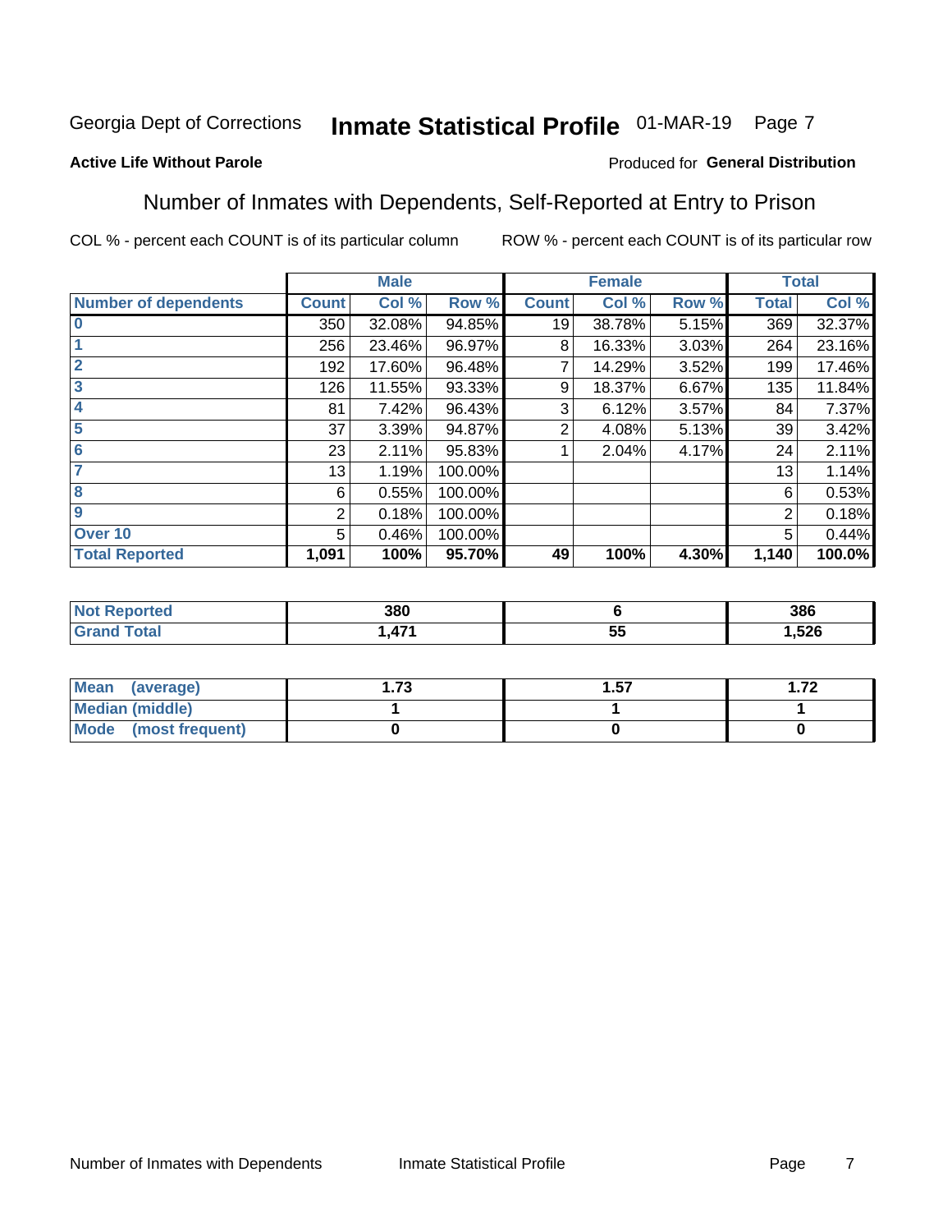Georgia Dept of Corrections **Inmate Statistical Profile** 01-MAR-19 Page 7

**Active Life Without Parole**

Produced for **General Distribution**

## Number of Inmates with Dependents, Self-Reported at Entry to Prison

COL % - percent each COUNT is of its particular column ROW % - percent each COUNT is of its particular row

| | Male | | | Female | | | Total | |
|---|---|---|---|---|---|---|---|---|
| **Number of dependents** | **Count** | **Col %** | **Row %** | **Count** | **Col %** | **Row %** | **Total** | **Col %** |
| **0** | 350 | 32.08% | 94.85% | 19 | 38.78% | 5.15% | 369 | 32.37% |
| **1** | 256 | 23.46% | 96.97% | 8 | 16.33% | 3.03% | 264 | 23.16% |
| **2** | 192 | 17.60% | 96.48% | 7 | 14.29% | 3.52% | 199 | 17.46% |
| **3** | 126 | 11.55% | 93.33% | 9 | 18.37% | 6.67% | 135 | 11.84% |
| **4** | 81 | 7.42% | 96.43% | 3 | 6.12% | 3.57% | 84 | 7.37% |
| **5** | 37 | 3.39% | 94.87% | 2 | 4.08% | 5.13% | 39 | 3.42% |
| **6** | 23 | 2.11% | 95.83% | 1 | 2.04% | 4.17% | 24 | 2.11% |
| **7** | 13 | 1.19% | 100.00% | | | | 13 | 1.14% |
| **8** | 6 | 0.55% | 100.00% | | | | 6 | 0.53% |
| **9** | 2 | 0.18% | 100.00% | | | | 2 | 0.18% |
| **Over 10** | 5 | 0.46% | 100.00% | | | | 5 | 0.44% |
| **Total Reported** | **1,091** | **100%** | **95.70%** | **49** | **100%** | **4.30%** | **1,140** | **100.0%** |

| | Male | Female | Total |
|---|---|---|---|
| **Not Reported** | **380** | **6** | **386** |
| **Grand Total** | **1,471** | **55** | **1,526** |

| | Male | Female | Total |
|---|---|---|---|
| **Mean (average)** | **1.73** | **1.57** | **1.72** |
| **Median (middle)** | **1** | **1** | **1** |
| **Mode (most frequent)** | **0** | **0** | **0** |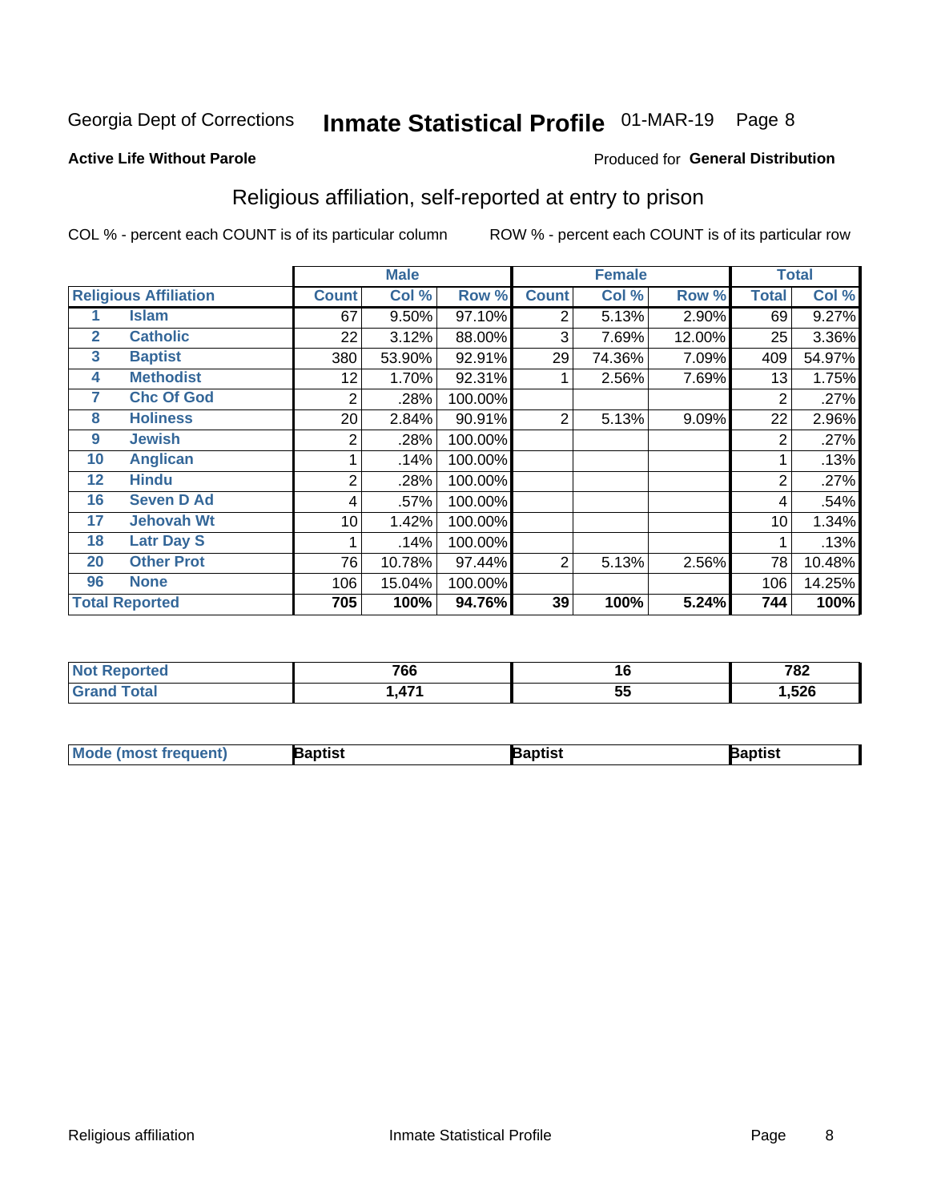Georgia Dept of Corrections **Inmate Statistical Profile** 01-MAR-19

**Active Life Without Parole**

Produced for **General Distribution**

## Religious affiliation, self-reported at entry to prison

COL % - percent each COUNT is of its particular column    ROW % - percent each COUNT is of its particular row

| Religious Affiliation | | Male | | | Female | | | Total | |
|---|---|---|---|---|---|---|---|---|---|
| | | Count | Col % | Row % | Count | Col % | Row % | Total | Col % |
| 1 | Islam | 67 | 9.50% | 97.10% | 2 | 5.13% | 2.90% | 69 | 9.27% |
| 2 | Catholic | 22 | 3.12% | 88.00% | 3 | 7.69% | 12.00% | 25 | 3.36% |
| 3 | Baptist | 380 | 53.90% | 92.91% | 29 | 74.36% | 7.09% | 409 | 54.97% |
| 4 | Methodist | 12 | 1.70% | 92.31% | 1 | 2.56% | 7.69% | 13 | 1.75% |
| 7 | Chc Of God | 2 | .28% | 100.00% | | | | 2 | .27% |
| 8 | Holiness | 20 | 2.84% | 90.91% | 2 | 5.13% | 9.09% | 22 | 2.96% |
| 9 | Jewish | 2 | .28% | 100.00% | | | | 2 | .27% |
| 10 | Anglican | 1 | .14% | 100.00% | | | | 1 | .13% |
| 12 | Hindu | 2 | .28% | 100.00% | | | | 2 | .27% |
| 16 | Seven D Ad | 4 | .57% | 100.00% | | | | 4 | .54% |
| 17 | Jehovah Wt | 10 | 1.42% | 100.00% | | | | 10 | 1.34% |
| 18 | Latr Day S | 1 | .14% | 100.00% | | | | 1 | .13% |
| 20 | Other Prot | 76 | 10.78% | 97.44% | 2 | 5.13% | 2.56% | 78 | 10.48% |
| 96 | None | 106 | 15.04% | 100.00% | | | | 106 | 14.25% |
| **Total Reported** | | **705** | **100%** | **94.76%** | **39** | **100%** | **5.24%** | **744** | **100%** |

| | Male | Female | Total |
|---|---|---|---|
| Not Reported | 766 | 16 | 782 |
| Grand Total | 1,471 | 55 | 1,526 |

| | Male | Female | Total |
|---|---|---|---|
| Mode (most frequent) | Baptist | Baptist | Baptist |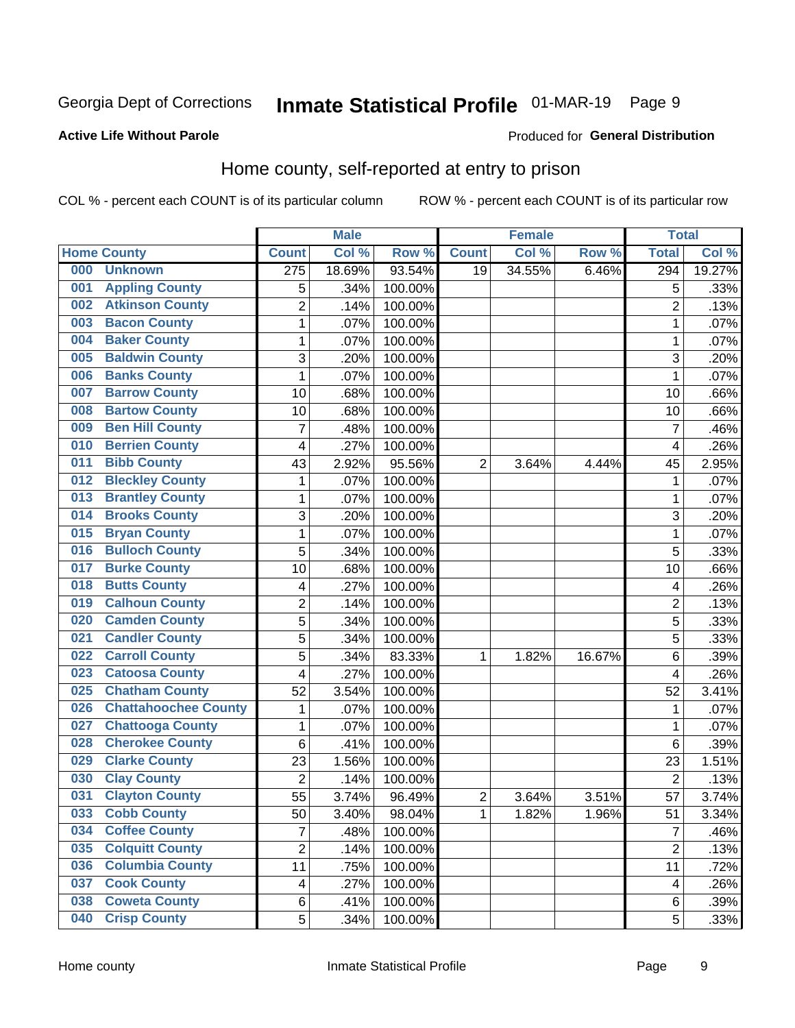Georgia Dept of Corrections **Inmate Statistical Profile** 01-MAR-19

**Active Life Without Parole**

Produced for **General Distribution**

## Home county, self-reported at entry to prison

COL % - percent each COUNT is of its particular column ROW % - percent each COUNT is of its particular row

| Home County | | Male | | | Female | | | Total | |
|---|---|---|---|---|---|---|---|---|---|
| | | Count | Col % | Row % | Count | Col % | Row % | Total | Col % |
| 000 | Unknown | 275 | 18.69% | 93.54% | 19 | 34.55% | 6.46% | 294 | 19.27% |
| 001 | Appling County | 5 | .34% | 100.00% | | | | 5 | .33% |
| 002 | Atkinson County | 2 | .14% | 100.00% | | | | 2 | .13% |
| 003 | Bacon County | 1 | .07% | 100.00% | | | | 1 | .07% |
| 004 | Baker County | 1 | .07% | 100.00% | | | | 1 | .07% |
| 005 | Baldwin County | 3 | .20% | 100.00% | | | | 3 | .20% |
| 006 | Banks County | 1 | .07% | 100.00% | | | | 1 | .07% |
| 007 | Barrow County | 10 | .68% | 100.00% | | | | 10 | .66% |
| 008 | Bartow County | 10 | .68% | 100.00% | | | | 10 | .66% |
| 009 | Ben Hill County | 7 | .48% | 100.00% | | | | 7 | .46% |
| 010 | Berrien County | 4 | .27% | 100.00% | | | | 4 | .26% |
| 011 | Bibb County | 43 | 2.92% | 95.56% | 2 | 3.64% | 4.44% | 45 | 2.95% |
| 012 | Bleckley County | 1 | .07% | 100.00% | | | | 1 | .07% |
| 013 | Brantley County | 1 | .07% | 100.00% | | | | 1 | .07% |
| 014 | Brooks County | 3 | .20% | 100.00% | | | | 3 | .20% |
| 015 | Bryan County | 1 | .07% | 100.00% | | | | 1 | .07% |
| 016 | Bulloch County | 5 | .34% | 100.00% | | | | 5 | .33% |
| 017 | Burke County | 10 | .68% | 100.00% | | | | 10 | .66% |
| 018 | Butts County | 4 | .27% | 100.00% | | | | 4 | .26% |
| 019 | Calhoun County | 2 | .14% | 100.00% | | | | 2 | .13% |
| 020 | Camden County | 5 | .34% | 100.00% | | | | 5 | .33% |
| 021 | Candler County | 5 | .34% | 100.00% | | | | 5 | .33% |
| 022 | Carroll County | 5 | .34% | 83.33% | 1 | 1.82% | 16.67% | 6 | .39% |
| 023 | Catoosa County | 4 | .27% | 100.00% | | | | 4 | .26% |
| 025 | Chatham County | 52 | 3.54% | 100.00% | | | | 52 | 3.41% |
| 026 | Chattahoochee County | 1 | .07% | 100.00% | | | | 1 | .07% |
| 027 | Chattooga County | 1 | .07% | 100.00% | | | | 1 | .07% |
| 028 | Cherokee County | 6 | .41% | 100.00% | | | | 6 | .39% |
| 029 | Clarke County | 23 | 1.56% | 100.00% | | | | 23 | 1.51% |
| 030 | Clay County | 2 | .14% | 100.00% | | | | 2 | .13% |
| 031 | Clayton County | 55 | 3.74% | 96.49% | 2 | 3.64% | 3.51% | 57 | 3.74% |
| 033 | Cobb County | 50 | 3.40% | 98.04% | 1 | 1.82% | 1.96% | 51 | 3.34% |
| 034 | Coffee County | 7 | .48% | 100.00% | | | | 7 | .46% |
| 035 | Colquitt County | 2 | .14% | 100.00% | | | | 2 | .13% |
| 036 | Columbia County | 11 | .75% | 100.00% | | | | 11 | .72% |
| 037 | Cook County | 4 | .27% | 100.00% | | | | 4 | .26% |
| 038 | Coweta County | 6 | .41% | 100.00% | | | | 6 | .39% |
| 040 | Crisp County | 5 | .34% | 100.00% | | | | 5 | .33% |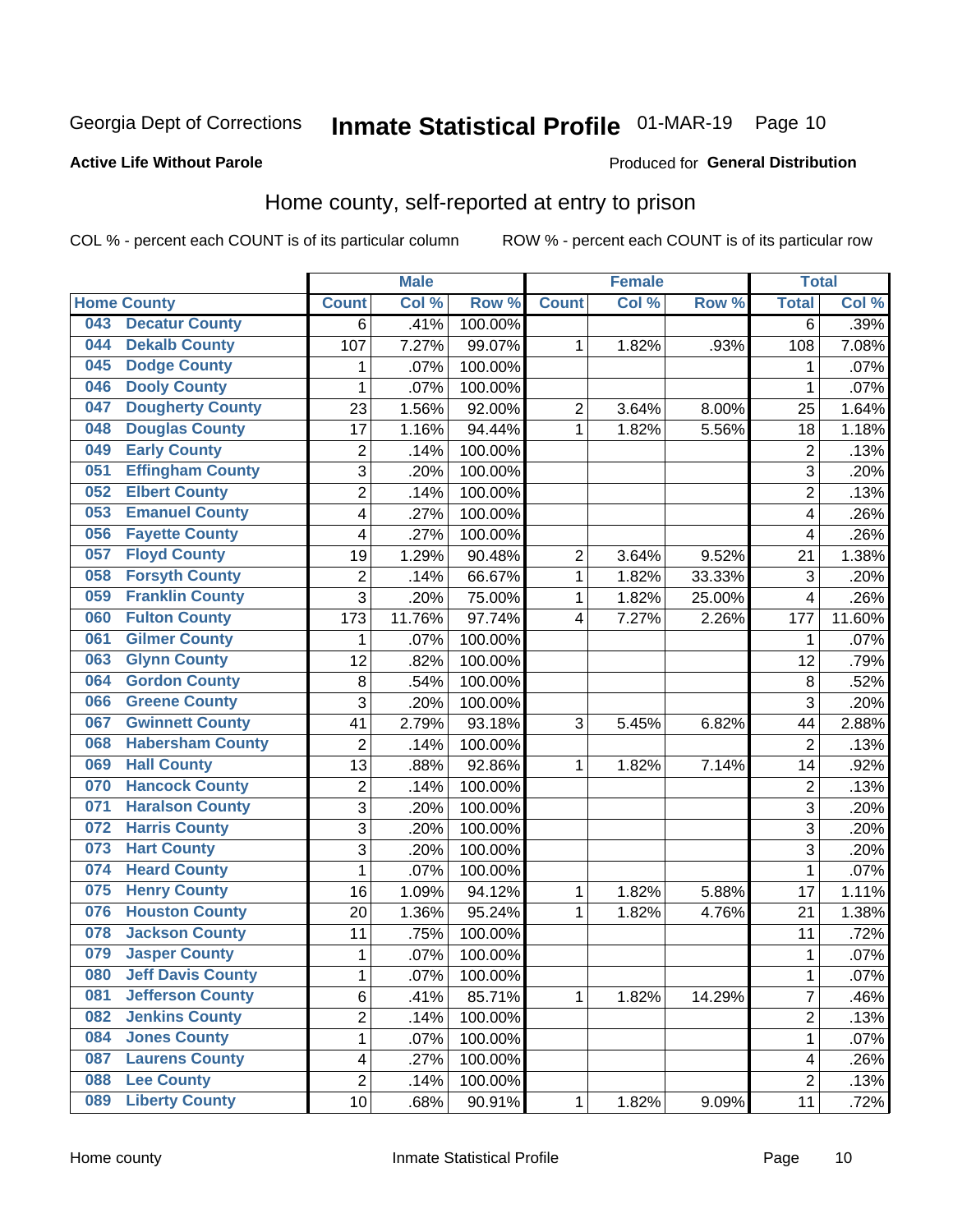Georgia Dept of Corrections **Inmate Statistical Profile** 01-MAR-19

**Active Life Without Parole**

Produced for **General Distribution**

## Home county, self-reported at entry to prison

COL % - percent each COUNT is of its particular column ROW % - percent each COUNT is of its particular row

| Home County | | Male | | | Female | | | Total | |
|---|---|---|---|---|---|---|---|---|---|
| | | Count | Col % | Row % | Count | Col % | Row % | Total | Col % |
| 043 | Decatur County | 6 | .41% | 100.00% | | | | 6 | .39% |
| 044 | Dekalb County | 107 | 7.27% | 99.07% | 1 | 1.82% | .93% | 108 | 7.08% |
| 045 | Dodge County | 1 | .07% | 100.00% | | | | 1 | .07% |
| 046 | Dooly County | 1 | .07% | 100.00% | | | | 1 | .07% |
| 047 | Dougherty County | 23 | 1.56% | 92.00% | 2 | 3.64% | 8.00% | 25 | 1.64% |
| 048 | Douglas County | 17 | 1.16% | 94.44% | 1 | 1.82% | 5.56% | 18 | 1.18% |
| 049 | Early County | 2 | .14% | 100.00% | | | | 2 | .13% |
| 051 | Effingham County | 3 | .20% | 100.00% | | | | 3 | .20% |
| 052 | Elbert County | 2 | .14% | 100.00% | | | | 2 | .13% |
| 053 | Emanuel County | 4 | .27% | 100.00% | | | | 4 | .26% |
| 056 | Fayette County | 4 | .27% | 100.00% | | | | 4 | .26% |
| 057 | Floyd County | 19 | 1.29% | 90.48% | 2 | 3.64% | 9.52% | 21 | 1.38% |
| 058 | Forsyth County | 2 | .14% | 66.67% | 1 | 1.82% | 33.33% | 3 | .20% |
| 059 | Franklin County | 3 | .20% | 75.00% | 1 | 1.82% | 25.00% | 4 | .26% |
| 060 | Fulton County | 173 | 11.76% | 97.74% | 4 | 7.27% | 2.26% | 177 | 11.60% |
| 061 | Gilmer County | 1 | .07% | 100.00% | | | | 1 | .07% |
| 063 | Glynn County | 12 | .82% | 100.00% | | | | 12 | .79% |
| 064 | Gordon County | 8 | .54% | 100.00% | | | | 8 | .52% |
| 066 | Greene County | 3 | .20% | 100.00% | | | | 3 | .20% |
| 067 | Gwinnett County | 41 | 2.79% | 93.18% | 3 | 5.45% | 6.82% | 44 | 2.88% |
| 068 | Habersham County | 2 | .14% | 100.00% | | | | 2 | .13% |
| 069 | Hall County | 13 | .88% | 92.86% | 1 | 1.82% | 7.14% | 14 | .92% |
| 070 | Hancock County | 2 | .14% | 100.00% | | | | 2 | .13% |
| 071 | Haralson County | 3 | .20% | 100.00% | | | | 3 | .20% |
| 072 | Harris County | 3 | .20% | 100.00% | | | | 3 | .20% |
| 073 | Hart County | 3 | .20% | 100.00% | | | | 3 | .20% |
| 074 | Heard County | 1 | .07% | 100.00% | | | | 1 | .07% |
| 075 | Henry County | 16 | 1.09% | 94.12% | 1 | 1.82% | 5.88% | 17 | 1.11% |
| 076 | Houston County | 20 | 1.36% | 95.24% | 1 | 1.82% | 4.76% | 21 | 1.38% |
| 078 | Jackson County | 11 | .75% | 100.00% | | | | 11 | .72% |
| 079 | Jasper County | 1 | .07% | 100.00% | | | | 1 | .07% |
| 080 | Jeff Davis County | 1 | .07% | 100.00% | | | | 1 | .07% |
| 081 | Jefferson County | 6 | .41% | 85.71% | 1 | 1.82% | 14.29% | 7 | .46% |
| 082 | Jenkins County | 2 | .14% | 100.00% | | | | 2 | .13% |
| 084 | Jones County | 1 | .07% | 100.00% | | | | 1 | .07% |
| 087 | Laurens County | 4 | .27% | 100.00% | | | | 4 | .26% |
| 088 | Lee County | 2 | .14% | 100.00% | | | | 2 | .13% |
| 089 | Liberty County | 10 | .68% | 90.91% | 1 | 1.82% | 9.09% | 11 | .72% |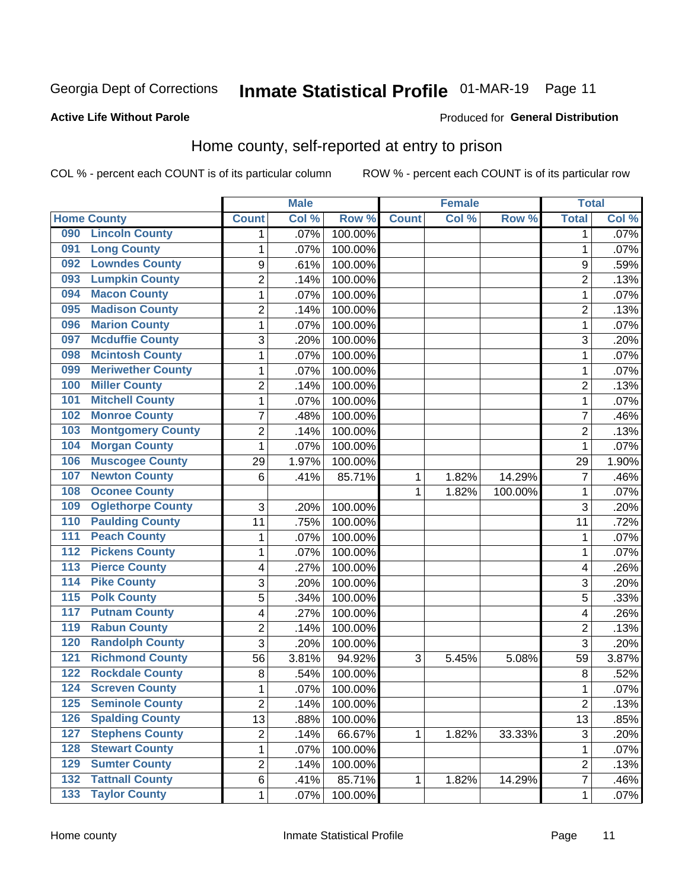Georgia Dept of Corrections **Inmate Statistical Profile** 01-MAR-19 Page 11

**Active Life Without Parole**

Produced for **General Distribution**

## Home county, self-reported at entry to prison

COL % - percent each COUNT is of its particular column ROW % - percent each COUNT is of its particular row

| Home County | | Male | | | Female | | | Total | |
|---|---|---|---|---|---|---|---|---|---|
| | | Count | Col % | Row % | Count | Col % | Row % | Total | Col % |
| 090 | Lincoln County | 1 | .07% | 100.00% | | | | 1 | .07% |
| 091 | Long County | 1 | .07% | 100.00% | | | | 1 | .07% |
| 092 | Lowndes County | 9 | .61% | 100.00% | | | | 9 | .59% |
| 093 | Lumpkin County | 2 | .14% | 100.00% | | | | 2 | .13% |
| 094 | Macon County | 1 | .07% | 100.00% | | | | 1 | .07% |
| 095 | Madison County | 2 | .14% | 100.00% | | | | 2 | .13% |
| 096 | Marion County | 1 | .07% | 100.00% | | | | 1 | .07% |
| 097 | Mcduffie County | 3 | .20% | 100.00% | | | | 3 | .20% |
| 098 | Mcintosh County | 1 | .07% | 100.00% | | | | 1 | .07% |
| 099 | Meriwether County | 1 | .07% | 100.00% | | | | 1 | .07% |
| 100 | Miller County | 2 | .14% | 100.00% | | | | 2 | .13% |
| 101 | Mitchell County | 1 | .07% | 100.00% | | | | 1 | .07% |
| 102 | Monroe County | 7 | .48% | 100.00% | | | | 7 | .46% |
| 103 | Montgomery County | 2 | .14% | 100.00% | | | | 2 | .13% |
| 104 | Morgan County | 1 | .07% | 100.00% | | | | 1 | .07% |
| 106 | Muscogee County | 29 | 1.97% | 100.00% | | | | 29 | 1.90% |
| 107 | Newton County | 6 | .41% | 85.71% | 1 | 1.82% | 14.29% | 7 | .46% |
| 108 | Oconee County | | | | 1 | 1.82% | 100.00% | 1 | .07% |
| 109 | Oglethorpe County | 3 | .20% | 100.00% | | | | 3 | .20% |
| 110 | Paulding County | 11 | .75% | 100.00% | | | | 11 | .72% |
| 111 | Peach County | 1 | .07% | 100.00% | | | | 1 | .07% |
| 112 | Pickens County | 1 | .07% | 100.00% | | | | 1 | .07% |
| 113 | Pierce County | 4 | .27% | 100.00% | | | | 4 | .26% |
| 114 | Pike County | 3 | .20% | 100.00% | | | | 3 | .20% |
| 115 | Polk County | 5 | .34% | 100.00% | | | | 5 | .33% |
| 117 | Putnam County | 4 | .27% | 100.00% | | | | 4 | .26% |
| 119 | Rabun County | 2 | .14% | 100.00% | | | | 2 | .13% |
| 120 | Randolph County | 3 | .20% | 100.00% | | | | 3 | .20% |
| 121 | Richmond County | 56 | 3.81% | 94.92% | 3 | 5.45% | 5.08% | 59 | 3.87% |
| 122 | Rockdale County | 8 | .54% | 100.00% | | | | 8 | .52% |
| 124 | Screven County | 1 | .07% | 100.00% | | | | 1 | .07% |
| 125 | Seminole County | 2 | .14% | 100.00% | | | | 2 | .13% |
| 126 | Spalding County | 13 | .88% | 100.00% | | | | 13 | .85% |
| 127 | Stephens County | 2 | .14% | 66.67% | 1 | 1.82% | 33.33% | 3 | .20% |
| 128 | Stewart County | 1 | .07% | 100.00% | | | | 1 | .07% |
| 129 | Sumter County | 2 | .14% | 100.00% | | | | 2 | .13% |
| 132 | Tattnall County | 6 | .41% | 85.71% | 1 | 1.82% | 14.29% | 7 | .46% |
| 133 | Taylor County | 1 | .07% | 100.00% | | | | 1 | .07% |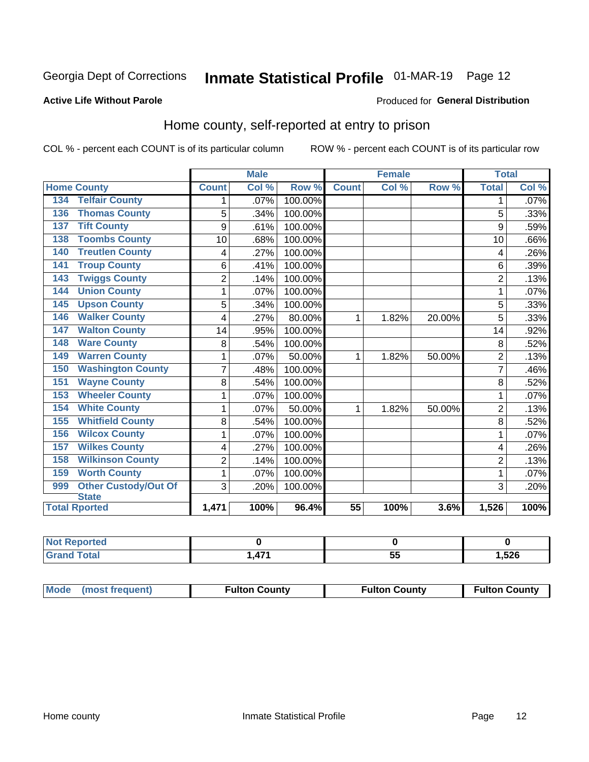Georgia Dept of Corrections **Inmate Statistical Profile** 01-MAR-19

**Active Life Without Parole**

Produced for **General Distribution**

## Home county, self-reported at entry to prison

COL % - percent each COUNT is of its particular column ROW % - percent each COUNT is of its particular row

| Home County | | Male | | | Female | | | Total | |
|---|---|---|---|---|---|---|---|---|---|
| | | Count | Col % | Row % | Count | Col % | Row % | Total | Col % |
| 134 | Telfair County | 1 | .07% | 100.00% | | | | 1 | .07% |
| 136 | Thomas County | 5 | .34% | 100.00% | | | | 5 | .33% |
| 137 | Tift County | 9 | .61% | 100.00% | | | | 9 | .59% |
| 138 | Toombs County | 10 | .68% | 100.00% | | | | 10 | .66% |
| 140 | Treutlen County | 4 | .27% | 100.00% | | | | 4 | .26% |
| 141 | Troup County | 6 | .41% | 100.00% | | | | 6 | .39% |
| 143 | Twiggs County | 2 | .14% | 100.00% | | | | 2 | .13% |
| 144 | Union County | 1 | .07% | 100.00% | | | | 1 | .07% |
| 145 | Upson County | 5 | .34% | 100.00% | | | | 5 | .33% |
| 146 | Walker County | 4 | .27% | 80.00% | 1 | 1.82% | 20.00% | 5 | .33% |
| 147 | Walton County | 14 | .95% | 100.00% | | | | 14 | .92% |
| 148 | Ware County | 8 | .54% | 100.00% | | | | 8 | .52% |
| 149 | Warren County | 1 | .07% | 50.00% | 1 | 1.82% | 50.00% | 2 | .13% |
| 150 | Washington County | 7 | .48% | 100.00% | | | | 7 | .46% |
| 151 | Wayne County | 8 | .54% | 100.00% | | | | 8 | .52% |
| 153 | Wheeler County | 1 | .07% | 100.00% | | | | 1 | .07% |
| 154 | White County | 1 | .07% | 50.00% | 1 | 1.82% | 50.00% | 2 | .13% |
| 155 | Whitfield County | 8 | .54% | 100.00% | | | | 8 | .52% |
| 156 | Wilcox County | 1 | .07% | 100.00% | | | | 1 | .07% |
| 157 | Wilkes County | 4 | .27% | 100.00% | | | | 4 | .26% |
| 158 | Wilkinson County | 2 | .14% | 100.00% | | | | 2 | .13% |
| 159 | Worth County | 1 | .07% | 100.00% | | | | 1 | .07% |
| 999 | Other Custody/Out Of State | 3 | .20% | 100.00% | | | | 3 | .20% |
| Total Rported | | 1,471 | 100% | 96.4% | 55 | 100% | 3.6% | 1,526 | 100% |

| | Male | Female | Total |
|---|---|---|---|
| Not Reported | 0 | 0 | 0 |
| Grand Total | 1,471 | 55 | 1,526 |

| | Male | Female | Total |
|---|---|---|---|
| Mode (most frequent) | Fulton County | Fulton County | Fulton County |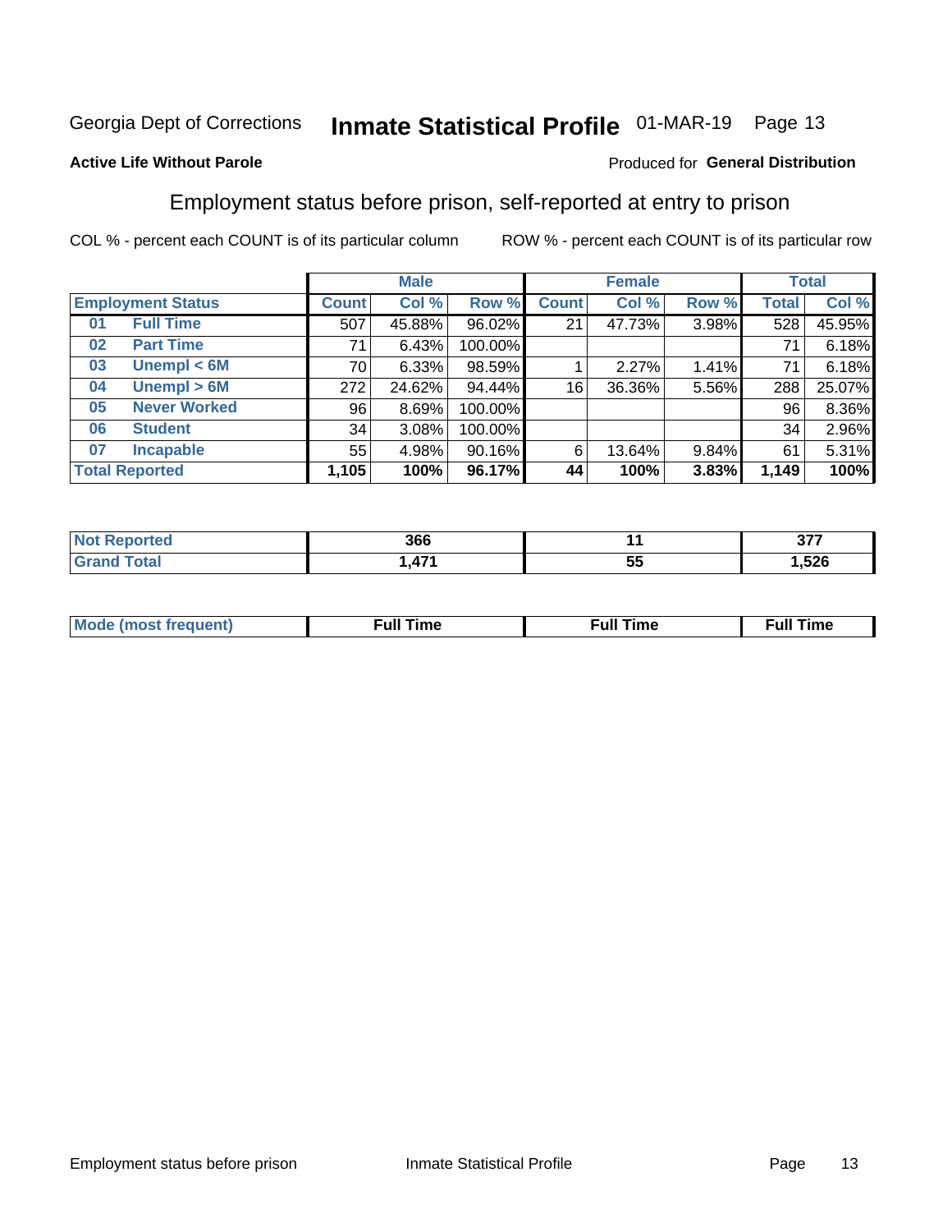Georgia Dept of Corrections **Inmate Statistical Profile** 01-MAR-19

**Active Life Without Parole**

Produced for **General Distribution**

## Employment status before prison, self-reported at entry to prison

COL % - percent each COUNT is of its particular column ROW % - percent each COUNT is of its particular row

| Employment Status | | Male | | | Female | | | Total | |
|---|---|---|---|---|---|---|---|---|---|
| | | Count | Col % | Row % | Count | Col % | Row % | Total | Col % |
| 01 | Full Time | 507 | 45.88% | 96.02% | 21 | 47.73% | 3.98% | 528 | 45.95% |
| 02 | Part Time | 71 | 6.43% | 100.00% | | | | 71 | 6.18% |
| 03 | Unempl < 6M | 70 | 6.33% | 98.59% | 1 | 2.27% | 1.41% | 71 | 6.18% |
| 04 | Unempl > 6M | 272 | 24.62% | 94.44% | 16 | 36.36% | 5.56% | 288 | 25.07% |
| 05 | Never Worked | 96 | 8.69% | 100.00% | | | | 96 | 8.36% |
| 06 | Student | 34 | 3.08% | 100.00% | | | | 34 | 2.96% |
| 07 | Incapable | 55 | 4.98% | 90.16% | 6 | 13.64% | 9.84% | 61 | 5.31% |
| **Total Reported** | | **1,105** | **100%** | **96.17%** | **44** | **100%** | **3.83%** | **1,149** | **100%** |

| | Male | Female | Total |
|---|---|---|---|
| Not Reported | 366 | 11 | 377 |
| Grand Total | 1,471 | 55 | 1,526 |

| | Male | Female | Total |
|---|---|---|---|
| Mode (most frequent) | Full Time | Full Time | Full Time |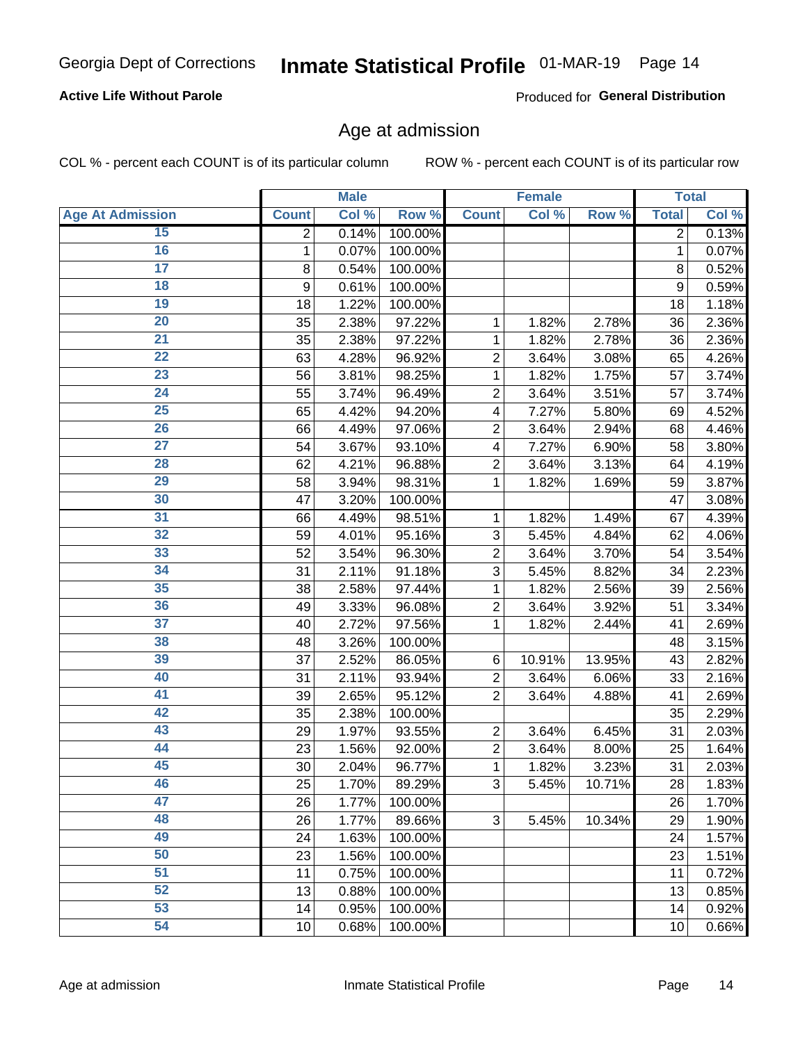Georgia Dept of Corrections **Inmate Statistical Profile** 01-MAR-19

**Active Life Without Parole**

Produced for **General Distribution**

## Age at admission

COL % - percent each COUNT is of its particular column ROW % - percent each COUNT is of its particular row

| | Male | | | Female | | | Total | |
|---|---|---|---|---|---|---|---|---|
| **Age At Admission** | **Count** | **Col %** | **Row %** | **Count** | **Col %** | **Row %** | **Total** | **Col %** |
| 15 | 2 | 0.14% | 100.00% | | | | 2 | 0.13% |
| 16 | 1 | 0.07% | 100.00% | | | | 1 | 0.07% |
| 17 | 8 | 0.54% | 100.00% | | | | 8 | 0.52% |
| 18 | 9 | 0.61% | 100.00% | | | | 9 | 0.59% |
| 19 | 18 | 1.22% | 100.00% | | | | 18 | 1.18% |
| 20 | 35 | 2.38% | 97.22% | 1 | 1.82% | 2.78% | 36 | 2.36% |
| 21 | 35 | 2.38% | 97.22% | 1 | 1.82% | 2.78% | 36 | 2.36% |
| 22 | 63 | 4.28% | 96.92% | 2 | 3.64% | 3.08% | 65 | 4.26% |
| 23 | 56 | 3.81% | 98.25% | 1 | 1.82% | 1.75% | 57 | 3.74% |
| 24 | 55 | 3.74% | 96.49% | 2 | 3.64% | 3.51% | 57 | 3.74% |
| 25 | 65 | 4.42% | 94.20% | 4 | 7.27% | 5.80% | 69 | 4.52% |
| 26 | 66 | 4.49% | 97.06% | 2 | 3.64% | 2.94% | 68 | 4.46% |
| 27 | 54 | 3.67% | 93.10% | 4 | 7.27% | 6.90% | 58 | 3.80% |
| 28 | 62 | 4.21% | 96.88% | 2 | 3.64% | 3.13% | 64 | 4.19% |
| 29 | 58 | 3.94% | 98.31% | 1 | 1.82% | 1.69% | 59 | 3.87% |
| 30 | 47 | 3.20% | 100.00% | | | | 47 | 3.08% |
| 31 | 66 | 4.49% | 98.51% | 1 | 1.82% | 1.49% | 67 | 4.39% |
| 32 | 59 | 4.01% | 95.16% | 3 | 5.45% | 4.84% | 62 | 4.06% |
| 33 | 52 | 3.54% | 96.30% | 2 | 3.64% | 3.70% | 54 | 3.54% |
| 34 | 31 | 2.11% | 91.18% | 3 | 5.45% | 8.82% | 34 | 2.23% |
| 35 | 38 | 2.58% | 97.44% | 1 | 1.82% | 2.56% | 39 | 2.56% |
| 36 | 49 | 3.33% | 96.08% | 2 | 3.64% | 3.92% | 51 | 3.34% |
| 37 | 40 | 2.72% | 97.56% | 1 | 1.82% | 2.44% | 41 | 2.69% |
| 38 | 48 | 3.26% | 100.00% | | | | 48 | 3.15% |
| 39 | 37 | 2.52% | 86.05% | 6 | 10.91% | 13.95% | 43 | 2.82% |
| 40 | 31 | 2.11% | 93.94% | 2 | 3.64% | 6.06% | 33 | 2.16% |
| 41 | 39 | 2.65% | 95.12% | 2 | 3.64% | 4.88% | 41 | 2.69% |
| 42 | 35 | 2.38% | 100.00% | | | | 35 | 2.29% |
| 43 | 29 | 1.97% | 93.55% | 2 | 3.64% | 6.45% | 31 | 2.03% |
| 44 | 23 | 1.56% | 92.00% | 2 | 3.64% | 8.00% | 25 | 1.64% |
| 45 | 30 | 2.04% | 96.77% | 1 | 1.82% | 3.23% | 31 | 2.03% |
| 46 | 25 | 1.70% | 89.29% | 3 | 5.45% | 10.71% | 28 | 1.83% |
| 47 | 26 | 1.77% | 100.00% | | | | 26 | 1.70% |
| 48 | 26 | 1.77% | 89.66% | 3 | 5.45% | 10.34% | 29 | 1.90% |
| 49 | 24 | 1.63% | 100.00% | | | | 24 | 1.57% |
| 50 | 23 | 1.56% | 100.00% | | | | 23 | 1.51% |
| 51 | 11 | 0.75% | 100.00% | | | | 11 | 0.72% |
| 52 | 13 | 0.88% | 100.00% | | | | 13 | 0.85% |
| 53 | 14 | 0.95% | 100.00% | | | | 14 | 0.92% |
| 54 | 10 | 0.68% | 100.00% | | | | 10 | 0.66% |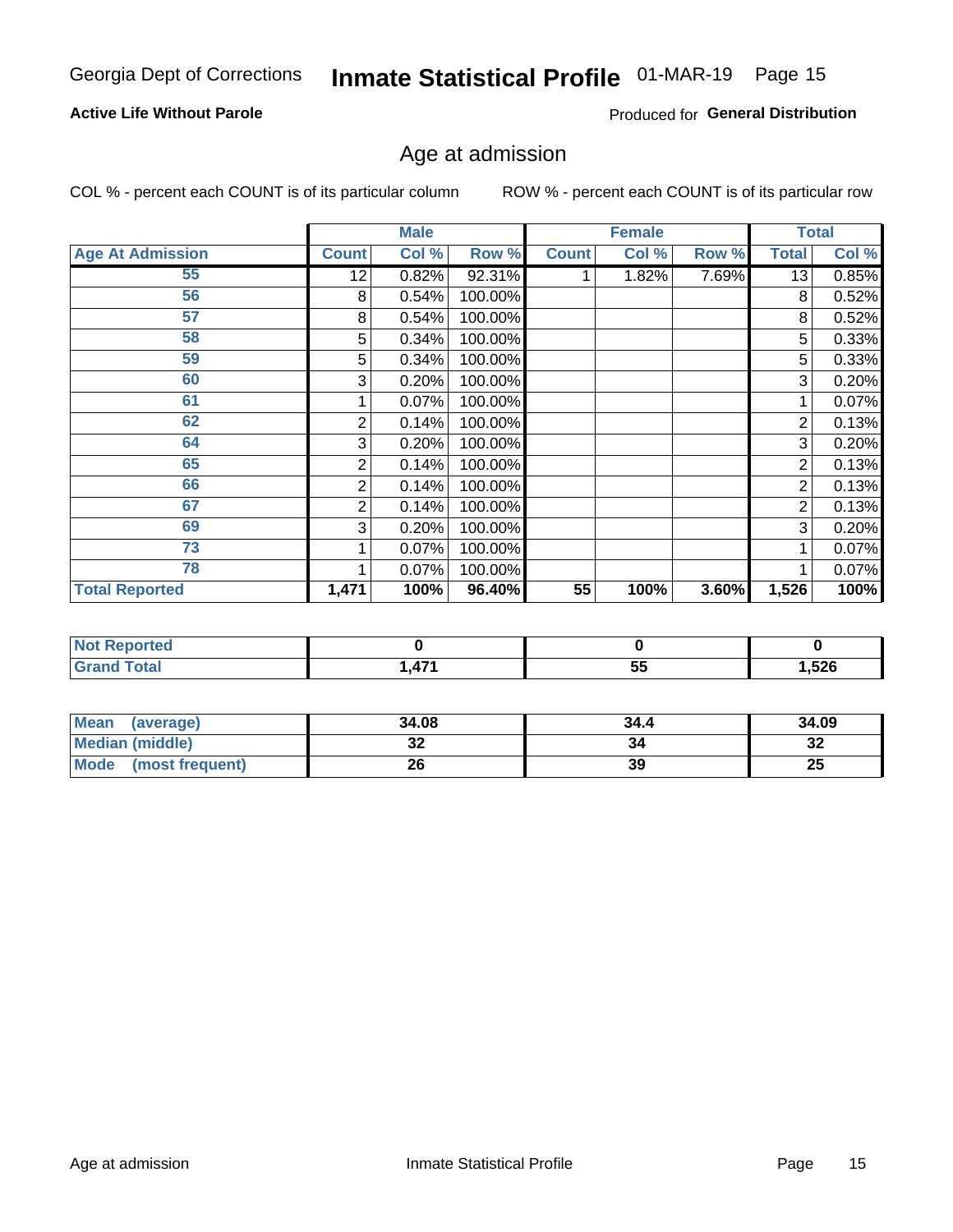Georgia Dept of Corrections **Inmate Statistical Profile** 01-MAR-19

**Active Life Without Parole**

Produced for **General Distribution**

## Age at admission

COL % - percent each COUNT is of its particular column ROW % - percent each COUNT is of its particular row

| | Male | | | Female | | | Total | |
|---|---|---|---|---|---|---|---|---|
| **Age At Admission** | **Count** | **Col %** | **Row %** | **Count** | **Col %** | **Row %** | **Total** | **Col %** |
| 55 | 12 | 0.82% | 92.31% | 1 | 1.82% | 7.69% | 13 | 0.85% |
| 56 | 8 | 0.54% | 100.00% | | | | 8 | 0.52% |
| 57 | 8 | 0.54% | 100.00% | | | | 8 | 0.52% |
| 58 | 5 | 0.34% | 100.00% | | | | 5 | 0.33% |
| 59 | 5 | 0.34% | 100.00% | | | | 5 | 0.33% |
| 60 | 3 | 0.20% | 100.00% | | | | 3 | 0.20% |
| 61 | 1 | 0.07% | 100.00% | | | | 1 | 0.07% |
| 62 | 2 | 0.14% | 100.00% | | | | 2 | 0.13% |
| 64 | 3 | 0.20% | 100.00% | | | | 3 | 0.20% |
| 65 | 2 | 0.14% | 100.00% | | | | 2 | 0.13% |
| 66 | 2 | 0.14% | 100.00% | | | | 2 | 0.13% |
| 67 | 2 | 0.14% | 100.00% | | | | 2 | 0.13% |
| 69 | 3 | 0.20% | 100.00% | | | | 3 | 0.20% |
| 73 | 1 | 0.07% | 100.00% | | | | 1 | 0.07% |
| 78 | 1 | 0.07% | 100.00% | | | | 1 | 0.07% |
| **Total Reported** | **1,471** | **100%** | **96.40%** | **55** | **100%** | **3.60%** | **1,526** | **100%** |

| | Male | Female | Total |
|---|---|---|---|
| **Not Reported** | **0** | **0** | **0** |
| **Grand Total** | **1,471** | **55** | **1,526** |

| | Male | Female | Total |
|---|---|---|---|
| **Mean (average)** | **34.08** | **34.4** | **34.09** |
| **Median (middle)** | **32** | **34** | **32** |
| **Mode (most frequent)** | **26** | **39** | **25** |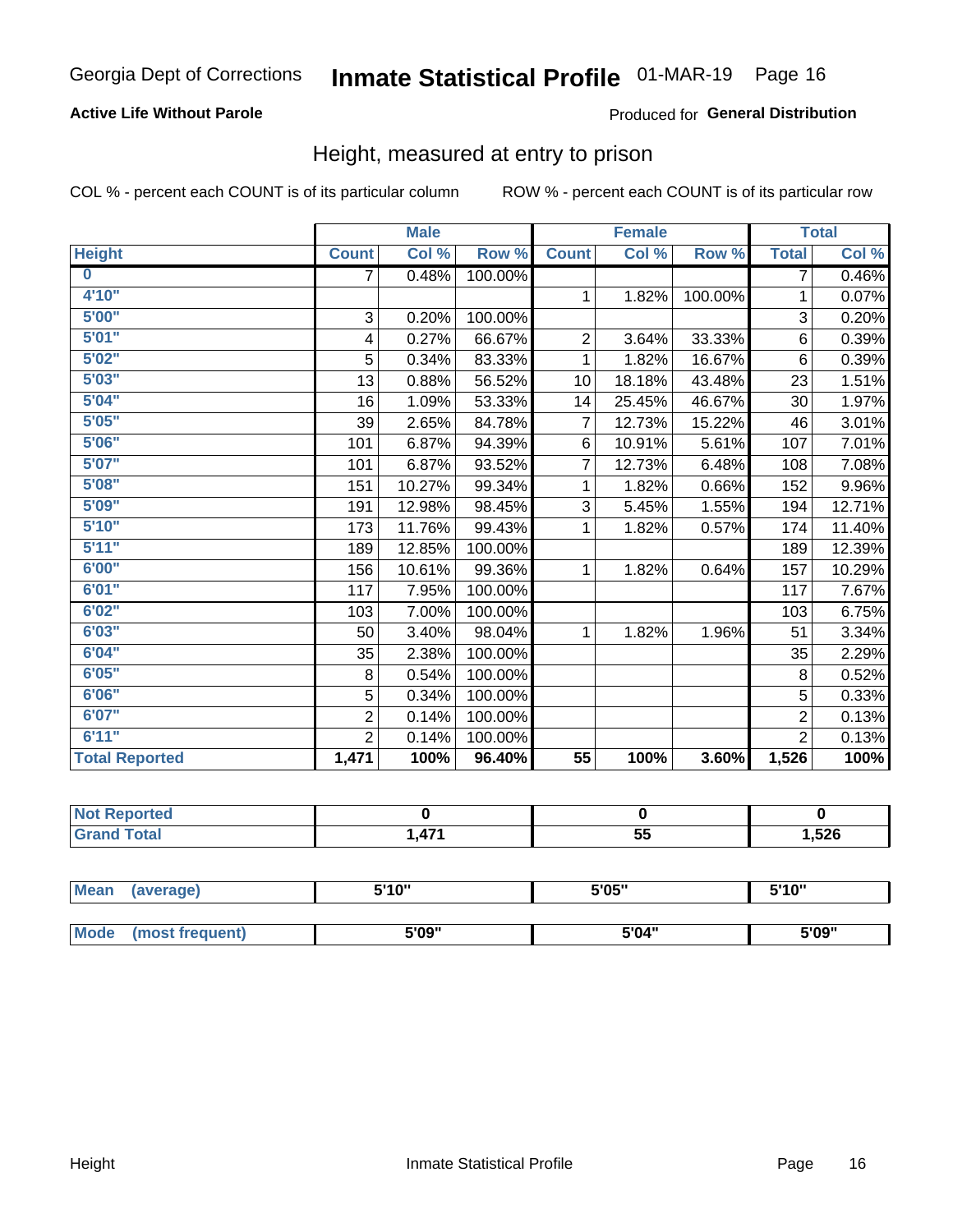Georgia Dept of Corrections **Inmate Statistical Profile** 01-MAR-19

**Active Life Without Parole**

Produced for **General Distribution**

## Height, measured at entry to prison

COL % - percent each COUNT is of its particular column        ROW % - percent each COUNT is of its particular row

| | Male | | | Female | | | Total | |
|---|---|---|---|---|---|---|---|---|
| Height | Count | Col % | Row % | Count | Col % | Row % | Total | Col % |
| 0 | 7 | 0.48% | 100.00% | | | | 7 | 0.46% |
| 4'10" | | | | 1 | 1.82% | 100.00% | 1 | 0.07% |
| 5'00" | 3 | 0.20% | 100.00% | | | | 3 | 0.20% |
| 5'01" | 4 | 0.27% | 66.67% | 2 | 3.64% | 33.33% | 6 | 0.39% |
| 5'02" | 5 | 0.34% | 83.33% | 1 | 1.82% | 16.67% | 6 | 0.39% |
| 5'03" | 13 | 0.88% | 56.52% | 10 | 18.18% | 43.48% | 23 | 1.51% |
| 5'04" | 16 | 1.09% | 53.33% | 14 | 25.45% | 46.67% | 30 | 1.97% |
| 5'05" | 39 | 2.65% | 84.78% | 7 | 12.73% | 15.22% | 46 | 3.01% |
| 5'06" | 101 | 6.87% | 94.39% | 6 | 10.91% | 5.61% | 107 | 7.01% |
| 5'07" | 101 | 6.87% | 93.52% | 7 | 12.73% | 6.48% | 108 | 7.08% |
| 5'08" | 151 | 10.27% | 99.34% | 1 | 1.82% | 0.66% | 152 | 9.96% |
| 5'09" | 191 | 12.98% | 98.45% | 3 | 5.45% | 1.55% | 194 | 12.71% |
| 5'10" | 173 | 11.76% | 99.43% | 1 | 1.82% | 0.57% | 174 | 11.40% |
| 5'11" | 189 | 12.85% | 100.00% | | | | 189 | 12.39% |
| 6'00" | 156 | 10.61% | 99.36% | 1 | 1.82% | 0.64% | 157 | 10.29% |
| 6'01" | 117 | 7.95% | 100.00% | | | | 117 | 7.67% |
| 6'02" | 103 | 7.00% | 100.00% | | | | 103 | 6.75% |
| 6'03" | 50 | 3.40% | 98.04% | 1 | 1.82% | 1.96% | 51 | 3.34% |
| 6'04" | 35 | 2.38% | 100.00% | | | | 35 | 2.29% |
| 6'05" | 8 | 0.54% | 100.00% | | | | 8 | 0.52% |
| 6'06" | 5 | 0.34% | 100.00% | | | | 5 | 0.33% |
| 6'07" | 2 | 0.14% | 100.00% | | | | 2 | 0.13% |
| 6'11" | 2 | 0.14% | 100.00% | | | | 2 | 0.13% |
| **Total Reported** | **1,471** | **100%** | **96.40%** | **55** | **100%** | **3.60%** | **1,526** | **100%** |

| | Male | Female | Total |
|---|---|---|---|
| Not Reported | 0 | 0 | 0 |
| Grand Total | 1,471 | 55 | 1,526 |

| | Male | Female | Total |
|---|---|---|---|
| Mean (average) | 5'10" | 5'05" | 5'10" |
| Mode (most frequent) | 5'09" | 5'04" | 5'09" |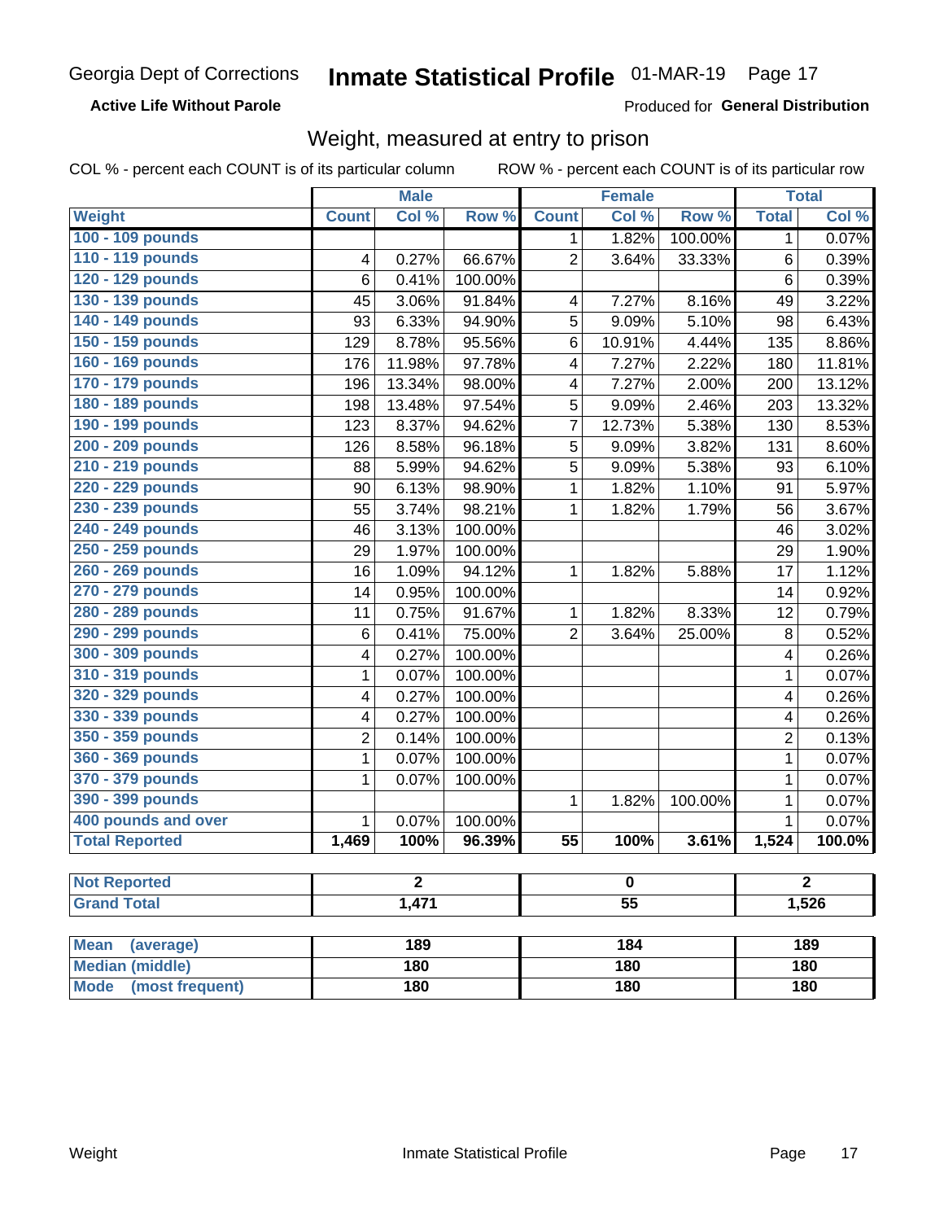Georgia Dept of Corrections **Inmate Statistical Profile** 01-MAR-19

**Active Life Without Parole** Produced for **General Distribution**

## Weight, measured at entry to prison

COL % - percent each COUNT is of its particular column ROW % - percent each COUNT is of its particular row

| | Male | | | Female | | | Total | |
|---|---|---|---|---|---|---|---|---|
| **Weight** | **Count** | **Col %** | **Row %** | **Count** | **Col %** | **Row %** | **Total** | **Col %** |
| 100 - 109 pounds | | | | 1 | 1.82% | 100.00% | 1 | 0.07% |
| 110 - 119 pounds | 4 | 0.27% | 66.67% | 2 | 3.64% | 33.33% | 6 | 0.39% |
| 120 - 129 pounds | 6 | 0.41% | 100.00% | | | | 6 | 0.39% |
| 130 - 139 pounds | 45 | 3.06% | 91.84% | 4 | 7.27% | 8.16% | 49 | 3.22% |
| 140 - 149 pounds | 93 | 6.33% | 94.90% | 5 | 9.09% | 5.10% | 98 | 6.43% |
| 150 - 159 pounds | 129 | 8.78% | 95.56% | 6 | 10.91% | 4.44% | 135 | 8.86% |
| 160 - 169 pounds | 176 | 11.98% | 97.78% | 4 | 7.27% | 2.22% | 180 | 11.81% |
| 170 - 179 pounds | 196 | 13.34% | 98.00% | 4 | 7.27% | 2.00% | 200 | 13.12% |
| 180 - 189 pounds | 198 | 13.48% | 97.54% | 5 | 9.09% | 2.46% | 203 | 13.32% |
| 190 - 199 pounds | 123 | 8.37% | 94.62% | 7 | 12.73% | 5.38% | 130 | 8.53% |
| 200 - 209 pounds | 126 | 8.58% | 96.18% | 5 | 9.09% | 3.82% | 131 | 8.60% |
| 210 - 219 pounds | 88 | 5.99% | 94.62% | 5 | 9.09% | 5.38% | 93 | 6.10% |
| 220 - 229 pounds | 90 | 6.13% | 98.90% | 1 | 1.82% | 1.10% | 91 | 5.97% |
| 230 - 239 pounds | 55 | 3.74% | 98.21% | 1 | 1.82% | 1.79% | 56 | 3.67% |
| 240 - 249 pounds | 46 | 3.13% | 100.00% | | | | 46 | 3.02% |
| 250 - 259 pounds | 29 | 1.97% | 100.00% | | | | 29 | 1.90% |
| 260 - 269 pounds | 16 | 1.09% | 94.12% | 1 | 1.82% | 5.88% | 17 | 1.12% |
| 270 - 279 pounds | 14 | 0.95% | 100.00% | | | | 14 | 0.92% |
| 280 - 289 pounds | 11 | 0.75% | 91.67% | 1 | 1.82% | 8.33% | 12 | 0.79% |
| 290 - 299 pounds | 6 | 0.41% | 75.00% | 2 | 3.64% | 25.00% | 8 | 0.52% |
| 300 - 309 pounds | 4 | 0.27% | 100.00% | | | | 4 | 0.26% |
| 310 - 319 pounds | 1 | 0.07% | 100.00% | | | | 1 | 0.07% |
| 320 - 329 pounds | 4 | 0.27% | 100.00% | | | | 4 | 0.26% |
| 330 - 339 pounds | 4 | 0.27% | 100.00% | | | | 4 | 0.26% |
| 350 - 359 pounds | 2 | 0.14% | 100.00% | | | | 2 | 0.13% |
| 360 - 369 pounds | 1 | 0.07% | 100.00% | | | | 1 | 0.07% |
| 370 - 379 pounds | 1 | 0.07% | 100.00% | | | | 1 | 0.07% |
| 390 - 399 pounds | | | | 1 | 1.82% | 100.00% | 1 | 0.07% |
| 400 pounds and over | 1 | 0.07% | 100.00% | | | | 1 | 0.07% |
| **Total Reported** | **1,469** | **100%** | **96.39%** | **55** | **100%** | **3.61%** | **1,524** | **100.0%** |

| | Male | Female | Total |
|---|---|---|---|
| **Not Reported** | 2 | 0 | 2 |
| **Grand Total** | 1,471 | 55 | 1,526 |

| | Male | Female | Total |
|---|---|---|---|
| **Mean (average)** | 189 | 184 | 189 |
| **Median (middle)** | 180 | 180 | 180 |
| **Mode (most frequent)** | 180 | 180 | 180 |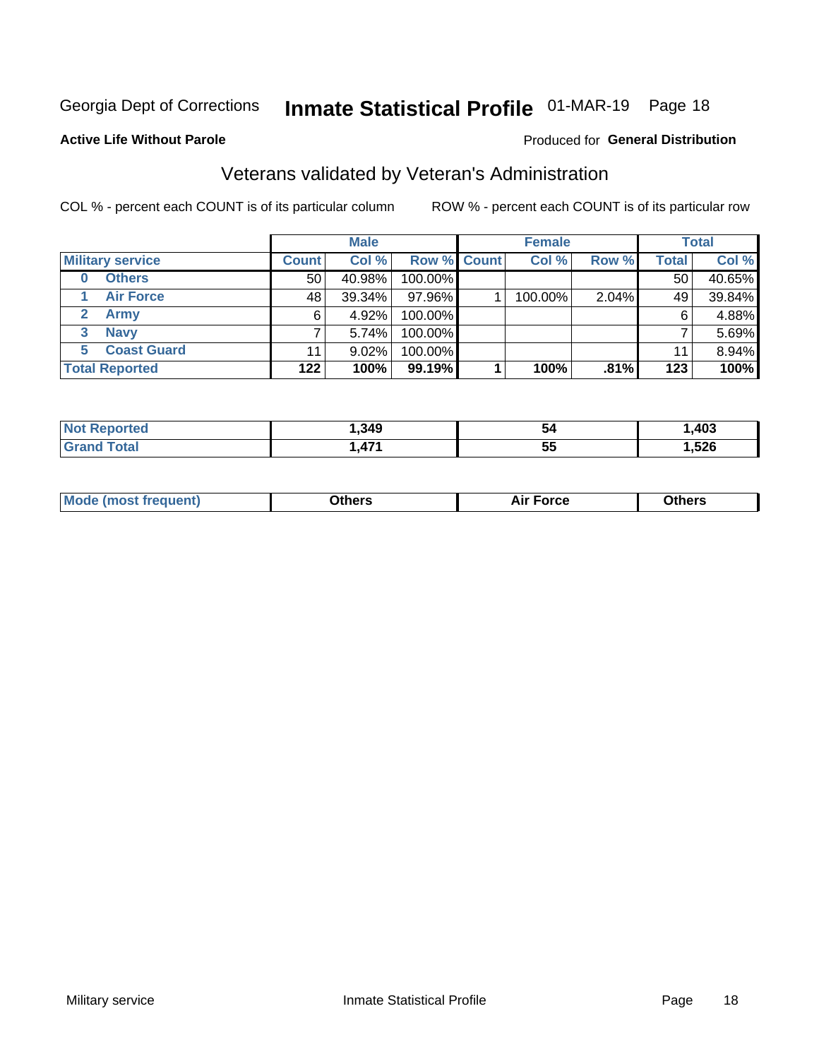Georgia Dept of Corrections **Inmate Statistical Profile** 01-MAR-19 Page 18

**Active Life Without Parole**

Produced for **General Distribution**

## Veterans validated by Veteran's Administration

COL % - percent each COUNT is of its particular column ROW % - percent each COUNT is of its particular row

| Military service | Male | | | Female | | | Total | |
|---|---|---|---|---|---|---|---|---|
| | Count | Col % | Row % | Count | Col % | Row % | Total | Col % |
| 0 Others | 50 | 40.98% | 100.00% | | | | 50 | 40.65% |
| 1 Air Force | 48 | 39.34% | 97.96% | 1 | 100.00% | 2.04% | 49 | 39.84% |
| 2 Army | 6 | 4.92% | 100.00% | | | | 6 | 4.88% |
| 3 Navy | 7 | 5.74% | 100.00% | | | | 7 | 5.69% |
| 5 Coast Guard | 11 | 9.02% | 100.00% | | | | 11 | 8.94% |
| **Total Reported** | **122** | **100%** | **99.19%** | **1** | **100%** | **.81%** | **123** | **100%** |

| | Male | Female | Total |
|---|---|---|---|
| Not Reported | 1,349 | 54 | 1,403 |
| Grand Total | 1,471 | 55 | 1,526 |

| | Male | Female | Total |
|---|---|---|---|
| Mode (most frequent) | Others | Air Force | Others |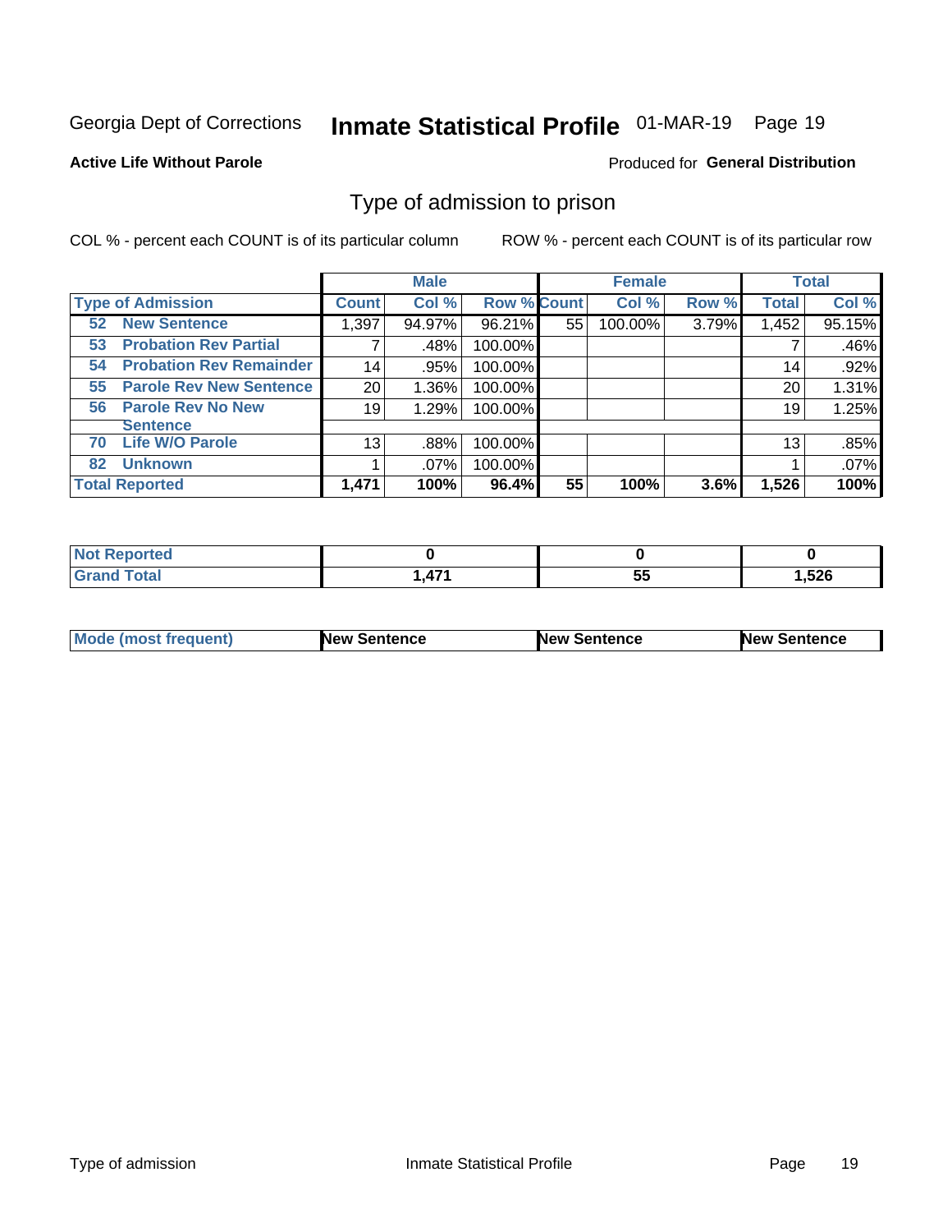Georgia Dept of Corrections **Inmate Statistical Profile** 01-MAR-19

**Active Life Without Parole**

Produced for **General Distribution**

## Type of admission to prison

COL % - percent each COUNT is of its particular column

ROW % - percent each COUNT is of its particular row

| Type of Admission | Male | | | Female | | | Total | |
|---|---|---|---|---|---|---|---|---|
| | Count | Col % | Row % | Count | Col % | Row % | Total | Col % |
| 52 New Sentence | 1,397 | 94.97% | 96.21% | 55 | 100.00% | 3.79% | 1,452 | 95.15% |
| 53 Probation Rev Partial | 7 | .48% | 100.00% | | | | 7 | .46% |
| 54 Probation Rev Remainder | 14 | .95% | 100.00% | | | | 14 | .92% |
| 55 Parole Rev New Sentence | 20 | 1.36% | 100.00% | | | | 20 | 1.31% |
| 56 Parole Rev No New Sentence | 19 | 1.29% | 100.00% | | | | 19 | 1.25% |
| 70 Life W/O Parole | 13 | .88% | 100.00% | | | | 13 | .85% |
| 82 Unknown | 1 | .07% | 100.00% | | | | 1 | .07% |
| **Total Reported** | **1,471** | **100%** | **96.4%** | **55** | **100%** | **3.6%** | **1,526** | **100%** |

| | Male | Female | Total |
|---|---|---|---|
| Not Reported | **0** | **0** | **0** |
| Grand Total | **1,471** | **55** | **1,526** |

| | Male | Female | Total |
|---|---|---|---|
| Mode (most frequent) | **New Sentence** | **New Sentence** | **New Sentence** |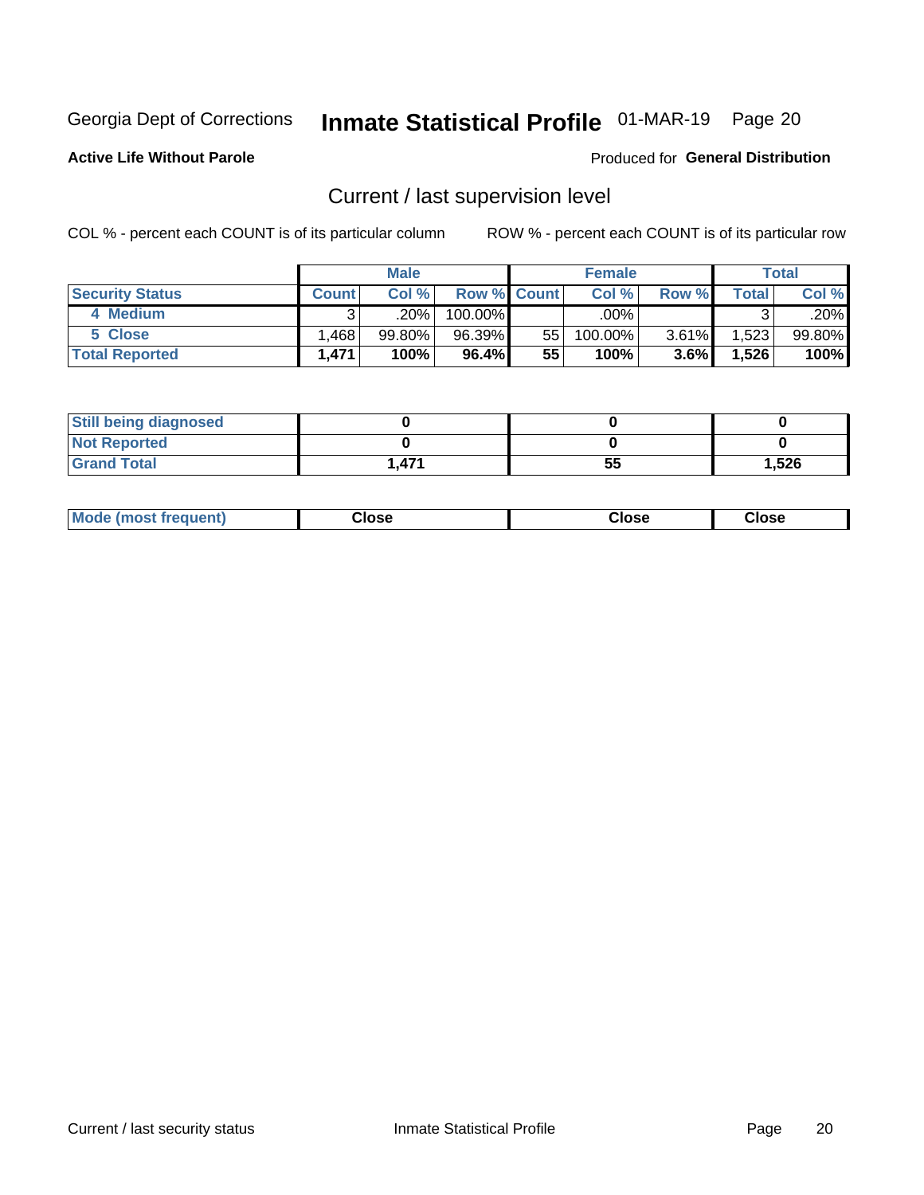Georgia Dept of Corrections **Inmate Statistical Profile** 01-MAR-19

**Active Life Without Parole**

Produced for **General Distribution**

## Current / last supervision level

COL % - percent each COUNT is of its particular column

ROW % - percent each COUNT is of its particular row

| | Male | | | Female | | | Total | |
|---|---|---|---|---|---|---|---|---|
| **Security Status** | **Count** | **Col %** | **Row %** | **Count** | **Col %** | **Row %** | **Total** | **Col %** |
| 4 Medium | 3 | .20% | 100.00% | | .00% | | 3 | .20% |
| 5 Close | 1,468 | 99.80% | 96.39% | 55 | 100.00% | 3.61% | 1,523 | 99.80% |
| **Total Reported** | **1,471** | **100%** | **96.4%** | **55** | **100%** | **3.6%** | **1,526** | **100%** |

| | Male | Female | Total |
|---|---|---|---|
| **Still being diagnosed** | **0** | **0** | **0** |
| **Not Reported** | **0** | **0** | **0** |
| **Grand Total** | **1,471** | **55** | **1,526** |

| | Male | Female | Total |
|---|---|---|---|
| **Mode (most frequent)** | **Close** | **Close** | **Close** |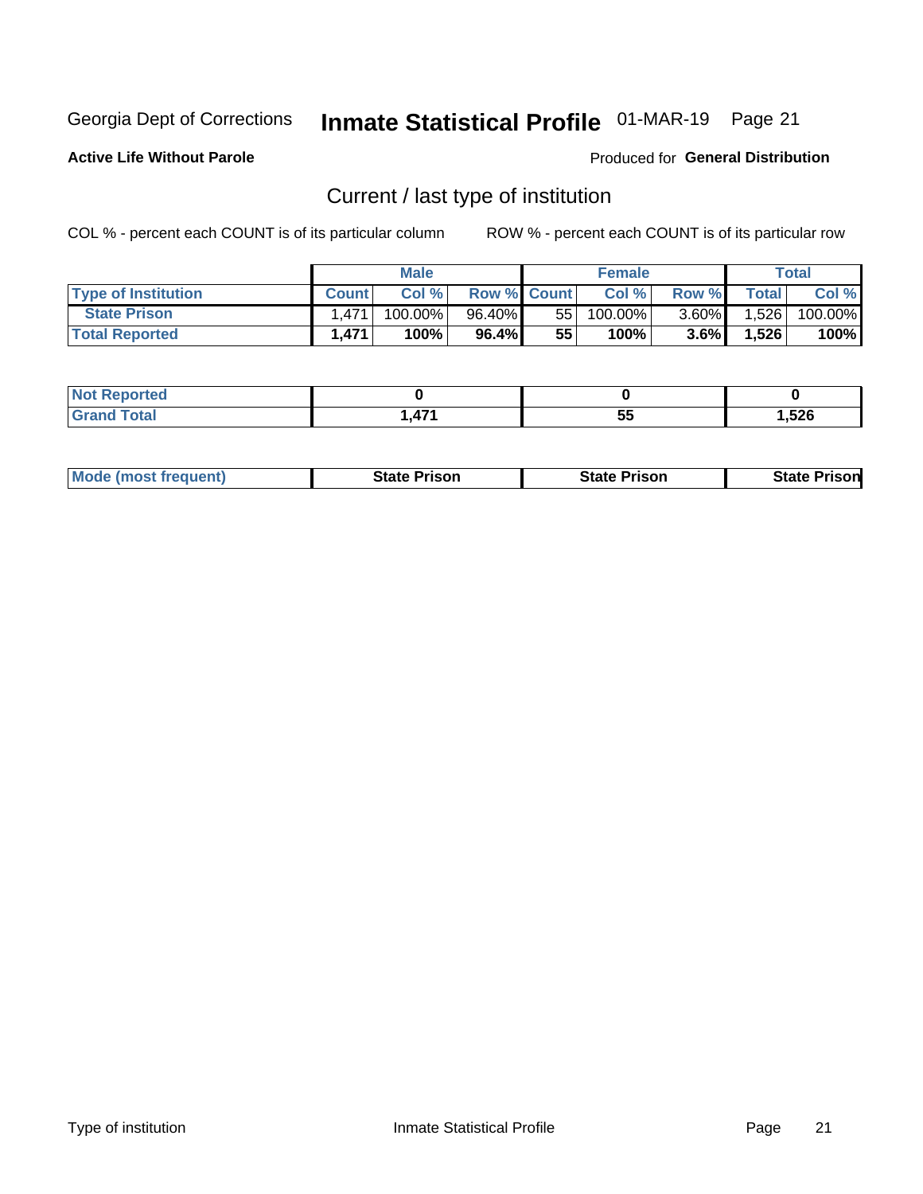Georgia Dept of Corrections **Inmate Statistical Profile** 01-MAR-19 Page 21

**Active Life Without Parole**

Produced for **General Distribution**

## Current / last type of institution

COL % - percent each COUNT is of its particular column ROW % - percent each COUNT is of its particular row

| | Male | | | Female | | | Total | |
|---|---|---|---|---|---|---|---|---|
| **Type of Institution** | **Count** | **Col %** | **Row %** | **Count** | **Col %** | **Row %** | **Total** | **Col %** |
| **State Prison** | 1,471 | 100.00% | 96.40% | 55 | 100.00% | 3.60% | 1,526 | 100.00% |
| **Total Reported** | **1,471** | **100%** | **96.4%** | **55** | **100%** | **3.6%** | **1,526** | **100%** |

| | Male | Female | Total |
|---|---|---|---|
| **Not Reported** | **0** | **0** | **0** |
| **Grand Total** | **1,471** | **55** | **1,526** |

| | Male | Female | Total |
|---|---|---|---|
| **Mode (most frequent)** | **State Prison** | **State Prison** | **State Prison** |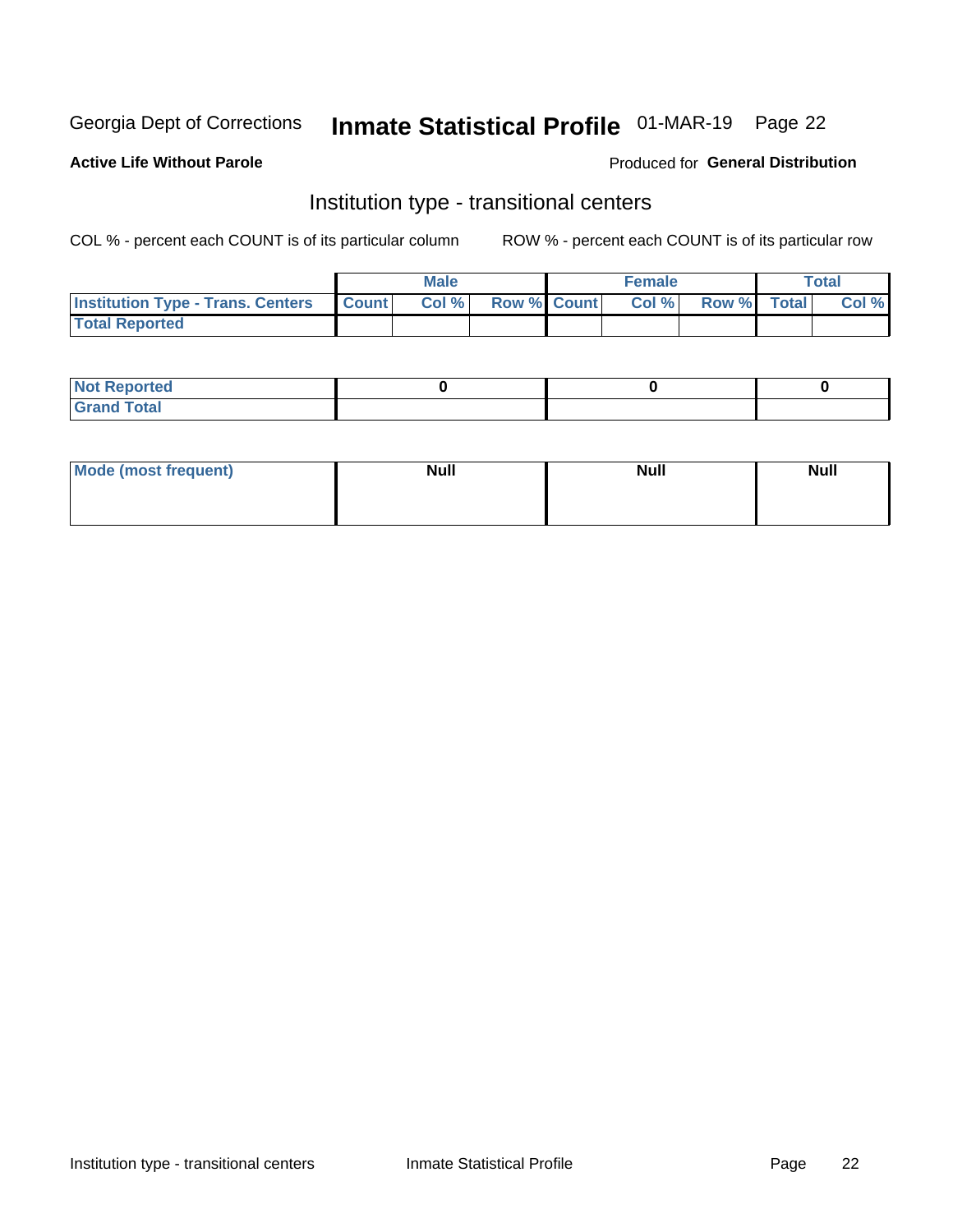Georgia Dept of Corrections **Inmate Statistical Profile** 01-MAR-19 Page 22

**Active Life Without Parole**

Produced for **General Distribution**

## Institution type - transitional centers

COL % - percent each COUNT is of its particular column    ROW % - percent each COUNT is of its particular row

| | Male | | | Female | | | Total | |
|---|---|---|---|---|---|---|---|---|
| **Institution Type - Trans. Centers** | **Count** | **Col %** | **Row %** | **Count** | **Col %** | **Row %** | **Total** | **Col %** |
| **Total Reported** | | | | | | | | |

| | Male | Female | Total |
|---|---|---|---|
| **Not Reported** | 0 | 0 | 0 |
| **Grand Total** | | | |

| | Male | Female | Total |
|---|---|---|---|
| **Mode (most frequent)** | Null | Null | Null |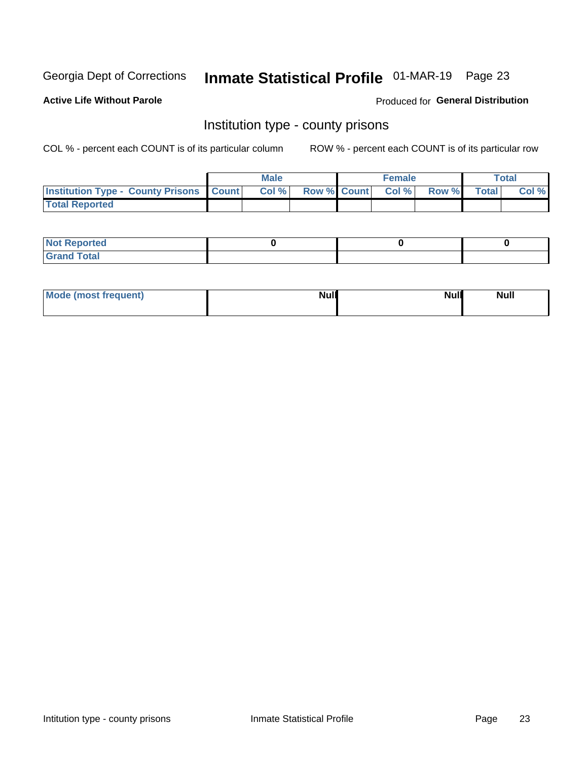Georgia Dept of Corrections **Inmate Statistical Profile** 01-MAR-19

**Active Life Without Parole**

Produced for **General Distribution**

## Institution type - county prisons

COL % - percent each COUNT is of its particular column    ROW % - percent each COUNT is of its particular row

| | Male | | | Female | | | Total | |
|---|---|---|---|---|---|---|---|---|
| Institution Type - County Prisons | Count | Col % | Row % | Count | Col % | Row % | Total | Col % |
| Total Reported | | | | | | | | |
| Not Reported | 0 | | | 0 | | | 0 | |
| Grand Total | | | | | | | | |
| Mode (most frequent) | Null | | | Null | | | Null | |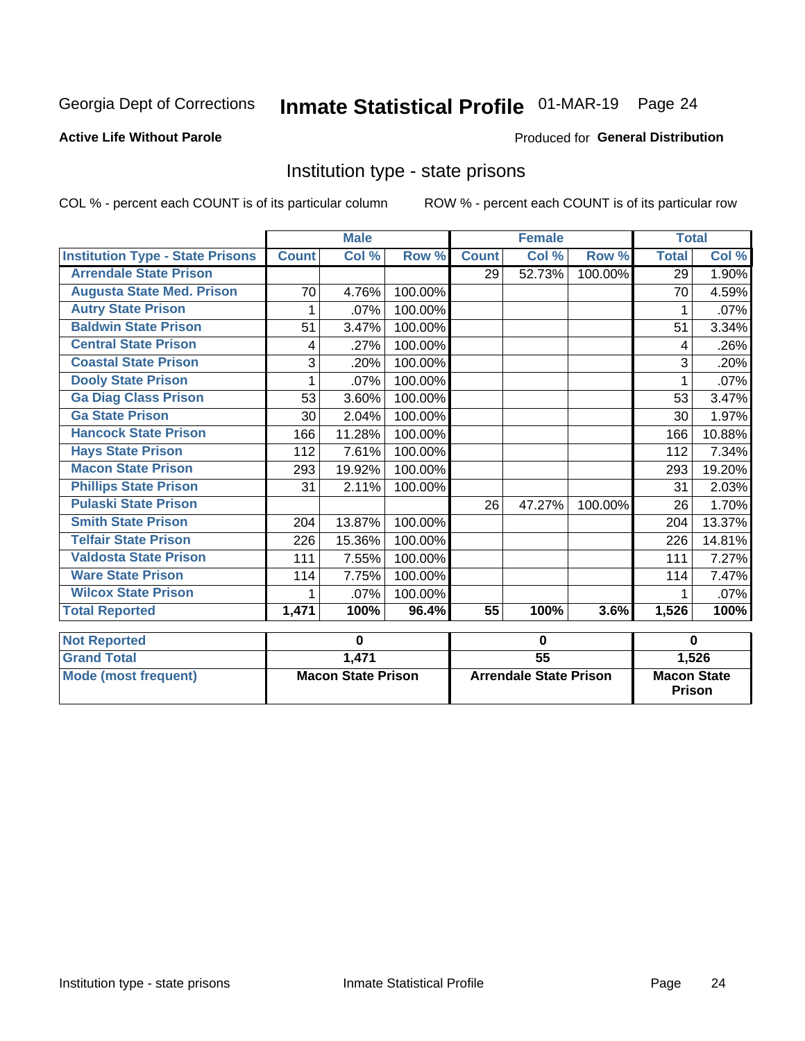Georgia Dept of Corrections **Inmate Statistical Profile** 01-MAR-19 Page 24

**Active Life Without Parole**

Produced for **General Distribution**

## Institution type - state prisons

COL % - percent each COUNT is of its particular column ROW % - percent each COUNT is of its particular row

| | Male | | | Female | | | Total | |
|---|---|---|---|---|---|---|---|---|
| **Institution Type - State Prisons** | **Count** | **Col %** | **Row %** | **Count** | **Col %** | **Row %** | **Total** | **Col %** |
| **Arrendale State Prison** | | | | 29 | 52.73% | 100.00% | 29 | 1.90% |
| **Augusta State Med. Prison** | 70 | 4.76% | 100.00% | | | | 70 | 4.59% |
| **Autry State Prison** | 1 | .07% | 100.00% | | | | 1 | .07% |
| **Baldwin State Prison** | 51 | 3.47% | 100.00% | | | | 51 | 3.34% |
| **Central State Prison** | 4 | .27% | 100.00% | | | | 4 | .26% |
| **Coastal State Prison** | 3 | .20% | 100.00% | | | | 3 | .20% |
| **Dooly State Prison** | 1 | .07% | 100.00% | | | | 1 | .07% |
| **Ga Diag Class Prison** | 53 | 3.60% | 100.00% | | | | 53 | 3.47% |
| **Ga State Prison** | 30 | 2.04% | 100.00% | | | | 30 | 1.97% |
| **Hancock State Prison** | 166 | 11.28% | 100.00% | | | | 166 | 10.88% |
| **Hays State Prison** | 112 | 7.61% | 100.00% | | | | 112 | 7.34% |
| **Macon State Prison** | 293 | 19.92% | 100.00% | | | | 293 | 19.20% |
| **Phillips State Prison** | 31 | 2.11% | 100.00% | | | | 31 | 2.03% |
| **Pulaski State Prison** | | | | 26 | 47.27% | 100.00% | 26 | 1.70% |
| **Smith State Prison** | 204 | 13.87% | 100.00% | | | | 204 | 13.37% |
| **Telfair State Prison** | 226 | 15.36% | 100.00% | | | | 226 | 14.81% |
| **Valdosta State Prison** | 111 | 7.55% | 100.00% | | | | 111 | 7.27% |
| **Ware State Prison** | 114 | 7.75% | 100.00% | | | | 114 | 7.47% |
| **Wilcox State Prison** | 1 | .07% | 100.00% | | | | 1 | .07% |
| **Total Reported** | **1,471** | **100%** | **96.4%** | **55** | **100%** | **3.6%** | **1,526** | **100%** |

| | Male | Female | Total |
|---|---|---|---|
| **Not Reported** | **0** | **0** | **0** |
| **Grand Total** | **1,471** | **55** | **1,526** |
| **Mode (most frequent)** | **Macon State Prison** | **Arrendale State Prison** | **Macon State Prison** |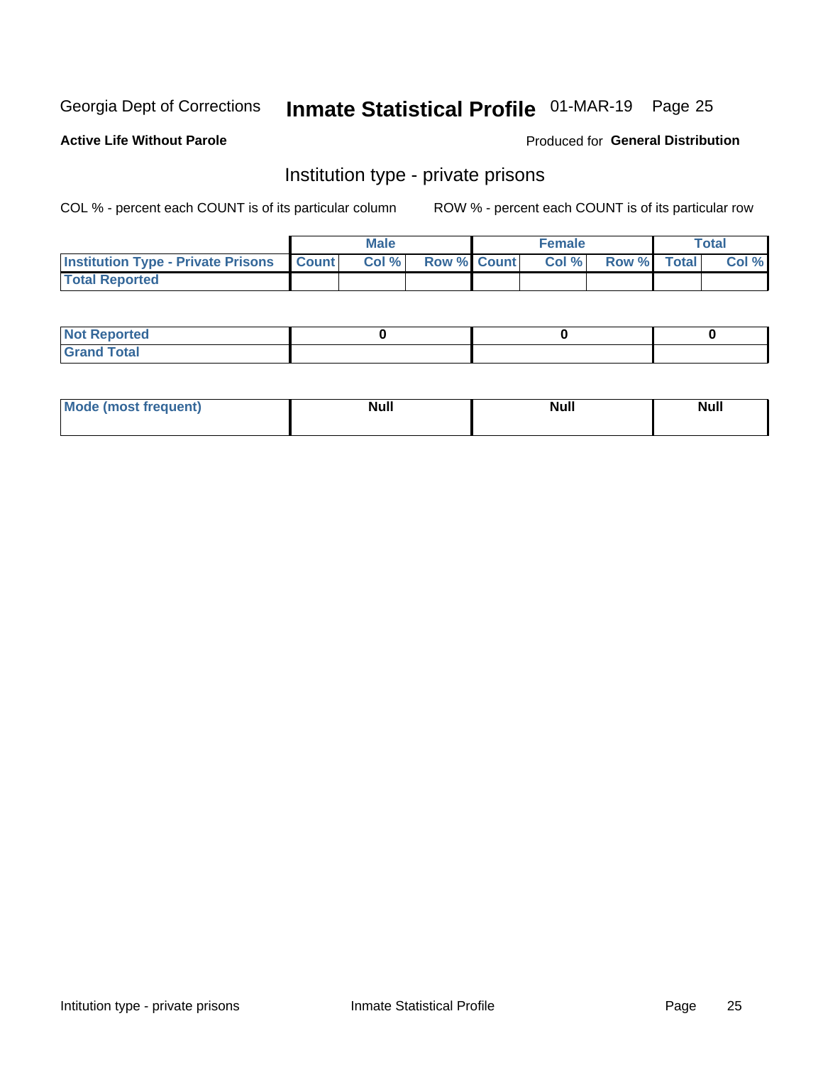Georgia Dept of Corrections **Inmate Statistical Profile** 01-MAR-19 Page 25

**Active Life Without Parole**

Produced for **General Distribution**

## Institution type - private prisons

COL % - percent each COUNT is of its particular column ROW % - percent each COUNT is of its particular row

| | Male | | | Female | | | Total | |
|---|---|---|---|---|---|---|---|---|
| **Institution Type - Private Prisons** | **Count** | **Col %** | **Row %** | **Count** | **Col %** | **Row %** | **Total** | **Col %** |
| **Total Reported** | | | | | | | | |

| | Male | Female | Total |
|---|---|---|---|
| **Not Reported** | 0 | 0 | 0 |
| **Grand Total** | | | |

| | Male | Female | Total |
|---|---|---|---|
| **Mode (most frequent)** | Null | Null | Null |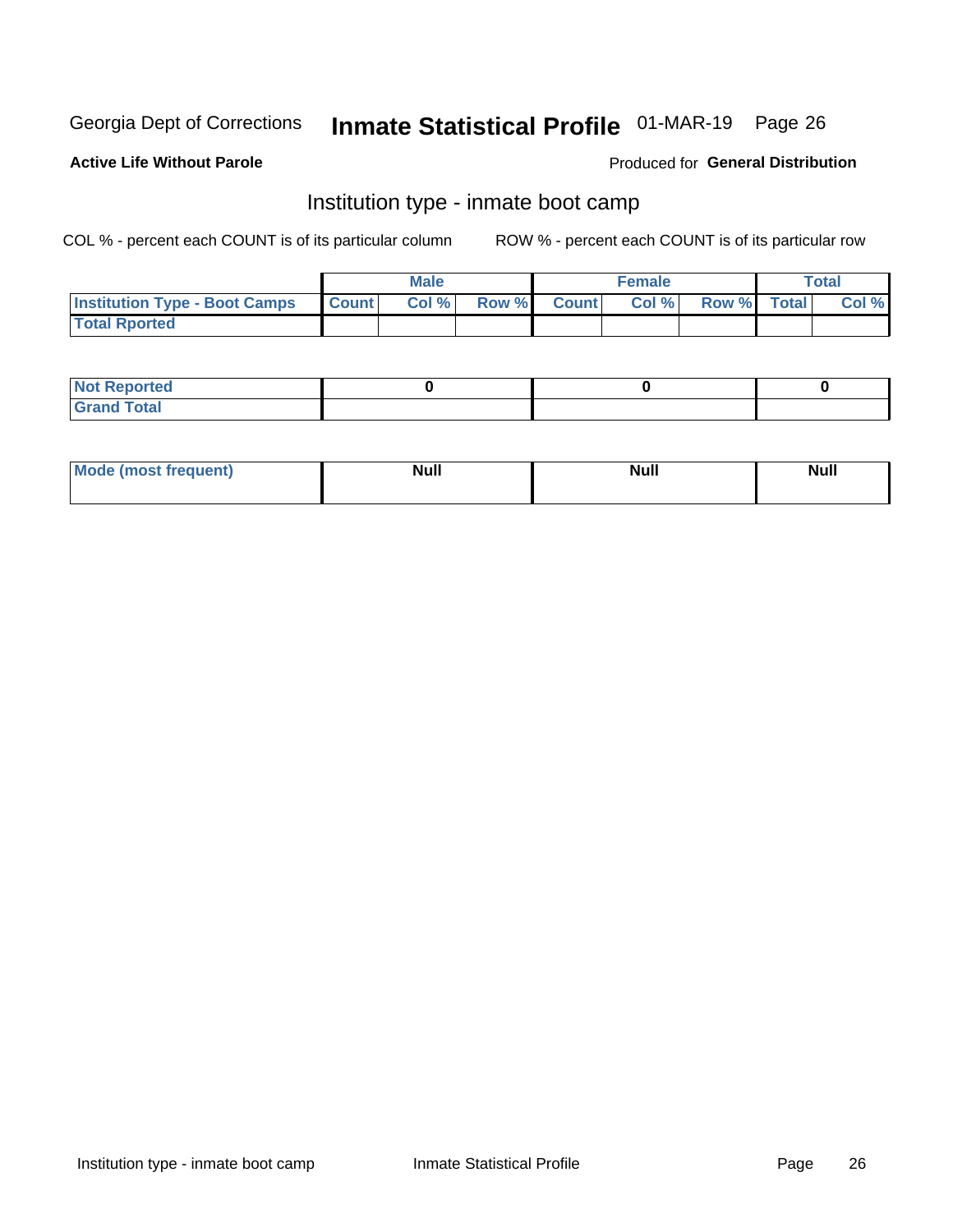Georgia Dept of Corrections **Inmate Statistical Profile** 01-MAR-19

**Active Life Without Parole**

Produced for **General Distribution**

## Institution type - inmate boot camp

COL % - percent each COUNT is of its particular column ROW % - percent each COUNT is of its particular row

| | Male | | | Female | | | Total | |
|---|---|---|---|---|---|---|---|---|
| **Institution Type - Boot Camps** | **Count** | **Col %** | **Row %** | **Count** | **Col %** | **Row %** | **Total** | **Col %** |
| **Total Rported** | | | | | | | | |

| | Male | Female | Total |
|---|---|---|---|
| **Not Reported** | **0** | **0** | **0** |
| **Grand Total** | | | |

| | Male | Female | Total |
|---|---|---|---|
| **Mode (most frequent)** | **Null** | **Null** | **Null** |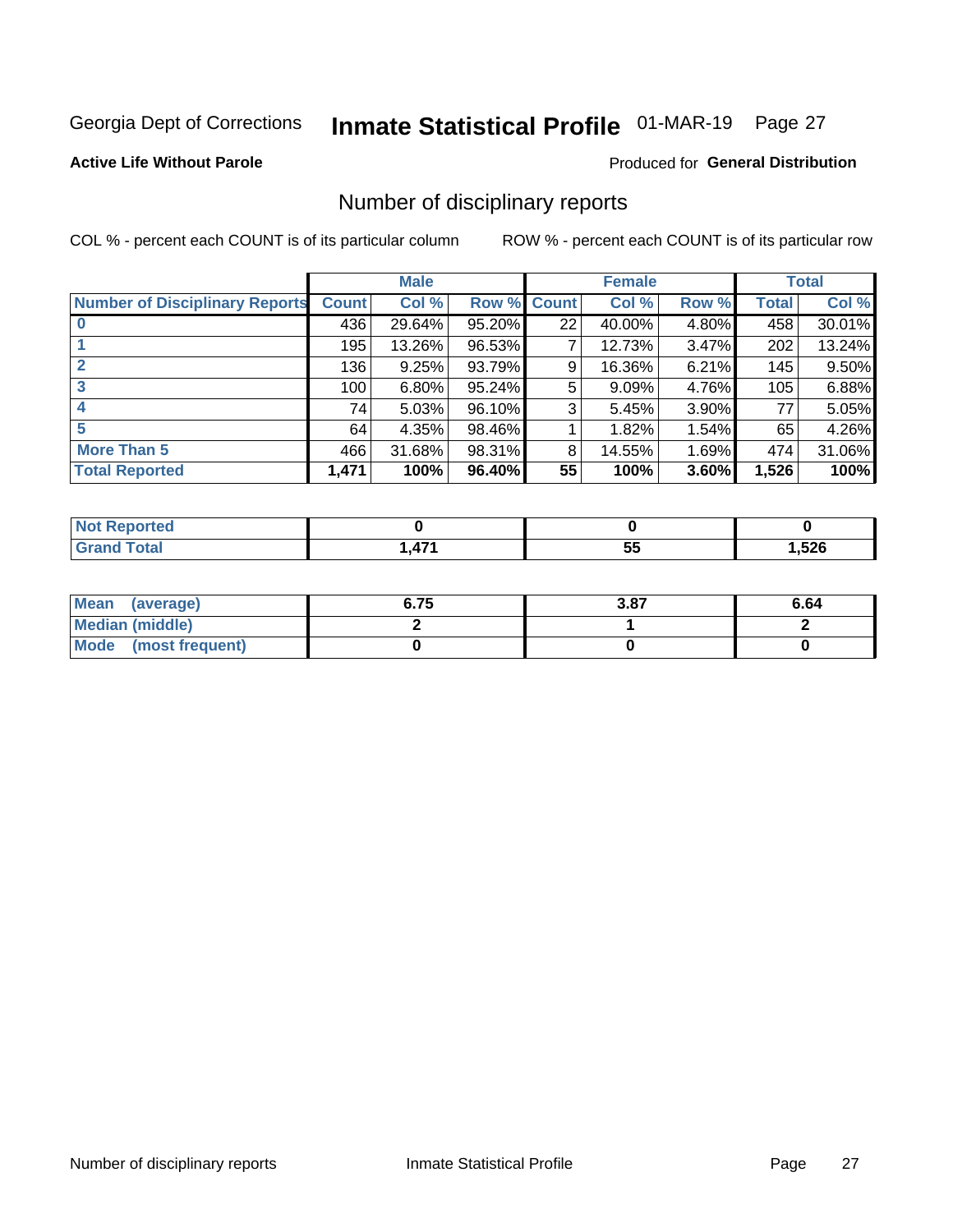Georgia Dept of Corrections **Inmate Statistical Profile** 01-MAR-19

**Active Life Without Parole**

Produced for **General Distribution**

## Number of disciplinary reports

COL % - percent each COUNT is of its particular column

ROW % - percent each COUNT is of its particular row

| | Male | | | Female | | | Total | |
|---|---|---|---|---|---|---|---|---|
| **Number of Disciplinary Reports** | **Count** | **Col %** | **Row %** | **Count** | **Col %** | **Row %** | **Total** | **Col %** |
| **0** | 436 | 29.64% | 95.20% | 22 | 40.00% | 4.80% | 458 | 30.01% |
| **1** | 195 | 13.26% | 96.53% | 7 | 12.73% | 3.47% | 202 | 13.24% |
| **2** | 136 | 9.25% | 93.79% | 9 | 16.36% | 6.21% | 145 | 9.50% |
| **3** | 100 | 6.80% | 95.24% | 5 | 9.09% | 4.76% | 105 | 6.88% |
| **4** | 74 | 5.03% | 96.10% | 3 | 5.45% | 3.90% | 77 | 5.05% |
| **5** | 64 | 4.35% | 98.46% | 1 | 1.82% | 1.54% | 65 | 4.26% |
| **More Than 5** | 466 | 31.68% | 98.31% | 8 | 14.55% | 1.69% | 474 | 31.06% |
| **Total Reported** | **1,471** | **100%** | **96.40%** | **55** | **100%** | **3.60%** | **1,526** | **100%** |

| | Male | Female | Total |
|---|---|---|---|
| **Not Reported** | **0** | **0** | **0** |
| **Grand Total** | **1,471** | **55** | **1,526** |

| | Male | Female | Total |
|---|---|---|---|
| **Mean (average)** | **6.75** | **3.87** | **6.64** |
| **Median (middle)** | **2** | **1** | **2** |
| **Mode (most frequent)** | **0** | **0** | **0** |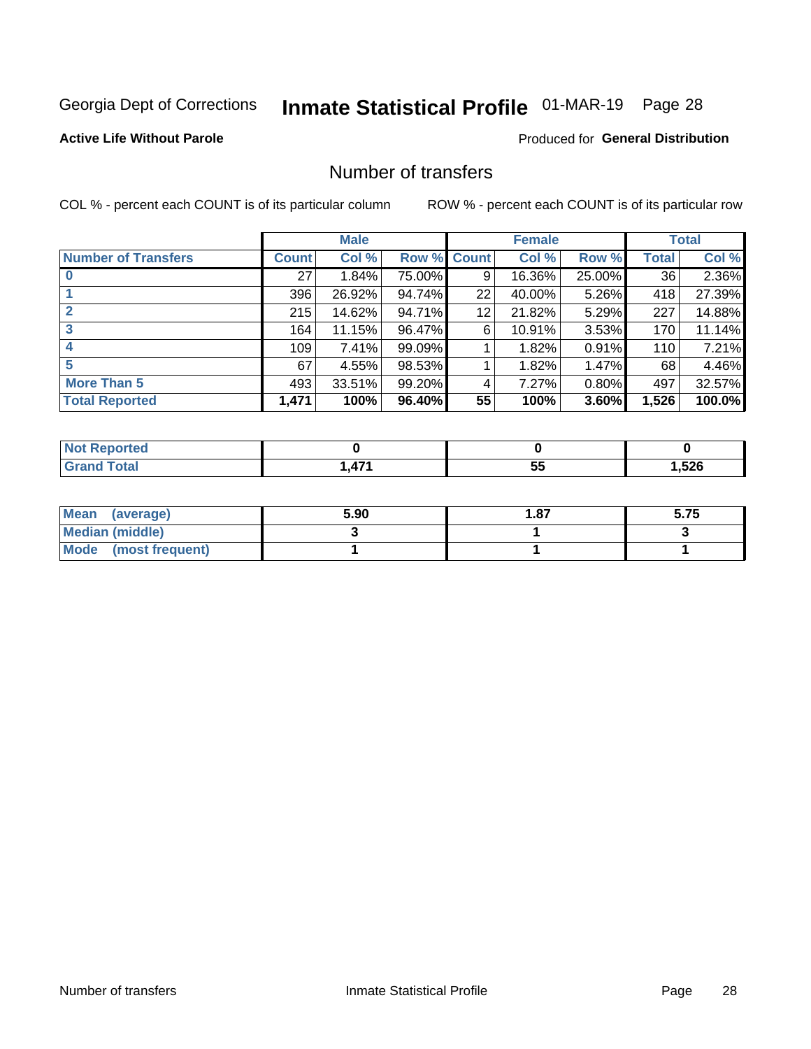Georgia Dept of Corrections **Inmate Statistical Profile** 01-MAR-19

**Active Life Without Parole**

Produced for **General Distribution**

## Number of transfers

COL % - percent each COUNT is of its particular column ROW % - percent each COUNT is of its particular row

| | Male | | | Female | | | Total | |
|---|---|---|---|---|---|---|---|---|
| Number of Transfers | Count | Col % | Row % | Count | Col % | Row % | Total | Col % |
| 0 | 27 | 1.84% | 75.00% | 9 | 16.36% | 25.00% | 36 | 2.36% |
| 1 | 396 | 26.92% | 94.74% | 22 | 40.00% | 5.26% | 418 | 27.39% |
| 2 | 215 | 14.62% | 94.71% | 12 | 21.82% | 5.29% | 227 | 14.88% |
| 3 | 164 | 11.15% | 96.47% | 6 | 10.91% | 3.53% | 170 | 11.14% |
| 4 | 109 | 7.41% | 99.09% | 1 | 1.82% | 0.91% | 110 | 7.21% |
| 5 | 67 | 4.55% | 98.53% | 1 | 1.82% | 1.47% | 68 | 4.46% |
| More Than 5 | 493 | 33.51% | 99.20% | 4 | 7.27% | 0.80% | 497 | 32.57% |
| **Total Reported** | **1,471** | **100%** | **96.40%** | **55** | **100%** | **3.60%** | **1,526** | **100.0%** |

| | Male | Female | Total |
|---|---|---|---|
| Not Reported | 0 | 0 | 0 |
| Grand Total | 1,471 | 55 | 1,526 |

| | Male | Female | Total |
|---|---|---|---|
| Mean (average) | 5.90 | 1.87 | 5.75 |
| Median (middle) | 3 | 1 | 3 |
| Mode (most frequent) | 1 | 1 | 1 |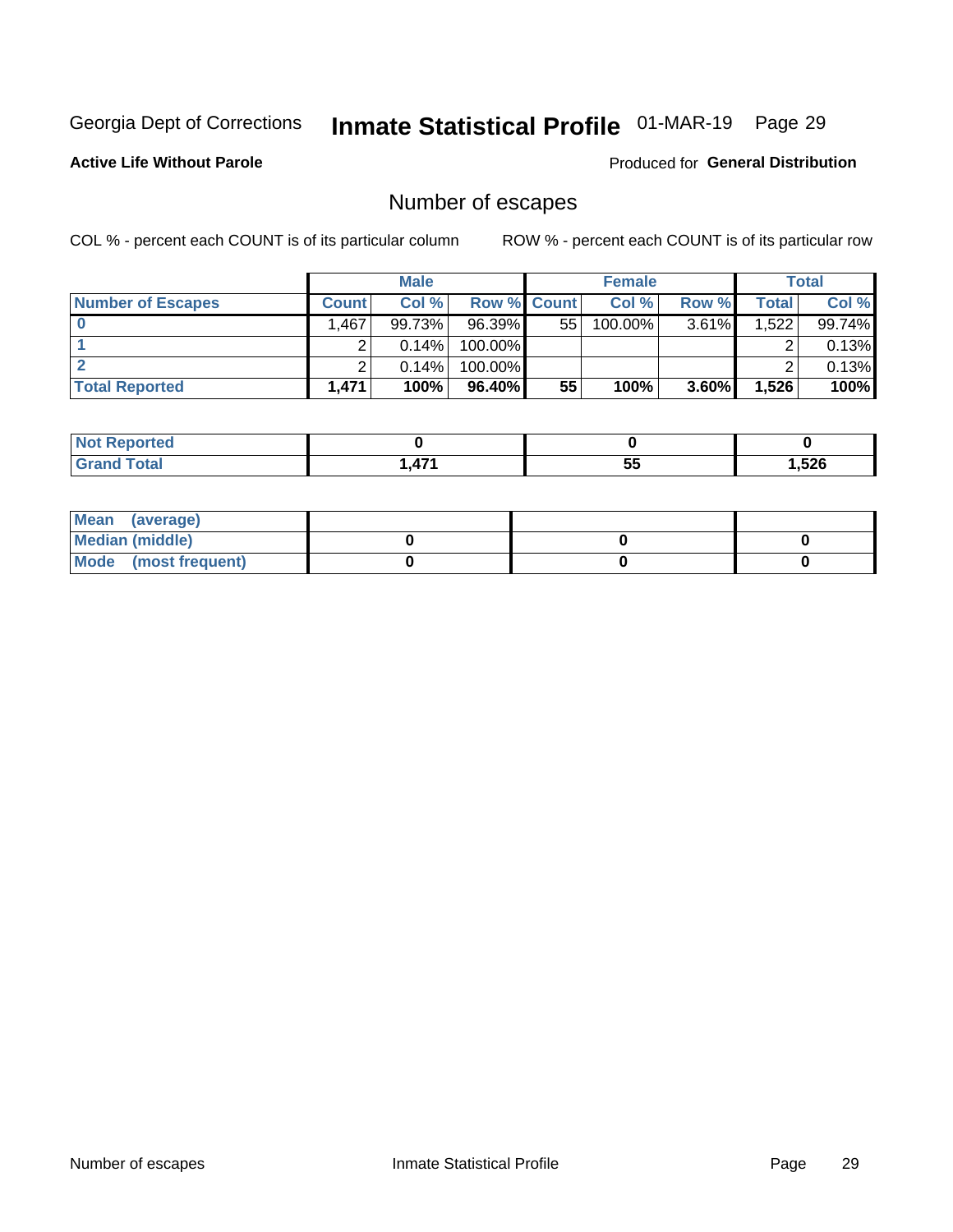Georgia Dept of Corrections **Inmate Statistical Profile** 01-MAR-19

**Active Life Without Parole**

Produced for **General Distribution**

## Number of escapes

COL % - percent each COUNT is of its particular column

ROW % - percent each COUNT is of its particular row

| | Male | | | Female | | | Total | |
|---|---|---|---|---|---|---|---|---|
| **Number of Escapes** | **Count** | **Col %** | **Row %** | **Count** | **Col %** | **Row %** | **Total** | **Col %** |
| **0** | 1,467 | 99.73% | 96.39% | 55 | 100.00% | 3.61% | 1,522 | 99.74% |
| **1** | 2 | 0.14% | 100.00% | | | | 2 | 0.13% |
| **2** | 2 | 0.14% | 100.00% | | | | 2 | 0.13% |
| **Total Reported** | **1,471** | **100%** | **96.40%** | **55** | **100%** | **3.60%** | **1,526** | **100%** |

| | Male | Female | Total |
|---|---|---|---|
| **Not Reported** | **0** | **0** | **0** |
| **Grand Total** | **1,471** | **55** | **1,526** |

| | Male | Female | Total |
|---|---|---|---|
| **Mean (average)** | | | |
| **Median (middle)** | **0** | **0** | **0** |
| **Mode (most frequent)** | **0** | **0** | **0** |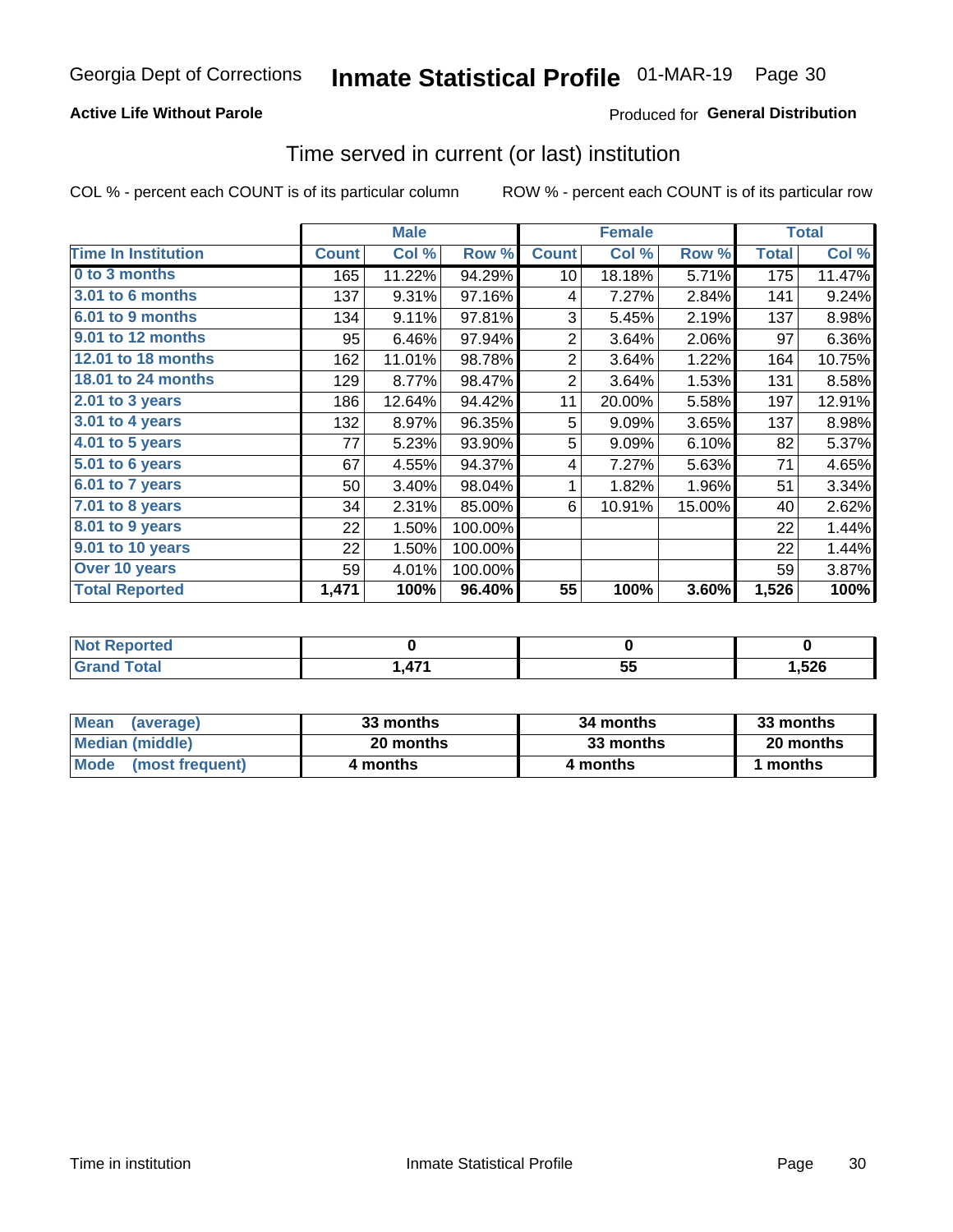Georgia Dept of Corrections **Inmate Statistical Profile** 01-MAR-19

**Active Life Without Parole**

Produced for **General Distribution**

## Time served in current (or last) institution

COL % - percent each COUNT is of its particular column    ROW % - percent each COUNT is of its particular row

| | Male | | | Female | | | Total | |
|---|---|---|---|---|---|---|---|---|
| **Time In Institution** | **Count** | **Col %** | **Row %** | **Count** | **Col %** | **Row %** | **Total** | **Col %** |
| **0 to 3 months** | 165 | 11.22% | 94.29% | 10 | 18.18% | 5.71% | 175 | 11.47% |
| **3.01 to 6 months** | 137 | 9.31% | 97.16% | 4 | 7.27% | 2.84% | 141 | 9.24% |
| **6.01 to 9 months** | 134 | 9.11% | 97.81% | 3 | 5.45% | 2.19% | 137 | 8.98% |
| **9.01 to 12 months** | 95 | 6.46% | 97.94% | 2 | 3.64% | 2.06% | 97 | 6.36% |
| **12.01 to 18 months** | 162 | 11.01% | 98.78% | 2 | 3.64% | 1.22% | 164 | 10.75% |
| **18.01 to 24 months** | 129 | 8.77% | 98.47% | 2 | 3.64% | 1.53% | 131 | 8.58% |
| **2.01 to 3 years** | 186 | 12.64% | 94.42% | 11 | 20.00% | 5.58% | 197 | 12.91% |
| **3.01 to 4 years** | 132 | 8.97% | 96.35% | 5 | 9.09% | 3.65% | 137 | 8.98% |
| **4.01 to 5 years** | 77 | 5.23% | 93.90% | 5 | 9.09% | 6.10% | 82 | 5.37% |
| **5.01 to 6 years** | 67 | 4.55% | 94.37% | 4 | 7.27% | 5.63% | 71 | 4.65% |
| **6.01 to 7 years** | 50 | 3.40% | 98.04% | 1 | 1.82% | 1.96% | 51 | 3.34% |
| **7.01 to 8 years** | 34 | 2.31% | 85.00% | 6 | 10.91% | 15.00% | 40 | 2.62% |
| **8.01 to 9 years** | 22 | 1.50% | 100.00% | | | | 22 | 1.44% |
| **9.01 to 10 years** | 22 | 1.50% | 100.00% | | | | 22 | 1.44% |
| **Over 10 years** | 59 | 4.01% | 100.00% | | | | 59 | 3.87% |
| **Total Reported** | **1,471** | **100%** | **96.40%** | **55** | **100%** | **3.60%** | **1,526** | **100%** |

| | Male | Female | Total |
|---|---|---|---|
| **Not Reported** | **0** | **0** | **0** |
| **Grand Total** | **1,471** | **55** | **1,526** |

| | Male | Female | Total |
|---|---|---|---|
| **Mean (average)** | **33 months** | **34 months** | **33 months** |
| **Median (middle)** | **20 months** | **33 months** | **20 months** |
| **Mode (most frequent)** | **4 months** | **4 months** | **1 months** |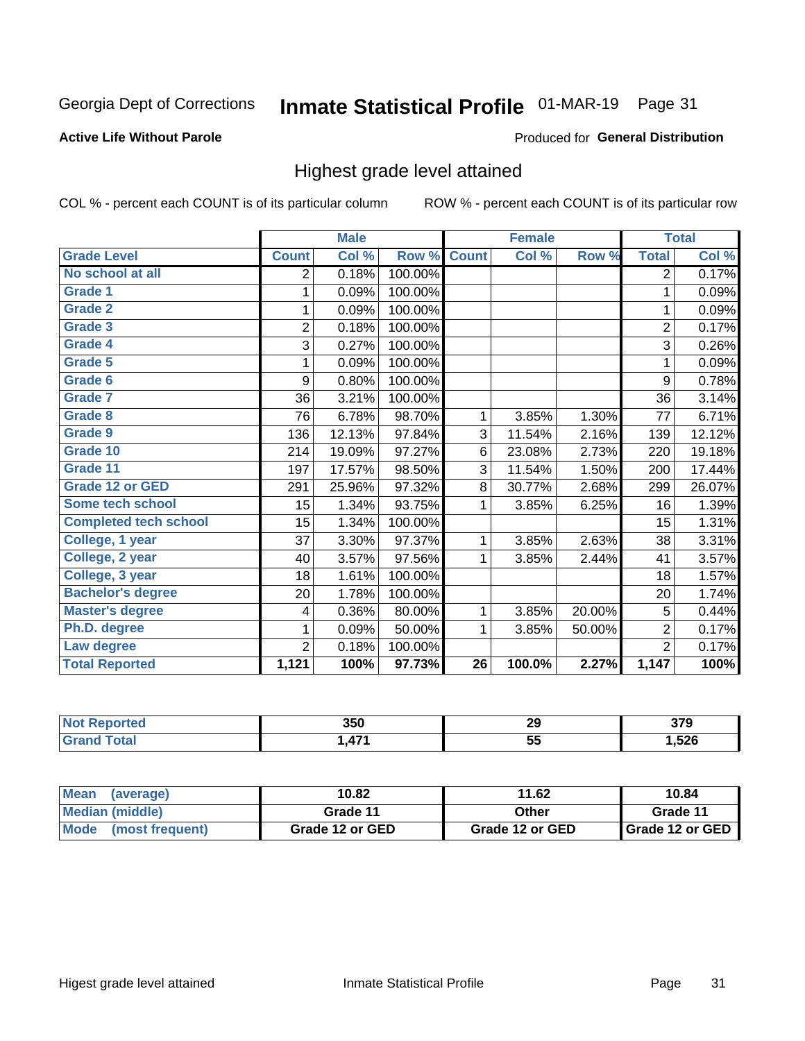Georgia Dept of Corrections **Inmate Statistical Profile** 01-MAR-19 Page 31

**Active Life Without Parole**

Produced for **General Distribution**

## Highest grade level attained

COL % - percent each COUNT is of its particular column ROW % - percent each COUNT is of its particular row

| | Male | | | Female | | | Total | |
|---|---|---|---|---|---|---|---|---|
| **Grade Level** | **Count** | **Col %** | **Row %** | **Count** | **Col %** | **Row %** | **Total** | **Col %** |
| No school at all | 2 | 0.18% | 100.00% | | | | 2 | 0.17% |
| Grade 1 | 1 | 0.09% | 100.00% | | | | 1 | 0.09% |
| Grade 2 | 1 | 0.09% | 100.00% | | | | 1 | 0.09% |
| Grade 3 | 2 | 0.18% | 100.00% | | | | 2 | 0.17% |
| Grade 4 | 3 | 0.27% | 100.00% | | | | 3 | 0.26% |
| Grade 5 | 1 | 0.09% | 100.00% | | | | 1 | 0.09% |
| Grade 6 | 9 | 0.80% | 100.00% | | | | 9 | 0.78% |
| Grade 7 | 36 | 3.21% | 100.00% | | | | 36 | 3.14% |
| Grade 8 | 76 | 6.78% | 98.70% | 1 | 3.85% | 1.30% | 77 | 6.71% |
| Grade 9 | 136 | 12.13% | 97.84% | 3 | 11.54% | 2.16% | 139 | 12.12% |
| Grade 10 | 214 | 19.09% | 97.27% | 6 | 23.08% | 2.73% | 220 | 19.18% |
| Grade 11 | 197 | 17.57% | 98.50% | 3 | 11.54% | 1.50% | 200 | 17.44% |
| Grade 12 or GED | 291 | 25.96% | 97.32% | 8 | 30.77% | 2.68% | 299 | 26.07% |
| Some tech school | 15 | 1.34% | 93.75% | 1 | 3.85% | 6.25% | 16 | 1.39% |
| Completed tech school | 15 | 1.34% | 100.00% | | | | 15 | 1.31% |
| College, 1 year | 37 | 3.30% | 97.37% | 1 | 3.85% | 2.63% | 38 | 3.31% |
| College, 2 year | 40 | 3.57% | 97.56% | 1 | 3.85% | 2.44% | 41 | 3.57% |
| College, 3 year | 18 | 1.61% | 100.00% | | | | 18 | 1.57% |
| Bachelor's degree | 20 | 1.78% | 100.00% | | | | 20 | 1.74% |
| Master's degree | 4 | 0.36% | 80.00% | 1 | 3.85% | 20.00% | 5 | 0.44% |
| Ph.D. degree | 1 | 0.09% | 50.00% | 1 | 3.85% | 50.00% | 2 | 0.17% |
| Law degree | 2 | 0.18% | 100.00% | | | | 2 | 0.17% |
| **Total Reported** | **1,121** | **100%** | **97.73%** | **26** | **100.0%** | **2.27%** | **1,147** | **100%** |

| | Male | Female | Total |
|---|---|---|---|
| Not Reported | 350 | 29 | 379 |
| Grand Total | 1,471 | 55 | 1,526 |

| | Male | Female | Total |
|---|---|---|---|
| Mean (average) | 10.82 | 11.62 | 10.84 |
| Median (middle) | Grade 11 | Other | Grade 11 |
| Mode (most frequent) | Grade 12 or GED | Grade 12 or GED | Grade 12 or GED |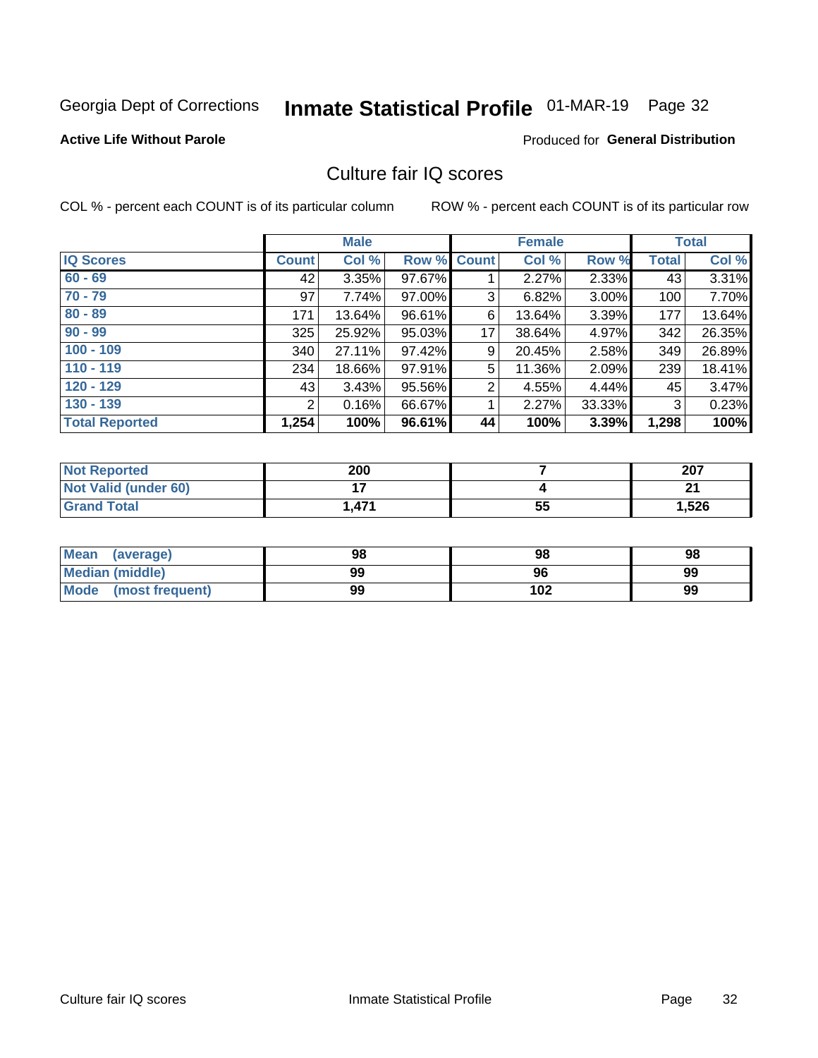Georgia Dept of Corrections **Inmate Statistical Profile** 01-MAR-19 Page 32

**Active Life Without Parole**

Produced for **General Distribution**

## Culture fair IQ scores

COL % - percent each COUNT is of its particular column

ROW % - percent each COUNT is of its particular row

| | Male | | | Female | | | Total | |
|---|---|---|---|---|---|---|---|---|
| **IQ Scores** | **Count** | **Col %** | **Row %** | **Count** | **Col %** | **Row %** | **Total** | **Col %** |
| **60 - 69** | 42 | 3.35% | 97.67% | 1 | 2.27% | 2.33% | 43 | 3.31% |
| **70 - 79** | 97 | 7.74% | 97.00% | 3 | 6.82% | 3.00% | 100 | 7.70% |
| **80 - 89** | 171 | 13.64% | 96.61% | 6 | 13.64% | 3.39% | 177 | 13.64% |
| **90 - 99** | 325 | 25.92% | 95.03% | 17 | 38.64% | 4.97% | 342 | 26.35% |
| **100 - 109** | 340 | 27.11% | 97.42% | 9 | 20.45% | 2.58% | 349 | 26.89% |
| **110 - 119** | 234 | 18.66% | 97.91% | 5 | 11.36% | 2.09% | 239 | 18.41% |
| **120 - 129** | 43 | 3.43% | 95.56% | 2 | 4.55% | 4.44% | 45 | 3.47% |
| **130 - 139** | 2 | 0.16% | 66.67% | 1 | 2.27% | 33.33% | 3 | 0.23% |
| **Total Reported** | **1,254** | **100%** | **96.61%** | **44** | **100%** | **3.39%** | **1,298** | **100%** |

| | Male | Female | Total |
|---|---|---|---|
| **Not Reported** | **200** | **7** | **207** |
| **Not Valid (under 60)** | **17** | **4** | **21** |
| **Grand Total** | **1,471** | **55** | **1,526** |

| | Male | Female | Total |
|---|---|---|---|
| **Mean (average)** | **98** | **98** | **98** |
| **Median (middle)** | **99** | **96** | **99** |
| **Mode (most frequent)** | **99** | **102** | **99** |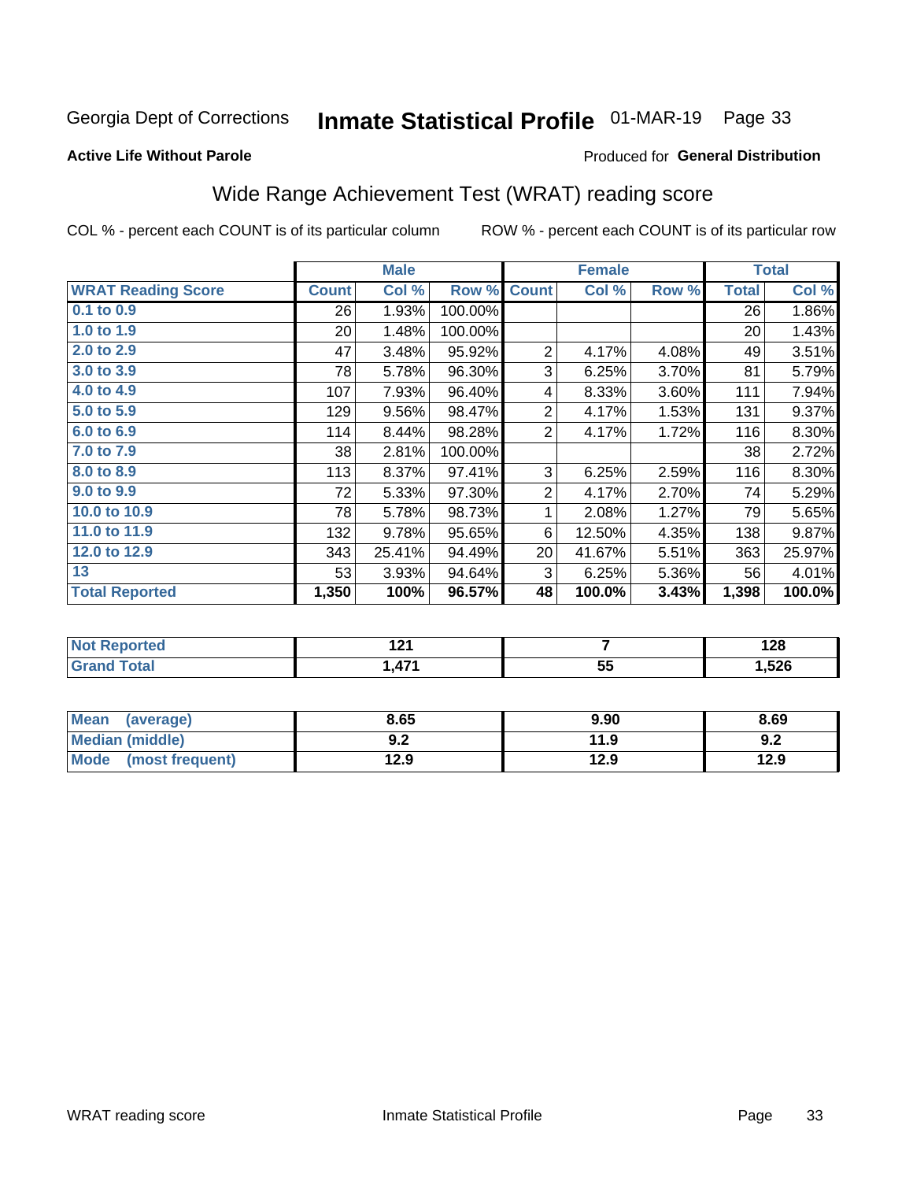Georgia Dept of Corrections **Inmate Statistical Profile** 01-MAR-19 Page 33

**Active Life Without Parole**

Produced for **General Distribution**

## Wide Range Achievement Test (WRAT) reading score

COL % - percent each COUNT is of its particular column ROW % - percent each COUNT is of its particular row

| | Male | | | Female | | | Total | |
|---|---|---|---|---|---|---|---|---|
| **WRAT Reading Score** | **Count** | **Col %** | **Row %** | **Count** | **Col %** | **Row %** | **Total** | **Col %** |
| 0.1 to 0.9 | 26 | 1.93% | 100.00% | | | | 26 | 1.86% |
| 1.0 to 1.9 | 20 | 1.48% | 100.00% | | | | 20 | 1.43% |
| 2.0 to 2.9 | 47 | 3.48% | 95.92% | 2 | 4.17% | 4.08% | 49 | 3.51% |
| 3.0 to 3.9 | 78 | 5.78% | 96.30% | 3 | 6.25% | 3.70% | 81 | 5.79% |
| 4.0 to 4.9 | 107 | 7.93% | 96.40% | 4 | 8.33% | 3.60% | 111 | 7.94% |
| 5.0 to 5.9 | 129 | 9.56% | 98.47% | 2 | 4.17% | 1.53% | 131 | 9.37% |
| 6.0 to 6.9 | 114 | 8.44% | 98.28% | 2 | 4.17% | 1.72% | 116 | 8.30% |
| 7.0 to 7.9 | 38 | 2.81% | 100.00% | | | | 38 | 2.72% |
| 8.0 to 8.9 | 113 | 8.37% | 97.41% | 3 | 6.25% | 2.59% | 116 | 8.30% |
| 9.0 to 9.9 | 72 | 5.33% | 97.30% | 2 | 4.17% | 2.70% | 74 | 5.29% |
| 10.0 to 10.9 | 78 | 5.78% | 98.73% | 1 | 2.08% | 1.27% | 79 | 5.65% |
| 11.0 to 11.9 | 132 | 9.78% | 95.65% | 6 | 12.50% | 4.35% | 138 | 9.87% |
| 12.0 to 12.9 | 343 | 25.41% | 94.49% | 20 | 41.67% | 5.51% | 363 | 25.97% |
| 13 | 53 | 3.93% | 94.64% | 3 | 6.25% | 5.36% | 56 | 4.01% |
| **Total Reported** | **1,350** | **100%** | **96.57%** | **48** | **100.0%** | **3.43%** | **1,398** | **100.0%** |

| | Male | Female | Total |
|---|---|---|---|
| **Not Reported** | **121** | **7** | **128** |
| **Grand Total** | **1,471** | **55** | **1,526** |

| | Male | Female | Total |
|---|---|---|---|
| **Mean (average)** | **8.65** | **9.90** | **8.69** |
| **Median (middle)** | **9.2** | **11.9** | **9.2** |
| **Mode (most frequent)** | **12.9** | **12.9** | **12.9** |

WRAT reading score Inmate Statistical Profile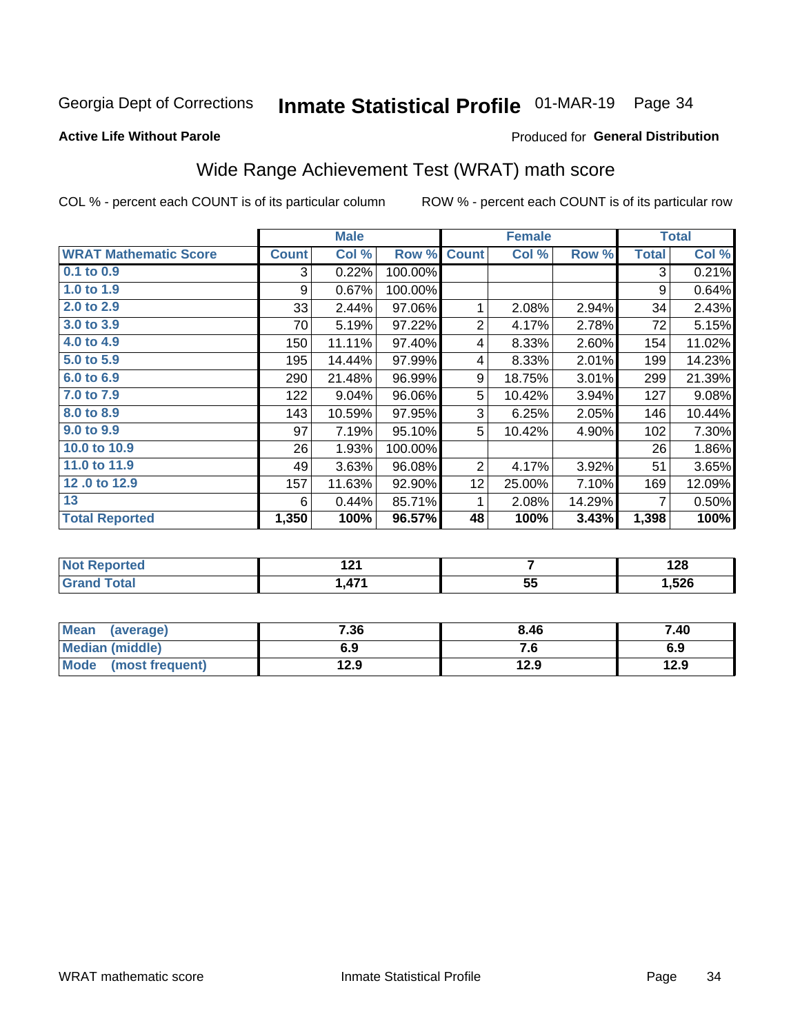Georgia Dept of Corrections **Inmate Statistical Profile** 01-MAR-19

**Active Life Without Parole**

Produced for **General Distribution**

## Wide Range Achievement Test (WRAT) math score

COL % - percent each COUNT is of its particular column ROW % - percent each COUNT is of its particular row

| | Male | | | Female | | | Total | |
|---|---|---|---|---|---|---|---|---|
| **WRAT Mathematic Score** | **Count** | **Col %** | **Row %** | **Count** | **Col %** | **Row %** | **Total** | **Col %** |
| 0.1 to 0.9 | 3 | 0.22% | 100.00% | | | | 3 | 0.21% |
| 1.0 to 1.9 | 9 | 0.67% | 100.00% | | | | 9 | 0.64% |
| 2.0 to 2.9 | 33 | 2.44% | 97.06% | 1 | 2.08% | 2.94% | 34 | 2.43% |
| 3.0 to 3.9 | 70 | 5.19% | 97.22% | 2 | 4.17% | 2.78% | 72 | 5.15% |
| 4.0 to 4.9 | 150 | 11.11% | 97.40% | 4 | 8.33% | 2.60% | 154 | 11.02% |
| 5.0 to 5.9 | 195 | 14.44% | 97.99% | 4 | 8.33% | 2.01% | 199 | 14.23% |
| 6.0 to 6.9 | 290 | 21.48% | 96.99% | 9 | 18.75% | 3.01% | 299 | 21.39% |
| 7.0 to 7.9 | 122 | 9.04% | 96.06% | 5 | 10.42% | 3.94% | 127 | 9.08% |
| 8.0 to 8.9 | 143 | 10.59% | 97.95% | 3 | 6.25% | 2.05% | 146 | 10.44% |
| 9.0 to 9.9 | 97 | 7.19% | 95.10% | 5 | 10.42% | 4.90% | 102 | 7.30% |
| 10.0 to 10.9 | 26 | 1.93% | 100.00% | | | | 26 | 1.86% |
| 11.0 to 11.9 | 49 | 3.63% | 96.08% | 2 | 4.17% | 3.92% | 51 | 3.65% |
| 12 .0 to 12.9 | 157 | 11.63% | 92.90% | 12 | 25.00% | 7.10% | 169 | 12.09% |
| 13 | 6 | 0.44% | 85.71% | 1 | 2.08% | 14.29% | 7 | 0.50% |
| **Total Reported** | **1,350** | **100%** | **96.57%** | **48** | **100%** | **3.43%** | **1,398** | **100%** |

| | Male | Female | Total |
|---|---|---|---|
| Not Reported | 121 | 7 | 128 |
| Grand Total | 1,471 | 55 | 1,526 |

| | Male | Female | Total |
|---|---|---|---|
| Mean (average) | 7.36 | 8.46 | 7.40 |
| Median (middle) | 6.9 | 7.6 | 6.9 |
| Mode (most frequent) | 12.9 | 12.9 | 12.9 |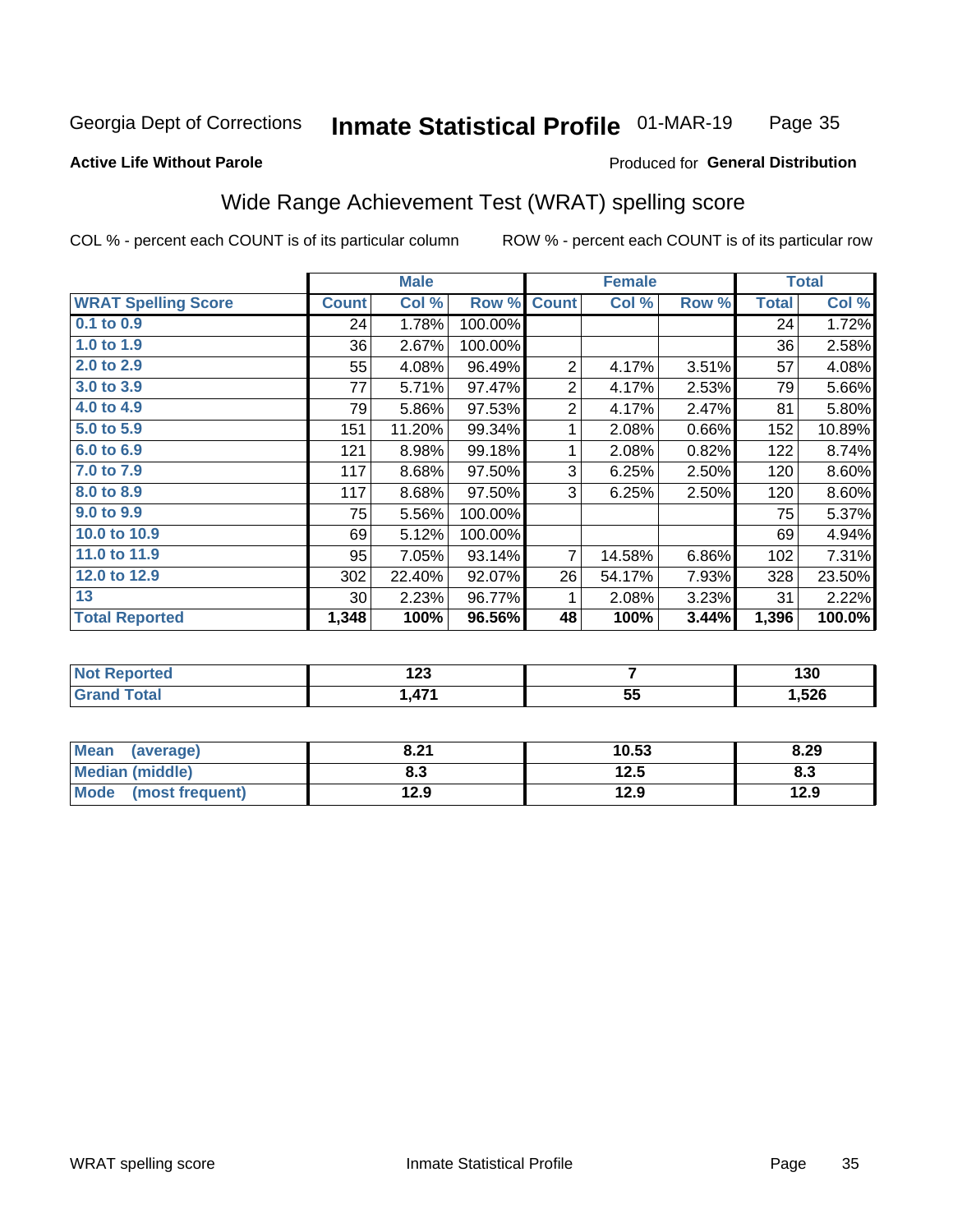Georgia Dept of Corrections **Inmate Statistical Profile** 01-MAR-19

**Active Life Without Parole**

Produced for **General Distribution**

## Wide Range Achievement Test (WRAT) spelling score

COL % - percent each COUNT is of its particular column ROW % - percent each COUNT is of its particular row

| | Male | | | Female | | | Total | |
|---|---|---|---|---|---|---|---|---|
| **WRAT Spelling Score** | **Count** | **Col %** | **Row %** | **Count** | **Col %** | **Row %** | **Total** | **Col %** |
| 0.1 to 0.9 | 24 | 1.78% | 100.00% | | | | 24 | 1.72% |
| 1.0 to 1.9 | 36 | 2.67% | 100.00% | | | | 36 | 2.58% |
| 2.0 to 2.9 | 55 | 4.08% | 96.49% | 2 | 4.17% | 3.51% | 57 | 4.08% |
| 3.0 to 3.9 | 77 | 5.71% | 97.47% | 2 | 4.17% | 2.53% | 79 | 5.66% |
| 4.0 to 4.9 | 79 | 5.86% | 97.53% | 2 | 4.17% | 2.47% | 81 | 5.80% |
| 5.0 to 5.9 | 151 | 11.20% | 99.34% | 1 | 2.08% | 0.66% | 152 | 10.89% |
| 6.0 to 6.9 | 121 | 8.98% | 99.18% | 1 | 2.08% | 0.82% | 122 | 8.74% |
| 7.0 to 7.9 | 117 | 8.68% | 97.50% | 3 | 6.25% | 2.50% | 120 | 8.60% |
| 8.0 to 8.9 | 117 | 8.68% | 97.50% | 3 | 6.25% | 2.50% | 120 | 8.60% |
| 9.0 to 9.9 | 75 | 5.56% | 100.00% | | | | 75 | 5.37% |
| 10.0 to 10.9 | 69 | 5.12% | 100.00% | | | | 69 | 4.94% |
| 11.0 to 11.9 | 95 | 7.05% | 93.14% | 7 | 14.58% | 6.86% | 102 | 7.31% |
| 12.0 to 12.9 | 302 | 22.40% | 92.07% | 26 | 54.17% | 7.93% | 328 | 23.50% |
| 13 | 30 | 2.23% | 96.77% | 1 | 2.08% | 3.23% | 31 | 2.22% |
| **Total Reported** | **1,348** | **100%** | **96.56%** | **48** | **100%** | **3.44%** | **1,396** | **100.0%** |

| | Male | Female | Total |
|---|---|---|---|
| Not Reported | 123 | 7 | 130 |
| Grand Total | 1,471 | 55 | 1,526 |

| | Male | Female | Total |
|---|---|---|---|
| Mean (average) | 8.21 | 10.53 | 8.29 |
| Median (middle) | 8.3 | 12.5 | 8.3 |
| Mode (most frequent) | 12.9 | 12.9 | 12.9 |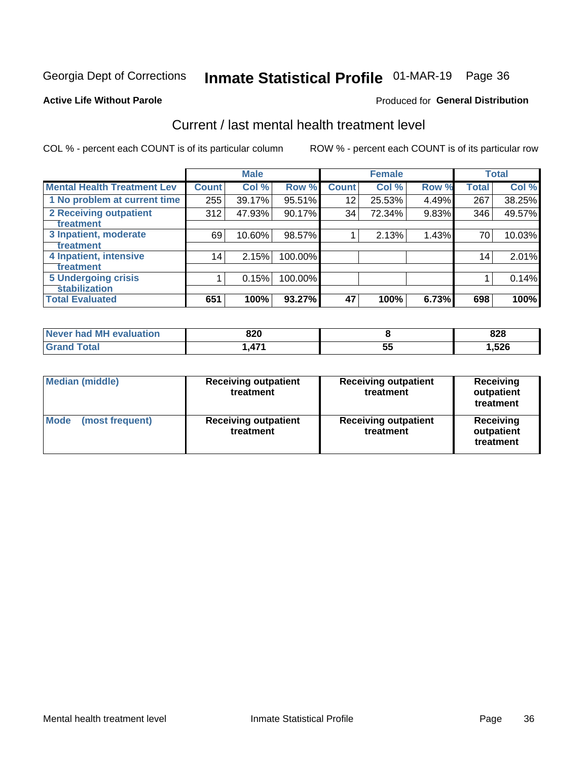Georgia Dept of Corrections **Inmate Statistical Profile** 01-MAR-19

**Active Life Without Parole**

Produced for **General Distribution**

## Current / last mental health treatment level

COL % - percent each COUNT is of its particular column ROW % - percent each COUNT is of its particular row

| | Male | | | Female | | | Total | |
|---|---|---|---|---|---|---|---|---|
| **Mental Health Treatment Lev** | **Count** | **Col %** | **Row %** | **Count** | **Col %** | **Row %** | **Total** | **Col %** |
| 1 No problem at current time | 255 | 39.17% | 95.51% | 12 | 25.53% | 4.49% | 267 | 38.25% |
| 2 Receiving outpatient treatment | 312 | 47.93% | 90.17% | 34 | 72.34% | 9.83% | 346 | 49.57% |
| 3 Inpatient, moderate treatment | 69 | 10.60% | 98.57% | 1 | 2.13% | 1.43% | 70 | 10.03% |
| 4 Inpatient, intensive treatment | 14 | 2.15% | 100.00% | | | | 14 | 2.01% |
| 5 Undergoing crisis stabilization | 1 | 0.15% | 100.00% | | | | 1 | 0.14% |
| **Total Evaluated** | **651** | **100%** | **93.27%** | **47** | **100%** | **6.73%** | **698** | **100%** |

| | Male | Female | Total |
|---|---|---|---|
| Never had MH evaluation | 820 | 8 | 828 |
| Grand Total | 1,471 | 55 | 1,526 |

| | Male | Female | Total |
|---|---|---|---|
| Median (middle) | Receiving outpatient treatment | Receiving outpatient treatment | Receiving outpatient treatment |
| Mode (most frequent) | Receiving outpatient treatment | Receiving outpatient treatment | Receiving outpatient treatment |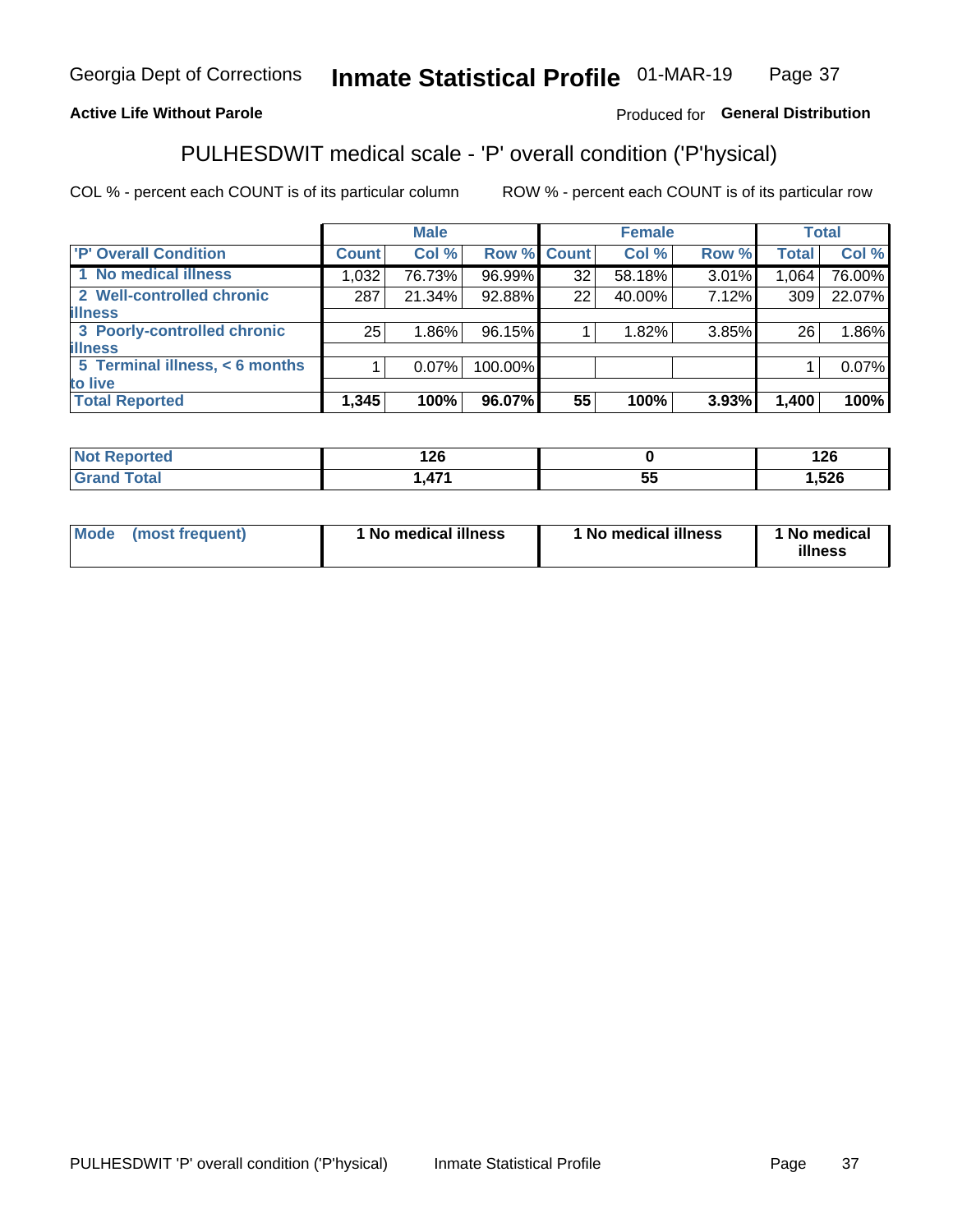Georgia Dept of Corrections **Inmate Statistical Profile** 01-MAR-19

**Active Life Without Parole**

Produced for **General Distribution**

## PULHESDWIT medical scale - 'P' overall condition ('P'hysical)

COL % - percent each COUNT is of its particular column

ROW % - percent each COUNT is of its particular row

| | Male | | | Female | | | Total | |
|---|---|---|---|---|---|---|---|---|
| **'P' Overall Condition** | **Count** | **Col %** | **Row %** | **Count** | **Col %** | **Row %** | **Total** | **Col %** |
| 1 No medical illness | 1,032 | 76.73% | 96.99% | 32 | 58.18% | 3.01% | 1,064 | 76.00% |
| 2 Well-controlled chronic illness | 287 | 21.34% | 92.88% | 22 | 40.00% | 7.12% | 309 | 22.07% |
| 3 Poorly-controlled chronic illness | 25 | 1.86% | 96.15% | 1 | 1.82% | 3.85% | 26 | 1.86% |
| 5 Terminal illness, < 6 months to live | 1 | 0.07% | 100.00% | | | | 1 | 0.07% |
| **Total Reported** | **1,345** | **100%** | **96.07%** | **55** | **100%** | **3.93%** | **1,400** | **100%** |

| | Male | Female | Total |
|---|---|---|---|
| **Not Reported** | **126** | **0** | **126** |
| **Grand Total** | **1,471** | **55** | **1,526** |

| | Male | Female | Total |
|---|---|---|---|
| **Mode (most frequent)** | **1 No medical illness** | **1 No medical illness** | **1 No medical illness** |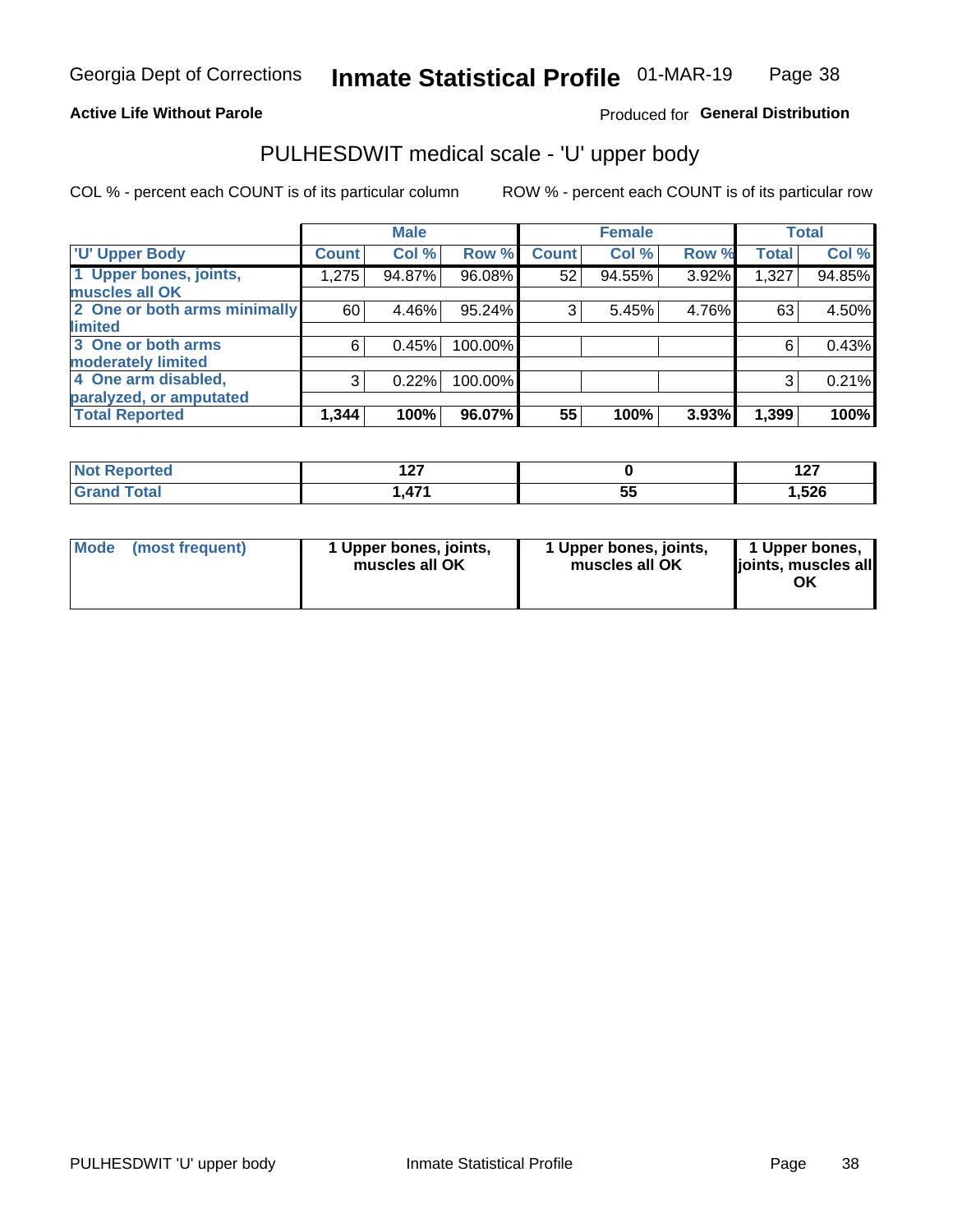Georgia Dept of Corrections **Inmate Statistical Profile** 01-MAR-19

**Active Life Without Parole**

Produced for **General Distribution**

## PULHESDWIT medical scale - 'U' upper body

COL % - percent each COUNT is of its particular column

ROW % - percent each COUNT is of its particular row

| | Male | | | Female | | | Total | |
|---|---|---|---|---|---|---|---|---|
| 'U' Upper Body | Count | Col % | Row % | Count | Col % | Row % | Total | Col % |
| 1 Upper bones, joints, muscles all OK | 1,275 | 94.87% | 96.08% | 52 | 94.55% | 3.92% | 1,327 | 94.85% |
| 2 One or both arms minimally limited | 60 | 4.46% | 95.24% | 3 | 5.45% | 4.76% | 63 | 4.50% |
| 3 One or both arms moderately limited | 6 | 0.45% | 100.00% | | | | 6 | 0.43% |
| 4 One arm disabled, paralyzed, or amputated | 3 | 0.22% | 100.00% | | | | 3 | 0.21% |
| **Total Reported** | **1,344** | **100%** | **96.07%** | **55** | **100%** | **3.93%** | **1,399** | **100%** |

| | Male | Female | Total |
|---|---|---|---|
| Not Reported | 127 | 0 | 127 |
| Grand Total | 1,471 | 55 | 1,526 |

| | Male | Female | Total |
|---|---|---|---|
| Mode (most frequent) | 1 Upper bones, joints, muscles all OK | 1 Upper bones, joints, muscles all OK | 1 Upper bones, joints, muscles all OK |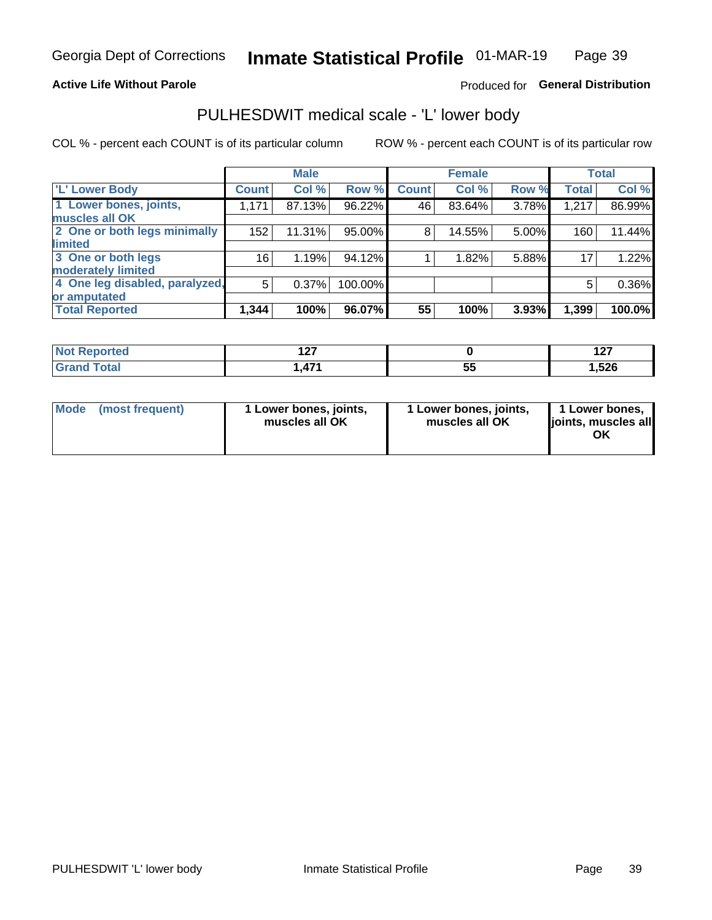Georgia Dept of Corrections **Inmate Statistical Profile** 01-MAR-19

**Active Life Without Parole**

Produced for **General Distribution**

## PULHESDWIT medical scale - 'L' lower body

COL % - percent each COUNT is of its particular column ROW % - percent each COUNT is of its particular row

| | Male | | | Female | | | Total | |
|---|---|---|---|---|---|---|---|---|
| 'L' Lower Body | Count | Col % | Row % | Count | Col % | Row % | Total | Col % |
| 1 Lower bones, joints, muscles all OK | 1,171 | 87.13% | 96.22% | 46 | 83.64% | 3.78% | 1,217 | 86.99% |
| 2 One or both legs minimally limited | 152 | 11.31% | 95.00% | 8 | 14.55% | 5.00% | 160 | 11.44% |
| 3 One or both legs moderately limited | 16 | 1.19% | 94.12% | 1 | 1.82% | 5.88% | 17 | 1.22% |
| 4 One leg disabled, paralyzed, or amputated | 5 | 0.37% | 100.00% | | | | 5 | 0.36% |
| **Total Reported** | **1,344** | **100%** | **96.07%** | **55** | **100%** | **3.93%** | **1,399** | **100.0%** |

| | Male | Female | Total |
|---|---|---|---|
| Not Reported | 127 | 0 | 127 |
| Grand Total | 1,471 | 55 | 1,526 |

| | Male | Female | Total |
|---|---|---|---|
| Mode (most frequent) | 1 Lower bones, joints, muscles all OK | 1 Lower bones, joints, muscles all OK | 1 Lower bones, joints, muscles all OK |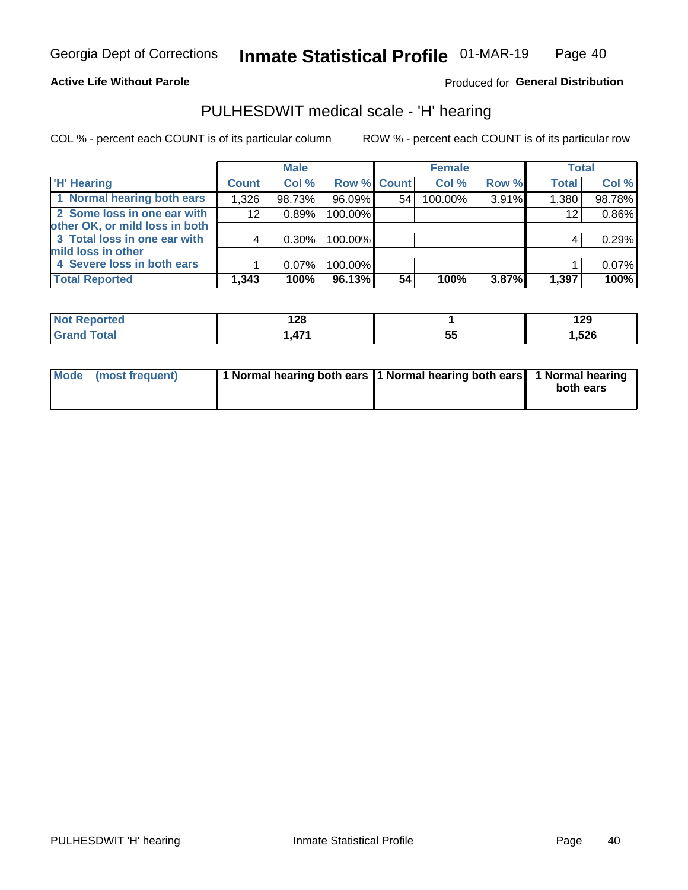**Active Life Without Parole**

Produced for **General Distribution**

## PULHESDWIT medical scale - 'H' hearing

COL % - percent each COUNT is of its particular column

ROW % - percent each COUNT is of its particular row

| | Male | | | Female | | | Total | |
|---|---|---|---|---|---|---|---|---|
| 'H' Hearing | Count | Col % | Row % | Count | Col % | Row % | Total | Col % |
| 1 Normal hearing both ears | 1,326 | 98.73% | 96.09% | 54 | 100.00% | 3.91% | 1,380 | 98.78% |
| 2 Some loss in one ear with other OK, or mild loss in both | 12 | 0.89% | 100.00% | | | | 12 | 0.86% |
| 3 Total loss in one ear with mild loss in other | 4 | 0.30% | 100.00% | | | | 4 | 0.29% |
| 4 Severe loss in both ears | 1 | 0.07% | 100.00% | | | | 1 | 0.07% |
| **Total Reported** | **1,343** | **100%** | **96.13%** | **54** | **100%** | **3.87%** | **1,397** | **100%** |

| | Male | Female | Total |
|---|---|---|---|
| Not Reported | 128 | 1 | 129 |
| Grand Total | 1,471 | 55 | 1,526 |

| | Male | Female | Total |
|---|---|---|---|
| Mode (most frequent) | 1 Normal hearing both ears | 1 Normal hearing both ears | 1 Normal hearing both ears |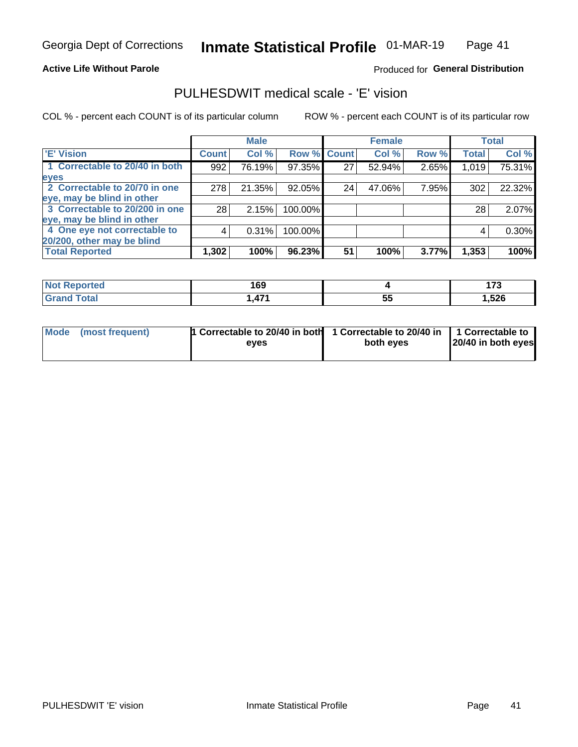Georgia Dept of Corrections **Inmate Statistical Profile** 01-MAR-19

**Active Life Without Parole**

Produced for **General Distribution**

## PULHESDWIT medical scale - 'E' vision

COL % - percent each COUNT is of its particular column

ROW % - percent each COUNT is of its particular row

| | Male | | | Female | | | Total | |
|---|---|---|---|---|---|---|---|---|
| 'E' Vision | Count | Col % | Row % | Count | Col % | Row % | Total | Col % |
| 1 Correctable to 20/40 in both eyes | 992 | 76.19% | 97.35% | 27 | 52.94% | 2.65% | 1,019 | 75.31% |
| 2 Correctable to 20/70 in one eye, may be blind in other | 278 | 21.35% | 92.05% | 24 | 47.06% | 7.95% | 302 | 22.32% |
| 3 Correctable to 20/200 in one eye, may be blind in other | 28 | 2.15% | 100.00% | | | | 28 | 2.07% |
| 4 One eye not correctable to 20/200, other may be blind | 4 | 0.31% | 100.00% | | | | 4 | 0.30% |
| **Total Reported** | **1,302** | **100%** | **96.23%** | **51** | **100%** | **3.77%** | **1,353** | **100%** |

| | Male | Female | Total |
|---|---|---|---|
| Not Reported | 169 | 4 | 173 |
| Grand Total | 1,471 | 55 | 1,526 |

| | Male | Female | Total |
|---|---|---|---|
| Mode (most frequent) | 1 Correctable to 20/40 in both eyes | 1 Correctable to 20/40 in both eyes | 1 Correctable to 20/40 in both eyes |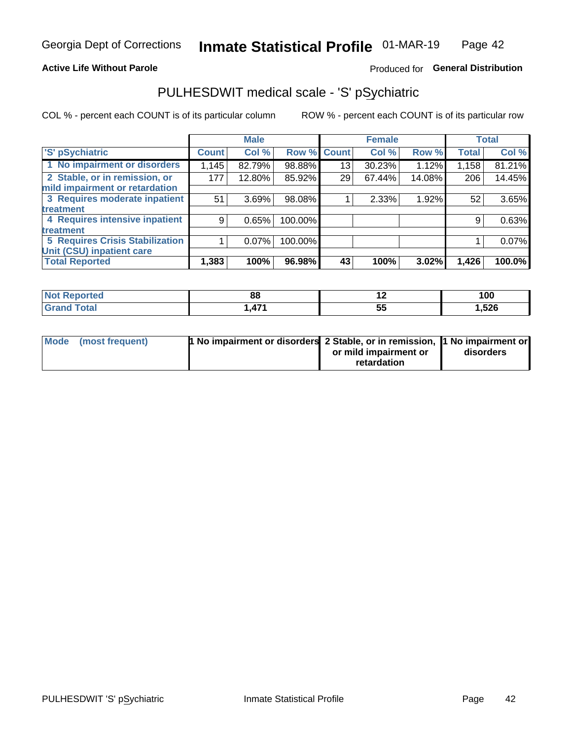Georgia Dept of Corrections **Inmate Statistical Profile** 01-MAR-19

**Active Life Without Parole**

Produced for **General Distribution**

# PULHESDWIT medical scale - 'S' pSychiatric

COL % - percent each COUNT is of its particular column ROW % - percent each COUNT is of its particular row

| | Male | | | Female | | | Total | |
|---|---|---|---|---|---|---|---|---|
| 'S' pSychiatric | Count | Col % | Row % | Count | Col % | Row % | Total | Col % |
| 1 No impairment or disorders | 1,145 | 82.79% | 98.88% | 13 | 30.23% | 1.12% | 1,158 | 81.21% |
| 2 Stable, or in remission, or mild impairment or retardation | 177 | 12.80% | 85.92% | 29 | 67.44% | 14.08% | 206 | 14.45% |
| 3 Requires moderate inpatient treatment | 51 | 3.69% | 98.08% | 1 | 2.33% | 1.92% | 52 | 3.65% |
| 4 Requires intensive inpatient treatment | 9 | 0.65% | 100.00% | | | | 9 | 0.63% |
| 5 Requires Crisis Stabilization Unit (CSU) inpatient care | 1 | 0.07% | 100.00% | | | | 1 | 0.07% |
| **Total Reported** | **1,383** | **100%** | **96.98%** | **43** | **100%** | **3.02%** | **1,426** | **100.0%** |

| | Male | Female | Total |
|---|---|---|---|
| Not Reported | 88 | 12 | 100 |
| Grand Total | 1,471 | 55 | 1,526 |

| | Male | Female | Total |
|---|---|---|---|
| Mode (most frequent) | 1 No impairment or disorders | 2 Stable, or in remission, or mild impairment or retardation | 1 No impairment or disorders |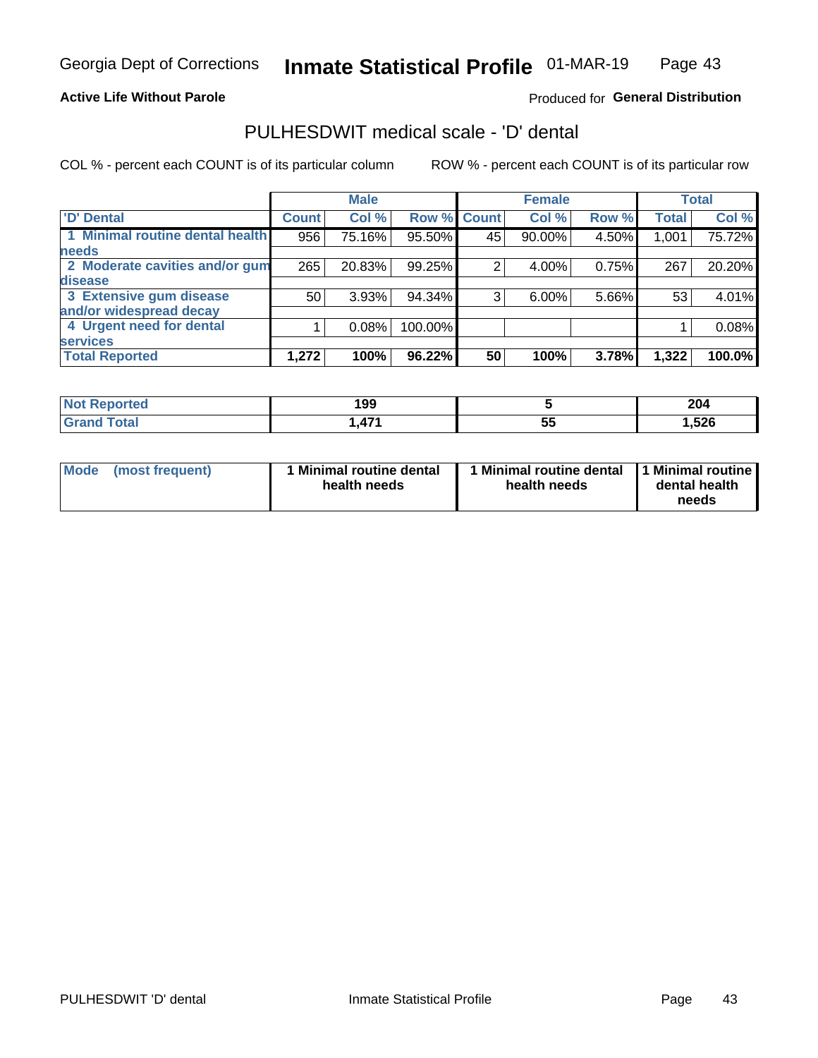Georgia Dept of Corrections **Inmate Statistical Profile** 01-MAR-19

**Active Life Without Parole**

Produced for **General Distribution**

## PULHESDWIT medical scale - 'D' dental

COL % - percent each COUNT is of its particular column ROW % - percent each COUNT is of its particular row

| | Male | | | Female | | | Total | |
|---|---|---|---|---|---|---|---|---|
| 'D' Dental | Count | Col % | Row % | Count | Col % | Row % | Total | Col % |
| 1 Minimal routine dental health needs | 956 | 75.16% | 95.50% | 45 | 90.00% | 4.50% | 1,001 | 75.72% |
| 2 Moderate cavities and/or gum disease | 265 | 20.83% | 99.25% | 2 | 4.00% | 0.75% | 267 | 20.20% |
| 3 Extensive gum disease and/or widespread decay | 50 | 3.93% | 94.34% | 3 | 6.00% | 5.66% | 53 | 4.01% |
| 4 Urgent need for dental services | 1 | 0.08% | 100.00% | | | | 1 | 0.08% |
| **Total Reported** | **1,272** | **100%** | **96.22%** | **50** | **100%** | **3.78%** | **1,322** | **100.0%** |

| | Male | Female | Total |
|---|---|---|---|
| Not Reported | 199 | 5 | 204 |
| Grand Total | 1,471 | 55 | 1,526 |

| | Male | Female | Total |
|---|---|---|---|
| Mode (most frequent) | 1 Minimal routine dental health needs | 1 Minimal routine dental health needs | 1 Minimal routine dental health needs |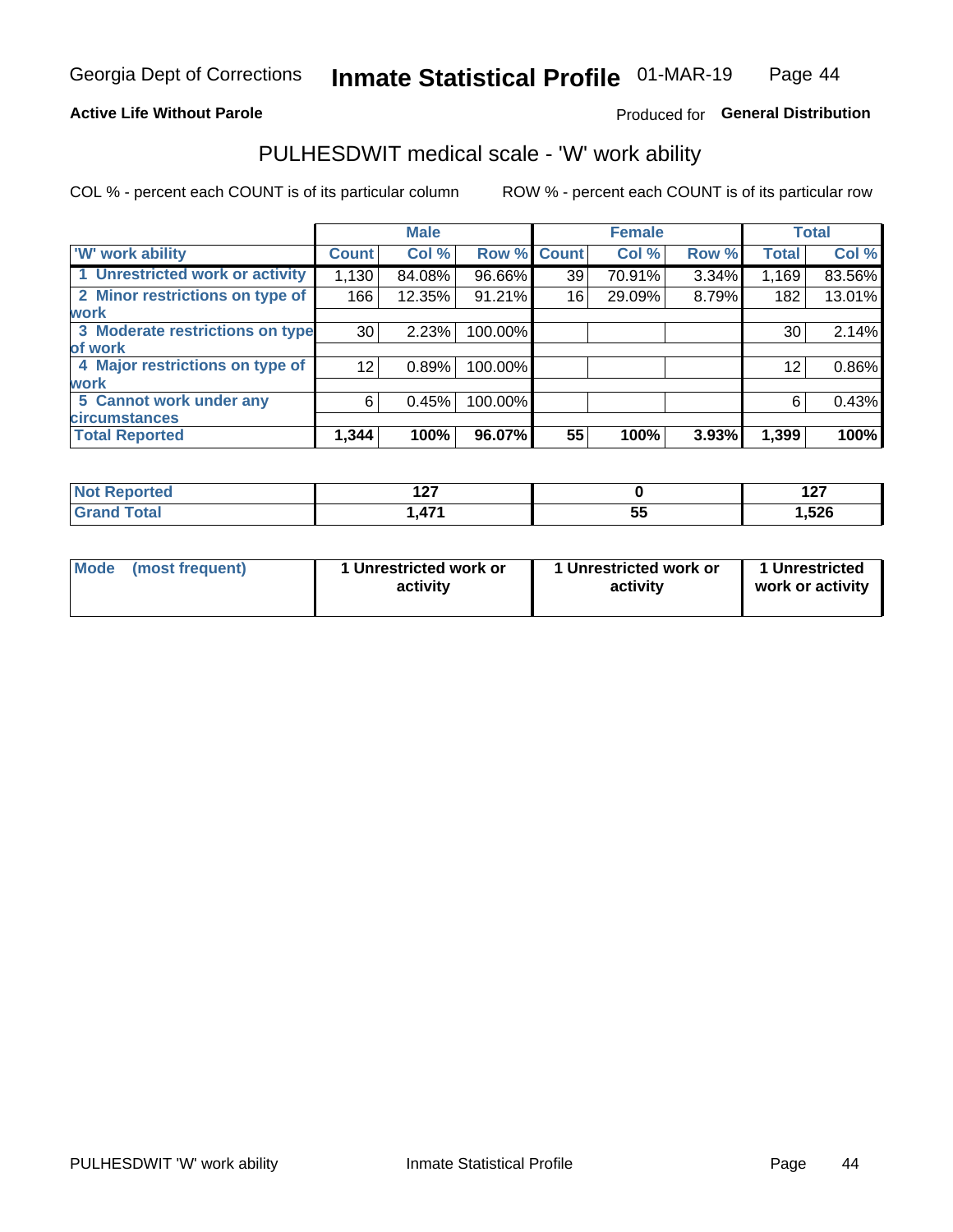Georgia Dept of Corrections **Inmate Statistical Profile** 01-MAR-19

**Active Life Without Parole**

Produced for **General Distribution**

## PULHESDWIT medical scale - 'W' work ability

COL % - percent each COUNT is of its particular column    ROW % - percent each COUNT is of its particular row

| | Male | | | Female | | | Total | |
|---|---|---|---|---|---|---|---|---|
| 'W' work ability | Count | Col % | Row % | Count | Col % | Row % | Total | Col % |
| 1 Unrestricted work or activity | 1,130 | 84.08% | 96.66% | 39 | 70.91% | 3.34% | 1,169 | 83.56% |
| 2 Minor restrictions on type of work | 166 | 12.35% | 91.21% | 16 | 29.09% | 8.79% | 182 | 13.01% |
| 3 Moderate restrictions on type of work | 30 | 2.23% | 100.00% | | | | 30 | 2.14% |
| 4 Major restrictions on type of work | 12 | 0.89% | 100.00% | | | | 12 | 0.86% |
| 5 Cannot work under any circumstances | 6 | 0.45% | 100.00% | | | | 6 | 0.43% |
| **Total Reported** | **1,344** | **100%** | **96.07%** | **55** | **100%** | **3.93%** | **1,399** | **100%** |

| | Male | Female | Total |
|---|---|---|---|
| Not Reported | 127 | 0 | 127 |
| Grand Total | 1,471 | 55 | 1,526 |

| | Male | Female | Total |
|---|---|---|---|
| Mode (most frequent) | 1 Unrestricted work or activity | 1 Unrestricted work or activity | 1 Unrestricted work or activity |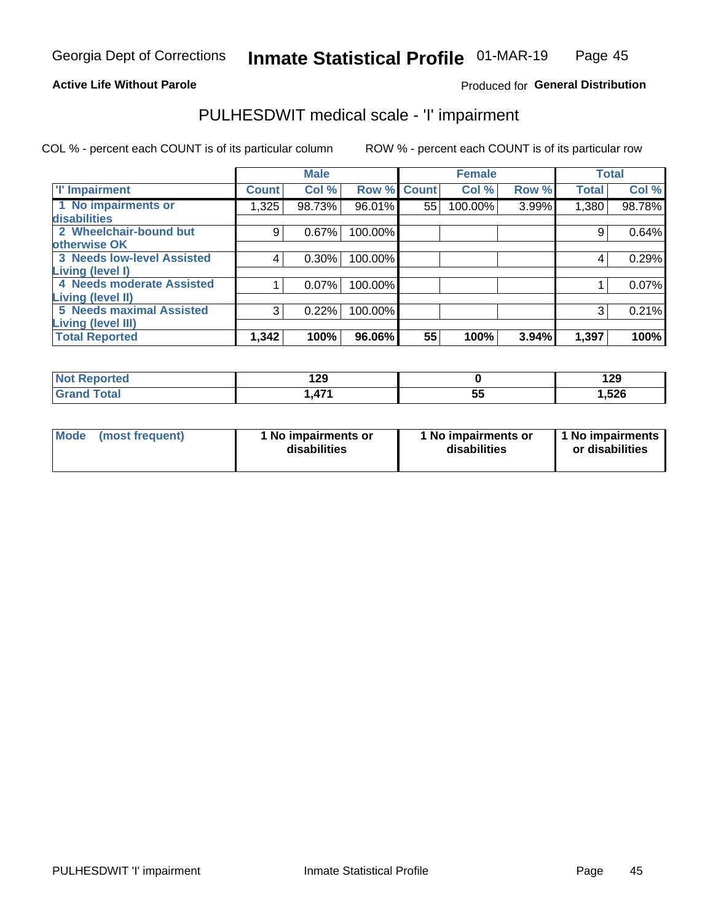Georgia Dept of Corrections **Inmate Statistical Profile** 01-MAR-19

**Active Life Without Parole**

Produced for **General Distribution**

## PULHESDWIT medical scale - 'I' impairment

COL % - percent each COUNT is of its particular column    ROW % - percent each COUNT is of its particular row

| | Male | | | Female | | | Total | |
|---|---|---|---|---|---|---|---|---|
| 'I' Impairment | Count | Col % | Row % | Count | Col % | Row % | Total | Col % |
| 1 No impairments or disabilities | 1,325 | 98.73% | 96.01% | 55 | 100.00% | 3.99% | 1,380 | 98.78% |
| 2 Wheelchair-bound but otherwise OK | 9 | 0.67% | 100.00% | | | | 9 | 0.64% |
| 3 Needs low-level Assisted Living (level I) | 4 | 0.30% | 100.00% | | | | 4 | 0.29% |
| 4 Needs moderate Assisted Living (level II) | 1 | 0.07% | 100.00% | | | | 1 | 0.07% |
| 5 Needs maximal Assisted Living (level III) | 3 | 0.22% | 100.00% | | | | 3 | 0.21% |
| **Total Reported** | **1,342** | **100%** | **96.06%** | **55** | **100%** | **3.94%** | **1,397** | **100%** |

| | Male | Female | Total |
|---|---|---|---|
| Not Reported | 129 | 0 | 129 |
| Grand Total | 1,471 | 55 | 1,526 |

| Mode (most frequent) | 1 No impairments or disabilities | 1 No impairments or disabilities | 1 No impairments or disabilities |
|---|---|---|---|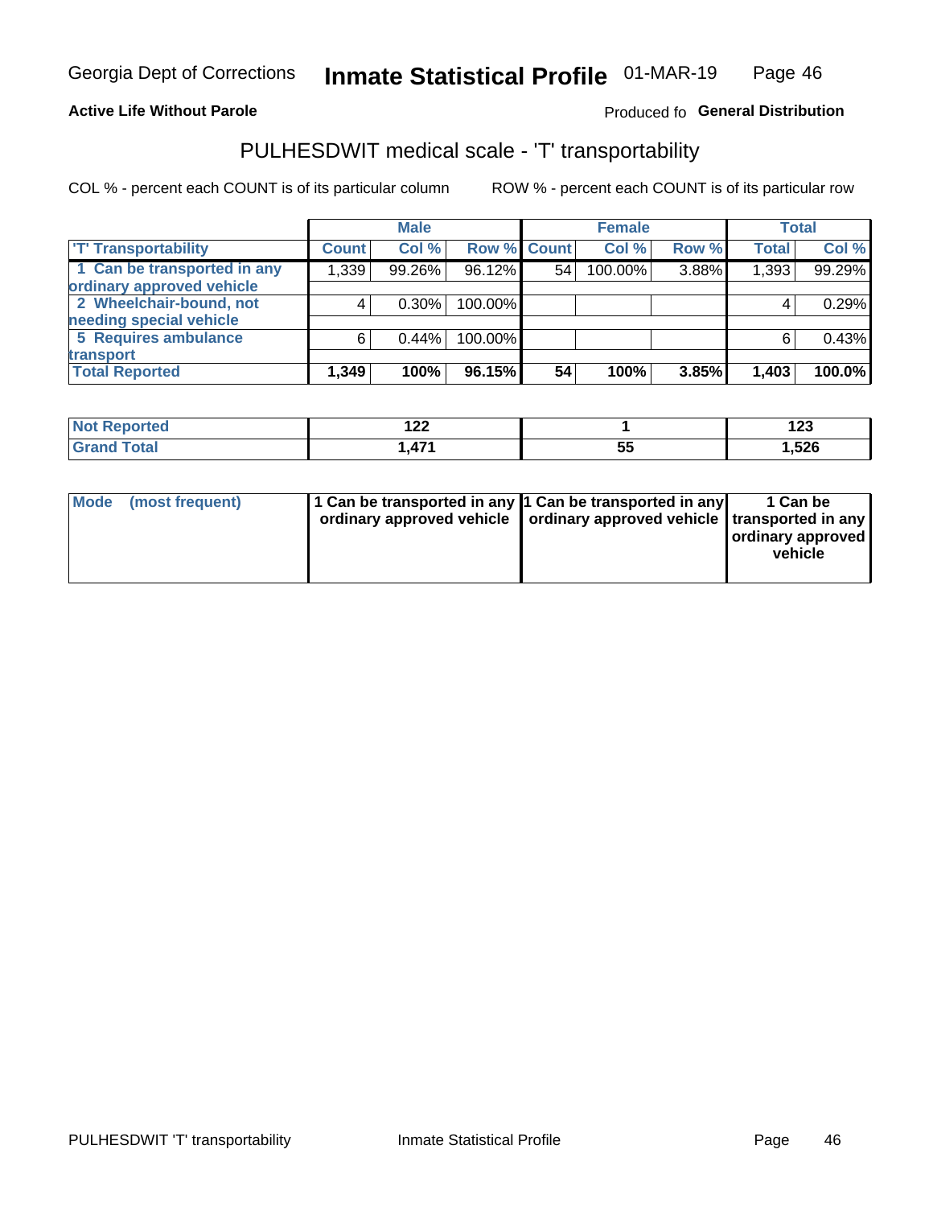Georgia Dept of Corrections **Inmate Statistical Profile** 01-MAR-19

**Active Life Without Parole**

Produced fo **General Distribution**

## PULHESDWIT medical scale - 'T' transportability

COL % - percent each COUNT is of its particular column

ROW % - percent each COUNT is of its particular row

| | Male | | | Female | | | Total | |
|---|---|---|---|---|---|---|---|---|
| 'T' Transportability | Count | Col % | Row % | Count | Col % | Row % | Total | Col % |
| 1 Can be transported in any ordinary approved vehicle | 1,339 | 99.26% | 96.12% | 54 | 100.00% | 3.88% | 1,393 | 99.29% |
| 2 Wheelchair-bound, not needing special vehicle | 4 | 0.30% | 100.00% | | | | 4 | 0.29% |
| 5 Requires ambulance transport | 6 | 0.44% | 100.00% | | | | 6 | 0.43% |
| **Total Reported** | **1,349** | **100%** | **96.15%** | **54** | **100%** | **3.85%** | **1,403** | **100.0%** |

| | Male | Female | Total |
|---|---|---|---|
| Not Reported | 122 | 1 | 123 |
| Grand Total | 1,471 | 55 | 1,526 |

| | Male | Female | Total |
|---|---|---|---|
| Mode (most frequent) | 1 Can be transported in any ordinary approved vehicle | 1 Can be transported in any ordinary approved vehicle | 1 Can be transported in any ordinary approved vehicle |

PULHESDWIT 'T' transportability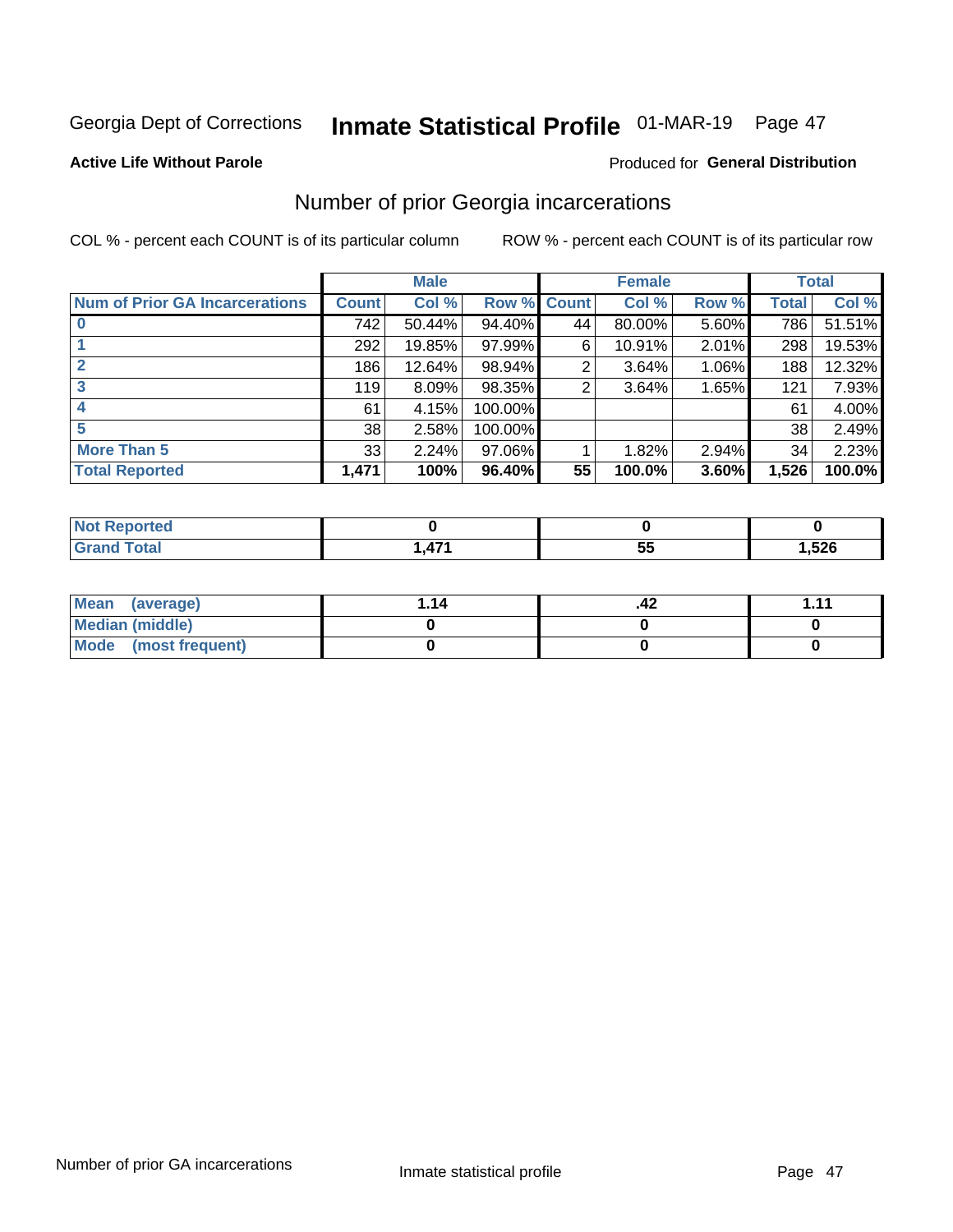Georgia Dept of Corrections **Inmate Statistical Profile** 01-MAR-19

**Active Life Without Parole**

Produced for **General Distribution**

## Number of prior Georgia incarcerations

COL % - percent each COUNT is of its particular column

ROW % - percent each COUNT is of its particular row

| | Male | | | Female | | | Total | |
|---|---|---|---|---|---|---|---|---|
| **Num of Prior GA Incarcerations** | **Count** | **Col %** | **Row %** | **Count** | **Col %** | **Row %** | **Total** | **Col %** |
| **0** | 742 | 50.44% | 94.40% | 44 | 80.00% | 5.60% | 786 | 51.51% |
| **1** | 292 | 19.85% | 97.99% | 6 | 10.91% | 2.01% | 298 | 19.53% |
| **2** | 186 | 12.64% | 98.94% | 2 | 3.64% | 1.06% | 188 | 12.32% |
| **3** | 119 | 8.09% | 98.35% | 2 | 3.64% | 1.65% | 121 | 7.93% |
| **4** | 61 | 4.15% | 100.00% | | | | 61 | 4.00% |
| **5** | 38 | 2.58% | 100.00% | | | | 38 | 2.49% |
| **More Than 5** | 33 | 2.24% | 97.06% | 1 | 1.82% | 2.94% | 34 | 2.23% |
| **Total Reported** | **1,471** | **100%** | **96.40%** | **55** | **100.0%** | **3.60%** | **1,526** | **100.0%** |

| | Male | Female | Total |
|---|---|---|---|
| **Not Reported** | **0** | **0** | **0** |
| **Grand Total** | **1,471** | **55** | **1,526** |

| | Male | Female | Total |
|---|---|---|---|
| **Mean (average)** | **1.14** | **.42** | **1.11** |
| **Median (middle)** | **0** | **0** | **0** |
| **Mode (most frequent)** | **0** | **0** | **0** |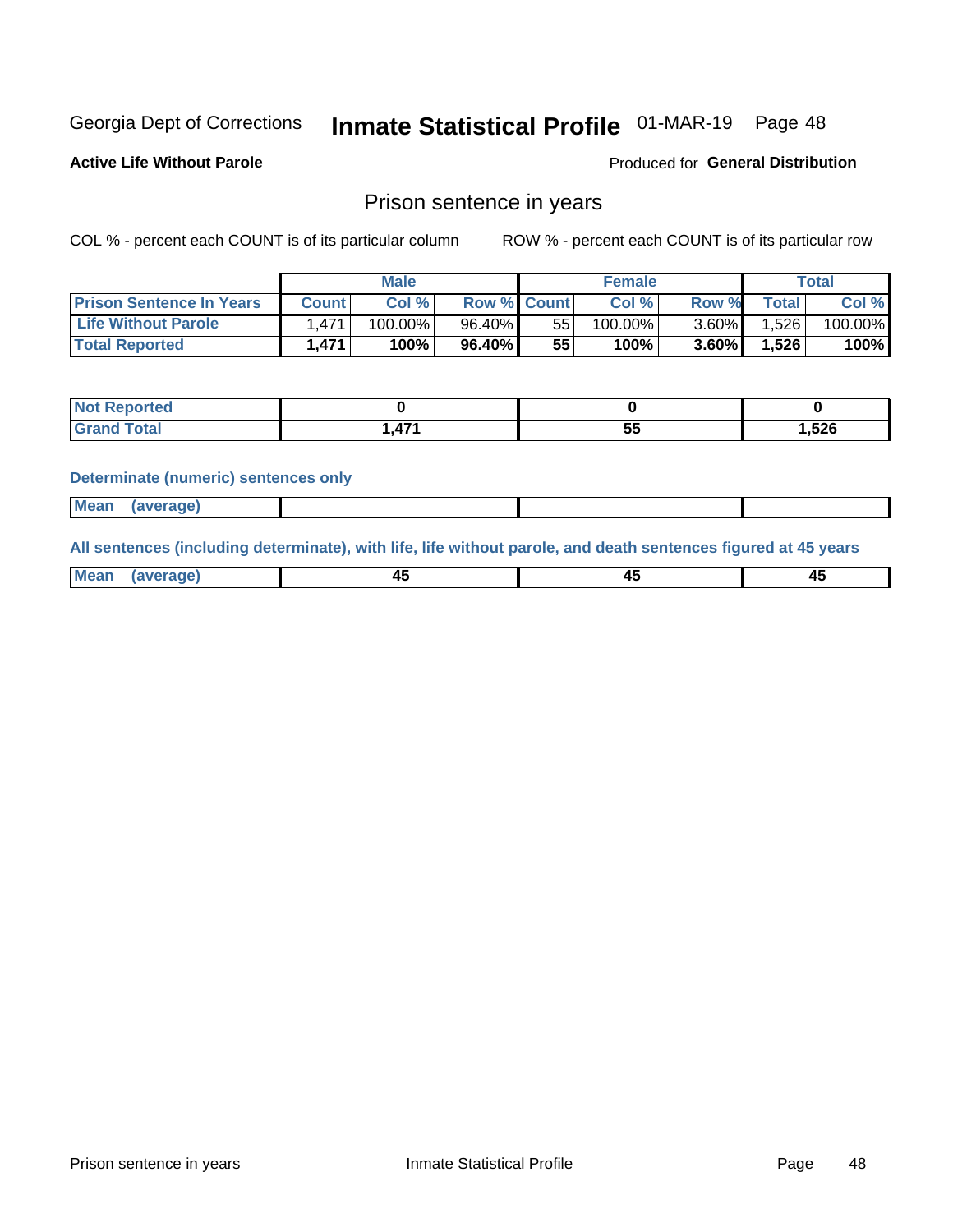Georgia Dept of Corrections **Inmate Statistical Profile** 01-MAR-19 Page 48

**Active Life Without Parole**

Produced for **General Distribution**

## Prison sentence in years

COL % - percent each COUNT is of its particular column ROW % - percent each COUNT is of its particular row

| | Male | | | Female | | | Total | |
|---|---|---|---|---|---|---|---|---|
| **Prison Sentence In Years** | **Count** | **Col %** | **Row %** | **Count** | **Col %** | **Row %** | **Total** | **Col %** |
| **Life Without Parole** | 1,471 | 100.00% | 96.40% | 55 | 100.00% | 3.60% | 1,526 | 100.00% |
| **Total Reported** | **1,471** | **100%** | **96.40%** | **55** | **100%** | **3.60%** | **1,526** | **100%** |

| | Male | Female | Total |
|---|---|---|---|
| **Not Reported** | **0** | **0** | **0** |
| **Grand Total** | **1,471** | **55** | **1,526** |

**Determinate (numeric) sentences only**

| | | | |
|---|---|---|---|
| **Mean (average)** | | | |

**All sentences (including determinate), with life, life without parole, and death sentences figured at 45 years**

| | | | |
|---|---|---|---|
| **Mean (average)** | **45** | **45** | **45** |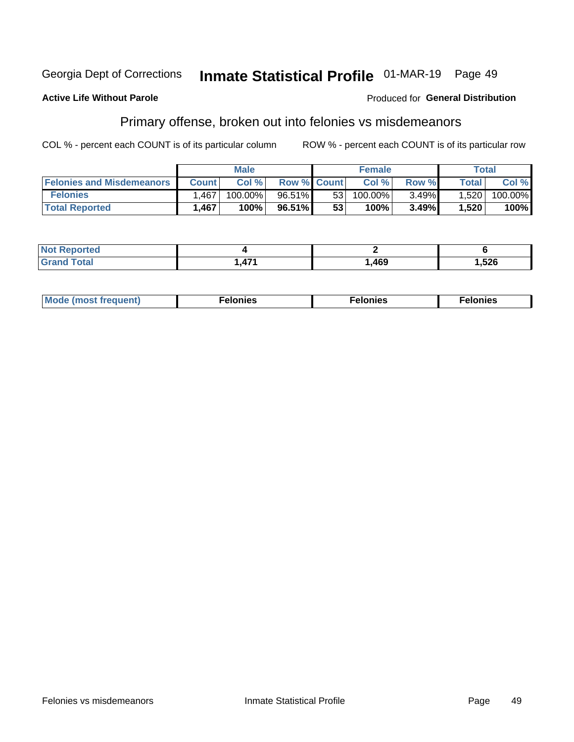Georgia Dept of Corrections **Inmate Statistical Profile** 01-MAR-19

**Active Life Without Parole** Produced for **General Distribution**

## Primary offense, broken out into felonies vs misdemeanors

COL % - percent each COUNT is of its particular column ROW % - percent each COUNT is of its particular row

| | Male | | | Female | | | Total | |
|---|---|---|---|---|---|---|---|---|
| Felonies and Misdemeanors | Count | Col % | Row % | Count | Col % | Row % | Total | Col % |
| Felonies | 1,467 | 100.00% | 96.51% | 53 | 100.00% | 3.49% | 1,520 | 100.00% |
| **Total Reported** | **1,467** | **100%** | **96.51%** | **53** | **100%** | **3.49%** | **1,520** | **100%** |

| | Male | Female | Total |
|---|---|---|---|
| Not Reported | **4** | **2** | **6** |
| Grand Total | **1,471** | **1,469** | **1,526** |

| | Male | Female | Total |
|---|---|---|---|
| Mode (most frequent) | **Felonies** | **Felonies** | **Felonies** |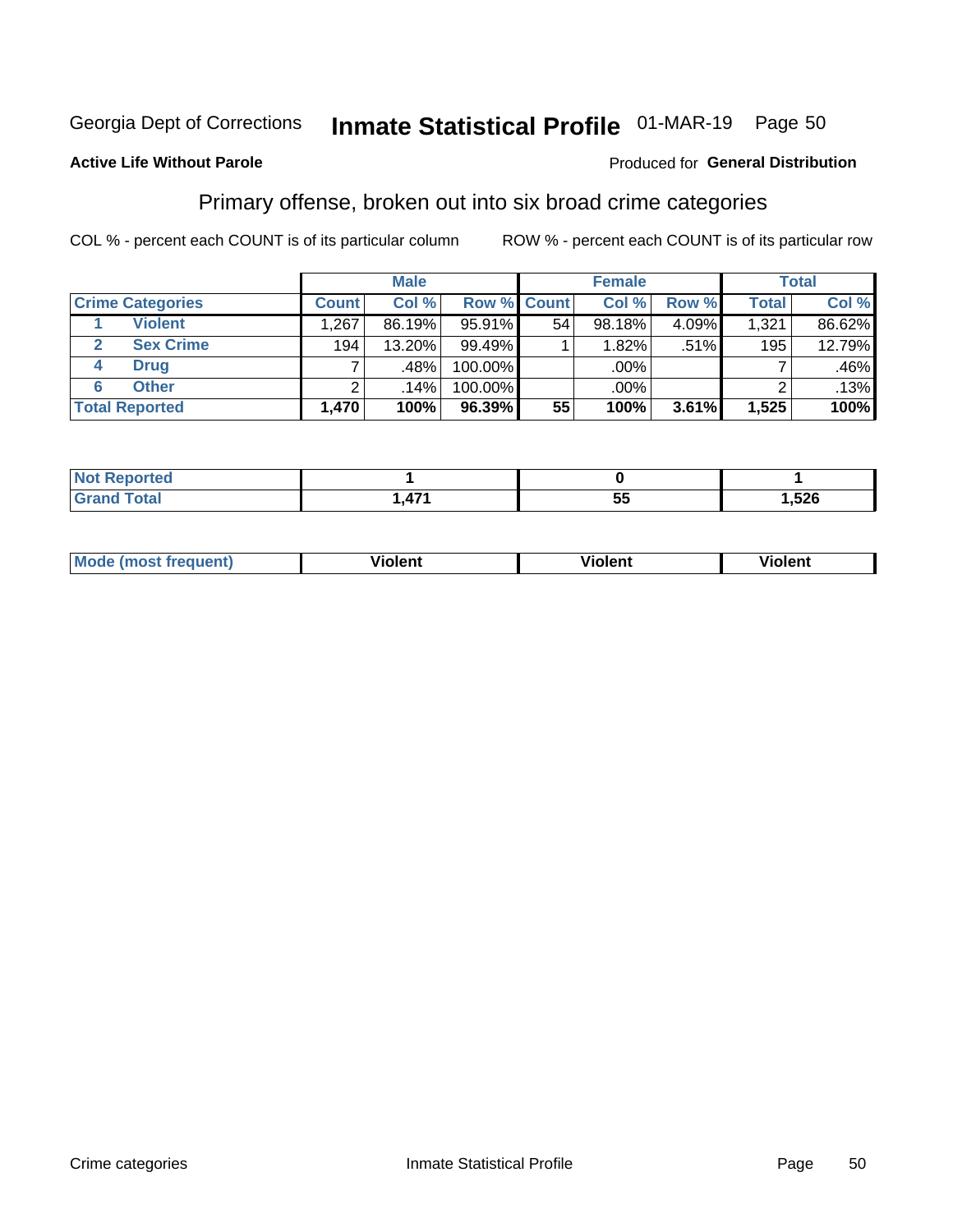Georgia Dept of Corrections **Inmate Statistical Profile** 01-MAR-19 Page 50

**Active Life Without Parole**

Produced for **General Distribution**

## Primary offense, broken out into six broad crime categories

COL % - percent each COUNT is of its particular column

ROW % - percent each COUNT is of its particular row

| | | Male | | | Female | | | Total | |
|---|---|---|---|---|---|---|---|---|---|
| **Crime Categories** | | **Count** | **Col %** | **Row %** | **Count** | **Col %** | **Row %** | **Total** | **Col %** |
| 1 | Violent | 1,267 | 86.19% | 95.91% | 54 | 98.18% | 4.09% | 1,321 | 86.62% |
| 2 | Sex Crime | 194 | 13.20% | 99.49% | 1 | 1.82% | .51% | 195 | 12.79% |
| 4 | Drug | 7 | .48% | 100.00% | | .00% | | 7 | .46% |
| 6 | Other | 2 | .14% | 100.00% | | .00% | | 2 | .13% |
| **Total Reported** | | **1,470** | **100%** | **96.39%** | **55** | **100%** | **3.61%** | **1,525** | **100%** |

| | Male | Female | Total |
|---|---|---|---|
| Not Reported | 1 | 0 | 1 |
| Grand Total | 1,471 | 55 | 1,526 |

| | Male | Female | Total |
|---|---|---|---|
| Mode (most frequent) | Violent | Violent | Violent |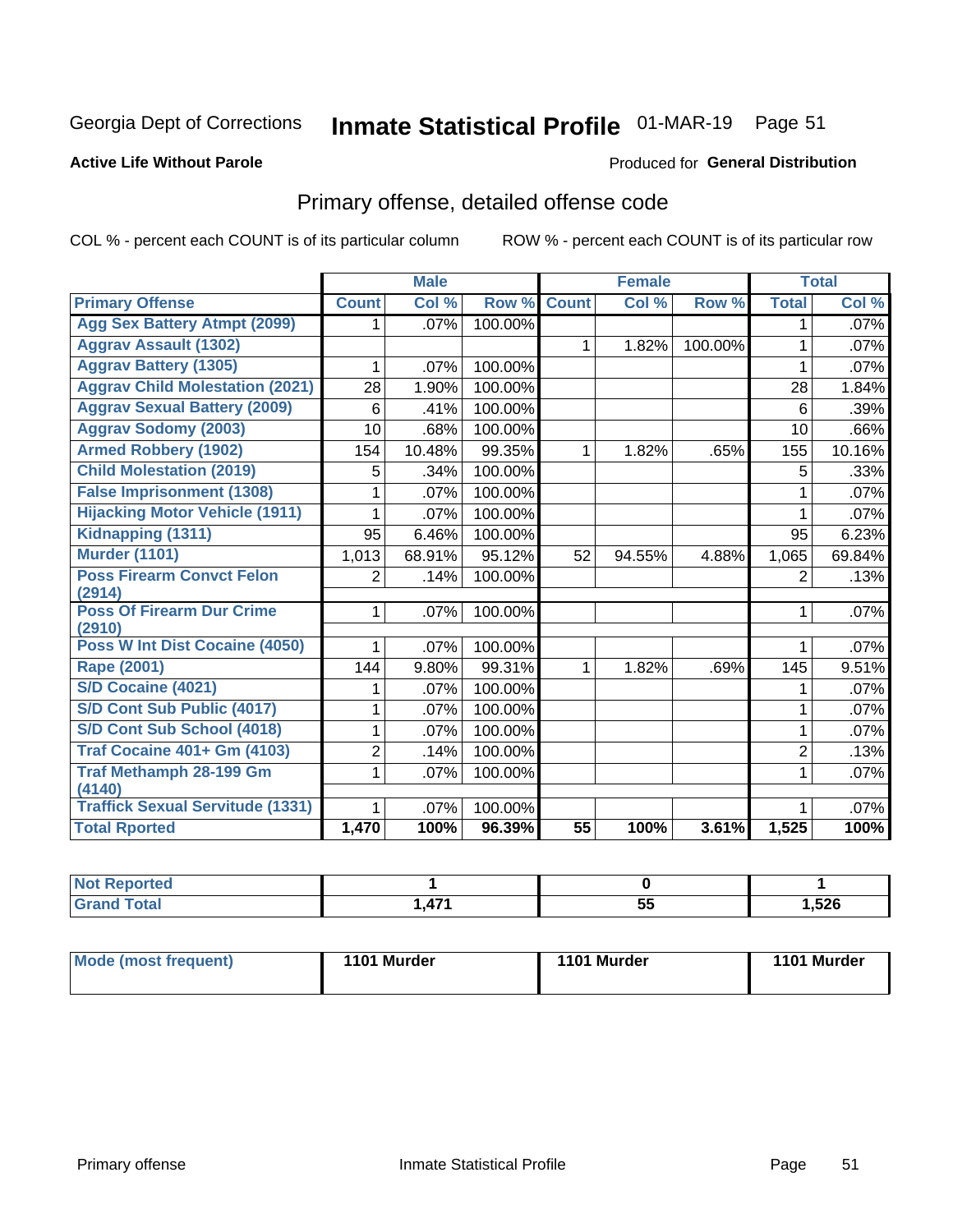Georgia Dept of Corrections **Inmate Statistical Profile** 01-MAR-19 Page 51

**Active Life Without Parole**

Produced for **General Distribution**

## Primary offense, detailed offense code

COL % - percent each COUNT is of its particular column ROW % - percent each COUNT is of its particular row

| | Male | | | Female | | | Total | |
|---|---|---|---|---|---|---|---|---|
| **Primary Offense** | **Count** | **Col %** | **Row %** | **Count** | **Col %** | **Row %** | **Total** | **Col %** |
| Agg Sex Battery Atmpt (2099) | 1 | .07% | 100.00% | | | | 1 | .07% |
| Aggrav Assault (1302) | | | | 1 | 1.82% | 100.00% | 1 | .07% |
| Aggrav Battery (1305) | 1 | .07% | 100.00% | | | | 1 | .07% |
| Aggrav Child Molestation (2021) | 28 | 1.90% | 100.00% | | | | 28 | 1.84% |
| Aggrav Sexual Battery (2009) | 6 | .41% | 100.00% | | | | 6 | .39% |
| Aggrav Sodomy (2003) | 10 | .68% | 100.00% | | | | 10 | .66% |
| Armed Robbery (1902) | 154 | 10.48% | 99.35% | 1 | 1.82% | .65% | 155 | 10.16% |
| Child Molestation (2019) | 5 | .34% | 100.00% | | | | 5 | .33% |
| False Imprisonment (1308) | 1 | .07% | 100.00% | | | | 1 | .07% |
| Hijacking Motor Vehicle (1911) | 1 | .07% | 100.00% | | | | 1 | .07% |
| Kidnapping (1311) | 95 | 6.46% | 100.00% | | | | 95 | 6.23% |
| Murder (1101) | 1,013 | 68.91% | 95.12% | 52 | 94.55% | 4.88% | 1,065 | 69.84% |
| Poss Firearm Convct Felon (2914) | 2 | .14% | 100.00% | | | | 2 | .13% |
| Poss Of Firearm Dur Crime (2910) | 1 | .07% | 100.00% | | | | 1 | .07% |
| Poss W Int Dist Cocaine (4050) | 1 | .07% | 100.00% | | | | 1 | .07% |
| Rape (2001) | 144 | 9.80% | 99.31% | 1 | 1.82% | .69% | 145 | 9.51% |
| S/D Cocaine (4021) | 1 | .07% | 100.00% | | | | 1 | .07% |
| S/D Cont Sub Public (4017) | 1 | .07% | 100.00% | | | | 1 | .07% |
| S/D Cont Sub School (4018) | 1 | .07% | 100.00% | | | | 1 | .07% |
| Traf Cocaine 401+ Gm (4103) | 2 | .14% | 100.00% | | | | 2 | .13% |
| Traf Methamph 28-199 Gm (4140) | 1 | .07% | 100.00% | | | | 1 | .07% |
| Traffick Sexual Servitude (1331) | 1 | .07% | 100.00% | | | | 1 | .07% |
| **Total Rported** | **1,470** | **100%** | **96.39%** | **55** | **100%** | **3.61%** | **1,525** | **100%** |

| | Male | Female | Total |
|---|---|---|---|
| Not Reported | 1 | 0 | 1 |
| Grand Total | 1,471 | 55 | 1,526 |

| | Male | Female | Total |
|---|---|---|---|
| Mode (most frequent) | 1101 Murder | 1101 Murder | 1101 Murder |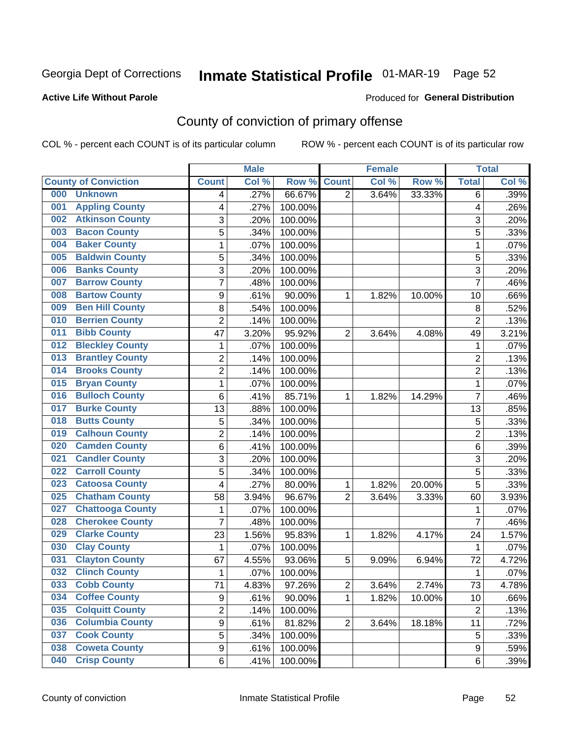Georgia Dept of Corrections **Inmate Statistical Profile** 01-MAR-19 Page 52

**Active Life Without Parole**

Produced for **General Distribution**

## County of conviction of primary offense

COL % - percent each COUNT is of its particular column ROW % - percent each COUNT is of its particular row

| County of Conviction | Male | | | Female | | | Total | |
|---|---|---|---|---|---|---|---|---|
| | Count | Col % | Row % | Count | Col % | Row % | Total | Col % |
| 000 Unknown | 4 | .27% | 66.67% | 2 | 3.64% | 33.33% | 6 | .39% |
| 001 Appling County | 4 | .27% | 100.00% | | | | 4 | .26% |
| 002 Atkinson County | 3 | .20% | 100.00% | | | | 3 | .20% |
| 003 Bacon County | 5 | .34% | 100.00% | | | | 5 | .33% |
| 004 Baker County | 1 | .07% | 100.00% | | | | 1 | .07% |
| 005 Baldwin County | 5 | .34% | 100.00% | | | | 5 | .33% |
| 006 Banks County | 3 | .20% | 100.00% | | | | 3 | .20% |
| 007 Barrow County | 7 | .48% | 100.00% | | | | 7 | .46% |
| 008 Bartow County | 9 | .61% | 90.00% | 1 | 1.82% | 10.00% | 10 | .66% |
| 009 Ben Hill County | 8 | .54% | 100.00% | | | | 8 | .52% |
| 010 Berrien County | 2 | .14% | 100.00% | | | | 2 | .13% |
| 011 Bibb County | 47 | 3.20% | 95.92% | 2 | 3.64% | 4.08% | 49 | 3.21% |
| 012 Bleckley County | 1 | .07% | 100.00% | | | | 1 | .07% |
| 013 Brantley County | 2 | .14% | 100.00% | | | | 2 | .13% |
| 014 Brooks County | 2 | .14% | 100.00% | | | | 2 | .13% |
| 015 Bryan County | 1 | .07% | 100.00% | | | | 1 | .07% |
| 016 Bulloch County | 6 | .41% | 85.71% | 1 | 1.82% | 14.29% | 7 | .46% |
| 017 Burke County | 13 | .88% | 100.00% | | | | 13 | .85% |
| 018 Butts County | 5 | .34% | 100.00% | | | | 5 | .33% |
| 019 Calhoun County | 2 | .14% | 100.00% | | | | 2 | .13% |
| 020 Camden County | 6 | .41% | 100.00% | | | | 6 | .39% |
| 021 Candler County | 3 | .20% | 100.00% | | | | 3 | .20% |
| 022 Carroll County | 5 | .34% | 100.00% | | | | 5 | .33% |
| 023 Catoosa County | 4 | .27% | 80.00% | 1 | 1.82% | 20.00% | 5 | .33% |
| 025 Chatham County | 58 | 3.94% | 96.67% | 2 | 3.64% | 3.33% | 60 | 3.93% |
| 027 Chattooga County | 1 | .07% | 100.00% | | | | 1 | .07% |
| 028 Cherokee County | 7 | .48% | 100.00% | | | | 7 | .46% |
| 029 Clarke County | 23 | 1.56% | 95.83% | 1 | 1.82% | 4.17% | 24 | 1.57% |
| 030 Clay County | 1 | .07% | 100.00% | | | | 1 | .07% |
| 031 Clayton County | 67 | 4.55% | 93.06% | 5 | 9.09% | 6.94% | 72 | 4.72% |
| 032 Clinch County | 1 | .07% | 100.00% | | | | 1 | .07% |
| 033 Cobb County | 71 | 4.83% | 97.26% | 2 | 3.64% | 2.74% | 73 | 4.78% |
| 034 Coffee County | 9 | .61% | 90.00% | 1 | 1.82% | 10.00% | 10 | .66% |
| 035 Colquitt County | 2 | .14% | 100.00% | | | | 2 | .13% |
| 036 Columbia County | 9 | .61% | 81.82% | 2 | 3.64% | 18.18% | 11 | .72% |
| 037 Cook County | 5 | .34% | 100.00% | | | | 5 | .33% |
| 038 Coweta County | 9 | .61% | 100.00% | | | | 9 | .59% |
| 040 Crisp County | 6 | .41% | 100.00% | | | | 6 | .39% |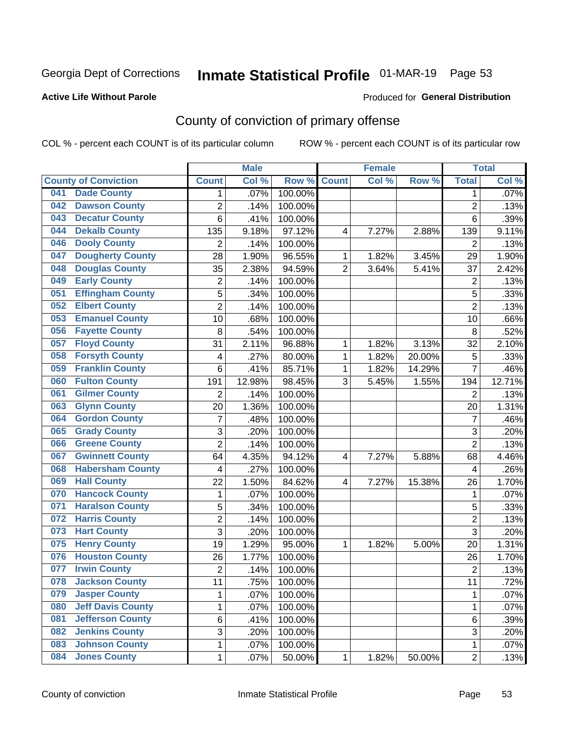Georgia Dept of Corrections **Inmate Statistical Profile** 01-MAR-19

**Active Life Without Parole**

Produced for **General Distribution**

## County of conviction of primary offense

COL % - percent each COUNT is of its particular column ROW % - percent each COUNT is of its particular row

| County of Conviction | Male | | | Female | | | Total | |
|---|---|---|---|---|---|---|---|---|
| | Count | Col % | Row % | Count | Col % | Row % | Total | Col % |
| 041 Dade County | 1 | .07% | 100.00% | | | | 1 | .07% |
| 042 Dawson County | 2 | .14% | 100.00% | | | | 2 | .13% |
| 043 Decatur County | 6 | .41% | 100.00% | | | | 6 | .39% |
| 044 Dekalb County | 135 | 9.18% | 97.12% | 4 | 7.27% | 2.88% | 139 | 9.11% |
| 046 Dooly County | 2 | .14% | 100.00% | | | | 2 | .13% |
| 047 Dougherty County | 28 | 1.90% | 96.55% | 1 | 1.82% | 3.45% | 29 | 1.90% |
| 048 Douglas County | 35 | 2.38% | 94.59% | 2 | 3.64% | 5.41% | 37 | 2.42% |
| 049 Early County | 2 | .14% | 100.00% | | | | 2 | .13% |
| 051 Effingham County | 5 | .34% | 100.00% | | | | 5 | .33% |
| 052 Elbert County | 2 | .14% | 100.00% | | | | 2 | .13% |
| 053 Emanuel County | 10 | .68% | 100.00% | | | | 10 | .66% |
| 056 Fayette County | 8 | .54% | 100.00% | | | | 8 | .52% |
| 057 Floyd County | 31 | 2.11% | 96.88% | 1 | 1.82% | 3.13% | 32 | 2.10% |
| 058 Forsyth County | 4 | .27% | 80.00% | 1 | 1.82% | 20.00% | 5 | .33% |
| 059 Franklin County | 6 | .41% | 85.71% | 1 | 1.82% | 14.29% | 7 | .46% |
| 060 Fulton County | 191 | 12.98% | 98.45% | 3 | 5.45% | 1.55% | 194 | 12.71% |
| 061 Gilmer County | 2 | .14% | 100.00% | | | | 2 | .13% |
| 063 Glynn County | 20 | 1.36% | 100.00% | | | | 20 | 1.31% |
| 064 Gordon County | 7 | .48% | 100.00% | | | | 7 | .46% |
| 065 Grady County | 3 | .20% | 100.00% | | | | 3 | .20% |
| 066 Greene County | 2 | .14% | 100.00% | | | | 2 | .13% |
| 067 Gwinnett County | 64 | 4.35% | 94.12% | 4 | 7.27% | 5.88% | 68 | 4.46% |
| 068 Habersham County | 4 | .27% | 100.00% | | | | 4 | .26% |
| 069 Hall County | 22 | 1.50% | 84.62% | 4 | 7.27% | 15.38% | 26 | 1.70% |
| 070 Hancock County | 1 | .07% | 100.00% | | | | 1 | .07% |
| 071 Haralson County | 5 | .34% | 100.00% | | | | 5 | .33% |
| 072 Harris County | 2 | .14% | 100.00% | | | | 2 | .13% |
| 073 Hart County | 3 | .20% | 100.00% | | | | 3 | .20% |
| 075 Henry County | 19 | 1.29% | 95.00% | 1 | 1.82% | 5.00% | 20 | 1.31% |
| 076 Houston County | 26 | 1.77% | 100.00% | | | | 26 | 1.70% |
| 077 Irwin County | 2 | .14% | 100.00% | | | | 2 | .13% |
| 078 Jackson County | 11 | .75% | 100.00% | | | | 11 | .72% |
| 079 Jasper County | 1 | .07% | 100.00% | | | | 1 | .07% |
| 080 Jeff Davis County | 1 | .07% | 100.00% | | | | 1 | .07% |
| 081 Jefferson County | 6 | .41% | 100.00% | | | | 6 | .39% |
| 082 Jenkins County | 3 | .20% | 100.00% | | | | 3 | .20% |
| 083 Johnson County | 1 | .07% | 100.00% | | | | 1 | .07% |
| 084 Jones County | 1 | .07% | 50.00% | 1 | 1.82% | 50.00% | 2 | .13% |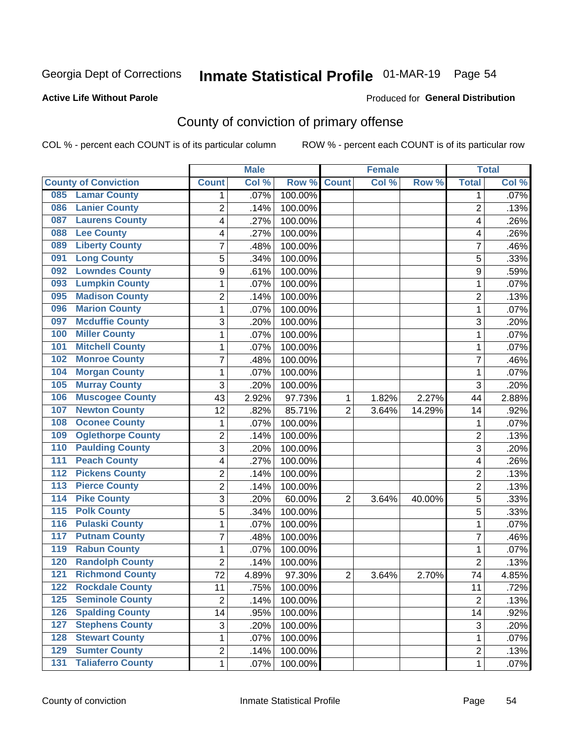Georgia Dept of Corrections **Inmate Statistical Profile** 01-MAR-19 Page 54

**Active Life Without Parole**

Produced for **General Distribution**

## County of conviction of primary offense

COL % - percent each COUNT is of its particular column ROW % - percent each COUNT is of its particular row

| County of Conviction | Male | | | Female | | | Total | |
|---|---|---|---|---|---|---|---|---|
| | Count | Col % | Row % | Count | Col % | Row % | Total | Col % |
| 085 Lamar County | 1 | .07% | 100.00% | | | | 1 | .07% |
| 086 Lanier County | 2 | .14% | 100.00% | | | | 2 | .13% |
| 087 Laurens County | 4 | .27% | 100.00% | | | | 4 | .26% |
| 088 Lee County | 4 | .27% | 100.00% | | | | 4 | .26% |
| 089 Liberty County | 7 | .48% | 100.00% | | | | 7 | .46% |
| 091 Long County | 5 | .34% | 100.00% | | | | 5 | .33% |
| 092 Lowndes County | 9 | .61% | 100.00% | | | | 9 | .59% |
| 093 Lumpkin County | 1 | .07% | 100.00% | | | | 1 | .07% |
| 095 Madison County | 2 | .14% | 100.00% | | | | 2 | .13% |
| 096 Marion County | 1 | .07% | 100.00% | | | | 1 | .07% |
| 097 Mcduffie County | 3 | .20% | 100.00% | | | | 3 | .20% |
| 100 Miller County | 1 | .07% | 100.00% | | | | 1 | .07% |
| 101 Mitchell County | 1 | .07% | 100.00% | | | | 1 | .07% |
| 102 Monroe County | 7 | .48% | 100.00% | | | | 7 | .46% |
| 104 Morgan County | 1 | .07% | 100.00% | | | | 1 | .07% |
| 105 Murray County | 3 | .20% | 100.00% | | | | 3 | .20% |
| 106 Muscogee County | 43 | 2.92% | 97.73% | 1 | 1.82% | 2.27% | 44 | 2.88% |
| 107 Newton County | 12 | .82% | 85.71% | 2 | 3.64% | 14.29% | 14 | .92% |
| 108 Oconee County | 1 | .07% | 100.00% | | | | 1 | .07% |
| 109 Oglethorpe County | 2 | .14% | 100.00% | | | | 2 | .13% |
| 110 Paulding County | 3 | .20% | 100.00% | | | | 3 | .20% |
| 111 Peach County | 4 | .27% | 100.00% | | | | 4 | .26% |
| 112 Pickens County | 2 | .14% | 100.00% | | | | 2 | .13% |
| 113 Pierce County | 2 | .14% | 100.00% | | | | 2 | .13% |
| 114 Pike County | 3 | .20% | 60.00% | 2 | 3.64% | 40.00% | 5 | .33% |
| 115 Polk County | 5 | .34% | 100.00% | | | | 5 | .33% |
| 116 Pulaski County | 1 | .07% | 100.00% | | | | 1 | .07% |
| 117 Putnam County | 7 | .48% | 100.00% | | | | 7 | .46% |
| 119 Rabun County | 1 | .07% | 100.00% | | | | 1 | .07% |
| 120 Randolph County | 2 | .14% | 100.00% | | | | 2 | .13% |
| 121 Richmond County | 72 | 4.89% | 97.30% | 2 | 3.64% | 2.70% | 74 | 4.85% |
| 122 Rockdale County | 11 | .75% | 100.00% | | | | 11 | .72% |
| 125 Seminole County | 2 | .14% | 100.00% | | | | 2 | .13% |
| 126 Spalding County | 14 | .95% | 100.00% | | | | 14 | .92% |
| 127 Stephens County | 3 | .20% | 100.00% | | | | 3 | .20% |
| 128 Stewart County | 1 | .07% | 100.00% | | | | 1 | .07% |
| 129 Sumter County | 2 | .14% | 100.00% | | | | 2 | .13% |
| 131 Taliaferro County | 1 | .07% | 100.00% | | | | 1 | .07% |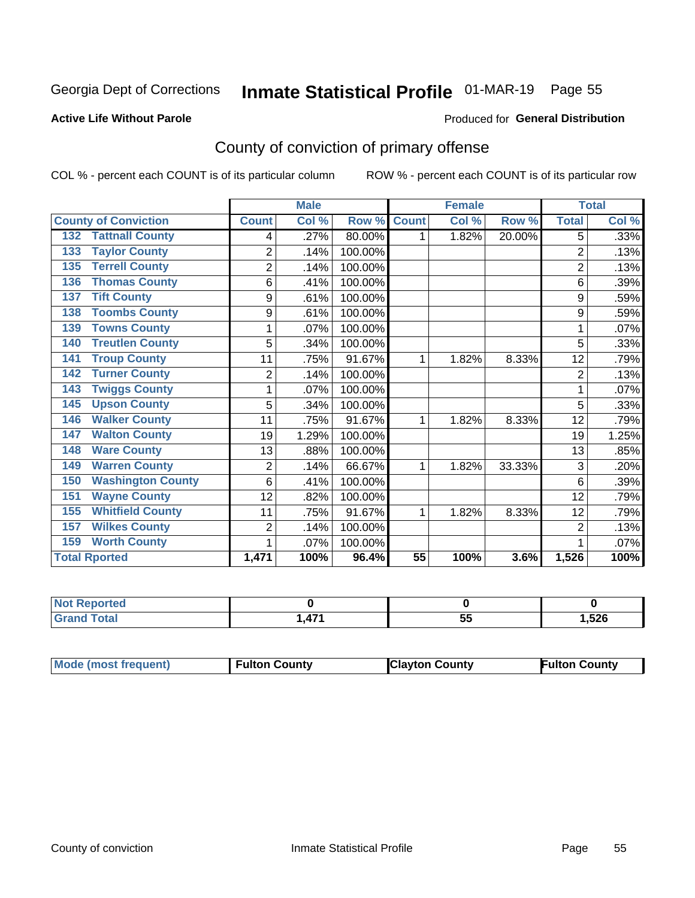Georgia Dept of Corrections **Inmate Statistical Profile** 01-MAR-19 Page 55

**Active Life Without Parole**

Produced for **General Distribution**

## County of conviction of primary offense

COL % - percent each COUNT is of its particular column ROW % - percent each COUNT is of its particular row

| County of Conviction | Male | | | Female | | | Total | |
|---|---|---|---|---|---|---|---|---|
| | Count | Col % | Row % | Count | Col % | Row % | Total | Col % |
| 132 Tattnall County | 4 | .27% | 80.00% | 1 | 1.82% | 20.00% | 5 | .33% |
| 133 Taylor County | 2 | .14% | 100.00% | | | | 2 | .13% |
| 135 Terrell County | 2 | .14% | 100.00% | | | | 2 | .13% |
| 136 Thomas County | 6 | .41% | 100.00% | | | | 6 | .39% |
| 137 Tift County | 9 | .61% | 100.00% | | | | 9 | .59% |
| 138 Toombs County | 9 | .61% | 100.00% | | | | 9 | .59% |
| 139 Towns County | 1 | .07% | 100.00% | | | | 1 | .07% |
| 140 Treutlen County | 5 | .34% | 100.00% | | | | 5 | .33% |
| 141 Troup County | 11 | .75% | 91.67% | 1 | 1.82% | 8.33% | 12 | .79% |
| 142 Turner County | 2 | .14% | 100.00% | | | | 2 | .13% |
| 143 Twiggs County | 1 | .07% | 100.00% | | | | 1 | .07% |
| 145 Upson County | 5 | .34% | 100.00% | | | | 5 | .33% |
| 146 Walker County | 11 | .75% | 91.67% | 1 | 1.82% | 8.33% | 12 | .79% |
| 147 Walton County | 19 | 1.29% | 100.00% | | | | 19 | 1.25% |
| 148 Ware County | 13 | .88% | 100.00% | | | | 13 | .85% |
| 149 Warren County | 2 | .14% | 66.67% | 1 | 1.82% | 33.33% | 3 | .20% |
| 150 Washington County | 6 | .41% | 100.00% | | | | 6 | .39% |
| 151 Wayne County | 12 | .82% | 100.00% | | | | 12 | .79% |
| 155 Whitfield County | 11 | .75% | 91.67% | 1 | 1.82% | 8.33% | 12 | .79% |
| 157 Wilkes County | 2 | .14% | 100.00% | | | | 2 | .13% |
| 159 Worth County | 1 | .07% | 100.00% | | | | 1 | .07% |
| **Total Rported** | **1,471** | **100%** | **96.4%** | **55** | **100%** | **3.6%** | **1,526** | **100%** |

| | Male | Female | Total |
|---|---|---|---|
| Not Reported | 0 | 0 | 0 |
| Grand Total | 1,471 | 55 | 1,526 |

| | Male | Female | Total |
|---|---|---|---|
| Mode (most frequent) | Fulton County | Clayton County | Fulton County |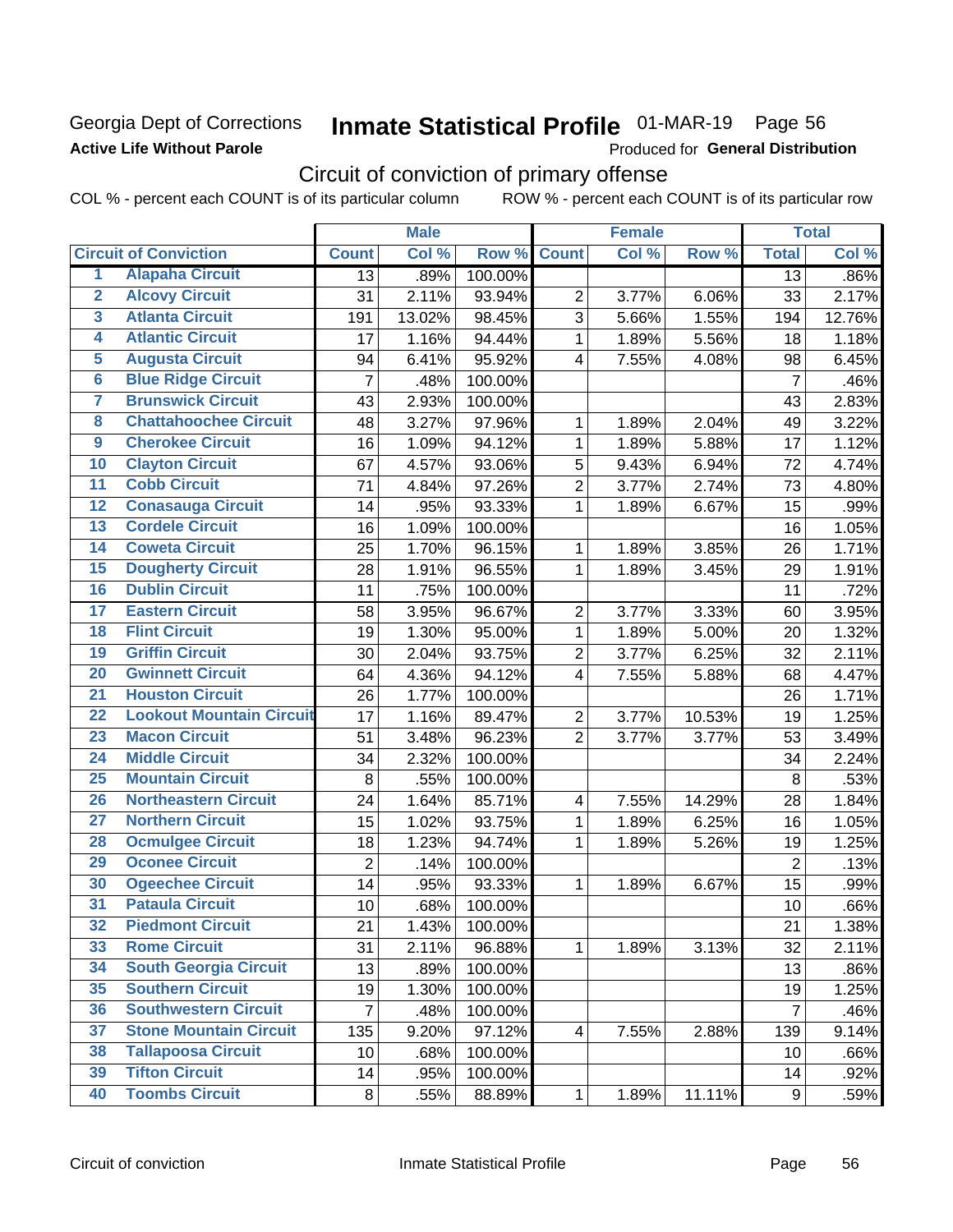Georgia Dept of Corrections
**Active Life Without Parole**

# Inmate Statistical Profile 01-MAR-19 Page 56

Produced for **General Distribution**

## Circuit of conviction of primary offense

COL % - percent each COUNT is of its particular column ROW % - percent each COUNT is of its particular row

| | Circuit of Conviction | Male | | | Female | | | Total | |
|---|---|---|---|---|---|---|---|---|---|
| | | Count | Col % | Row % | Count | Col % | Row % | Total | Col % |
| 1 | Alapaha Circuit | 13 | .89% | 100.00% | | | | 13 | .86% |
| 2 | Alcovy Circuit | 31 | 2.11% | 93.94% | 2 | 3.77% | 6.06% | 33 | 2.17% |
| 3 | Atlanta Circuit | 191 | 13.02% | 98.45% | 3 | 5.66% | 1.55% | 194 | 12.76% |
| 4 | Atlantic Circuit | 17 | 1.16% | 94.44% | 1 | 1.89% | 5.56% | 18 | 1.18% |
| 5 | Augusta Circuit | 94 | 6.41% | 95.92% | 4 | 7.55% | 4.08% | 98 | 6.45% |
| 6 | Blue Ridge Circuit | 7 | .48% | 100.00% | | | | 7 | .46% |
| 7 | Brunswick Circuit | 43 | 2.93% | 100.00% | | | | 43 | 2.83% |
| 8 | Chattahoochee Circuit | 48 | 3.27% | 97.96% | 1 | 1.89% | 2.04% | 49 | 3.22% |
| 9 | Cherokee Circuit | 16 | 1.09% | 94.12% | 1 | 1.89% | 5.88% | 17 | 1.12% |
| 10 | Clayton Circuit | 67 | 4.57% | 93.06% | 5 | 9.43% | 6.94% | 72 | 4.74% |
| 11 | Cobb Circuit | 71 | 4.84% | 97.26% | 2 | 3.77% | 2.74% | 73 | 4.80% |
| 12 | Conasauga Circuit | 14 | .95% | 93.33% | 1 | 1.89% | 6.67% | 15 | .99% |
| 13 | Cordele Circuit | 16 | 1.09% | 100.00% | | | | 16 | 1.05% |
| 14 | Coweta Circuit | 25 | 1.70% | 96.15% | 1 | 1.89% | 3.85% | 26 | 1.71% |
| 15 | Dougherty Circuit | 28 | 1.91% | 96.55% | 1 | 1.89% | 3.45% | 29 | 1.91% |
| 16 | Dublin Circuit | 11 | .75% | 100.00% | | | | 11 | .72% |
| 17 | Eastern Circuit | 58 | 3.95% | 96.67% | 2 | 3.77% | 3.33% | 60 | 3.95% |
| 18 | Flint Circuit | 19 | 1.30% | 95.00% | 1 | 1.89% | 5.00% | 20 | 1.32% |
| 19 | Griffin Circuit | 30 | 2.04% | 93.75% | 2 | 3.77% | 6.25% | 32 | 2.11% |
| 20 | Gwinnett Circuit | 64 | 4.36% | 94.12% | 4 | 7.55% | 5.88% | 68 | 4.47% |
| 21 | Houston Circuit | 26 | 1.77% | 100.00% | | | | 26 | 1.71% |
| 22 | Lookout Mountain Circuit | 17 | 1.16% | 89.47% | 2 | 3.77% | 10.53% | 19 | 1.25% |
| 23 | Macon Circuit | 51 | 3.48% | 96.23% | 2 | 3.77% | 3.77% | 53 | 3.49% |
| 24 | Middle Circuit | 34 | 2.32% | 100.00% | | | | 34 | 2.24% |
| 25 | Mountain Circuit | 8 | .55% | 100.00% | | | | 8 | .53% |
| 26 | Northeastern Circuit | 24 | 1.64% | 85.71% | 4 | 7.55% | 14.29% | 28 | 1.84% |
| 27 | Northern Circuit | 15 | 1.02% | 93.75% | 1 | 1.89% | 6.25% | 16 | 1.05% |
| 28 | Ocmulgee Circuit | 18 | 1.23% | 94.74% | 1 | 1.89% | 5.26% | 19 | 1.25% |
| 29 | Oconee Circuit | 2 | .14% | 100.00% | | | | 2 | .13% |
| 30 | Ogeechee Circuit | 14 | .95% | 93.33% | 1 | 1.89% | 6.67% | 15 | .99% |
| 31 | Pataula Circuit | 10 | .68% | 100.00% | | | | 10 | .66% |
| 32 | Piedmont Circuit | 21 | 1.43% | 100.00% | | | | 21 | 1.38% |
| 33 | Rome Circuit | 31 | 2.11% | 96.88% | 1 | 1.89% | 3.13% | 32 | 2.11% |
| 34 | South Georgia Circuit | 13 | .89% | 100.00% | | | | 13 | .86% |
| 35 | Southern Circuit | 19 | 1.30% | 100.00% | | | | 19 | 1.25% |
| 36 | Southwestern Circuit | 7 | .48% | 100.00% | | | | 7 | .46% |
| 37 | Stone Mountain Circuit | 135 | 9.20% | 97.12% | 4 | 7.55% | 2.88% | 139 | 9.14% |
| 38 | Tallapoosa Circuit | 10 | .68% | 100.00% | | | | 10 | .66% |
| 39 | Tifton Circuit | 14 | .95% | 100.00% | | | | 14 | .92% |
| 40 | Toombs Circuit | 8 | .55% | 88.89% | 1 | 1.89% | 11.11% | 9 | .59% |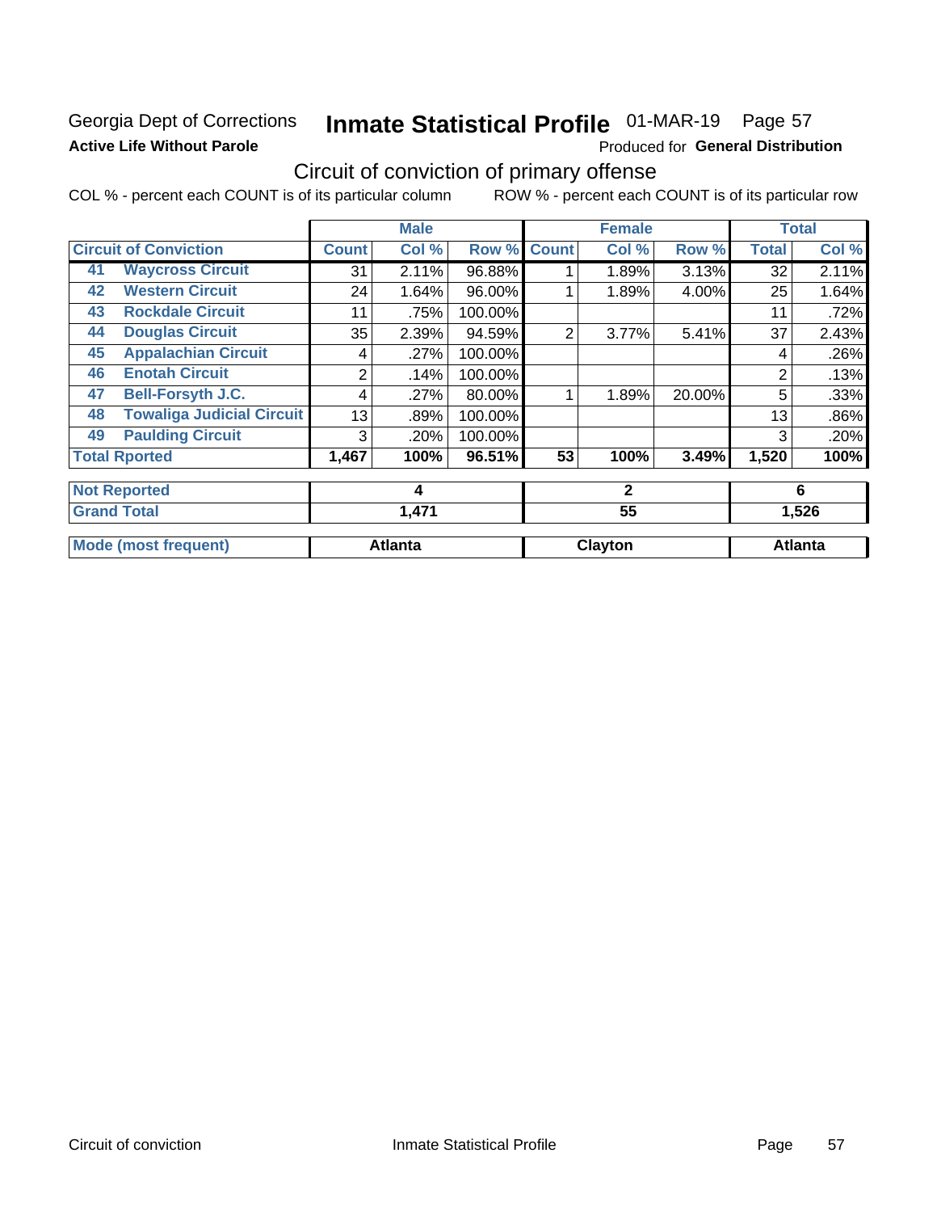Georgia Dept of Corrections

**Active Life Without Parole**

# Inmate Statistical Profile 01-MAR-19 Page 57

Produced for **General Distribution**

## Circuit of conviction of primary offense

COL % - percent each COUNT is of its particular column ROW % - percent each COUNT is of its particular row

| Circuit of Conviction | | Male | | | Female | | | Total | |
|---|---|---|---|---|---|---|---|---|---|
| | | Count | Col % | Row % | Count | Col % | Row % | Total | Col % |
| 41 | Waycross Circuit | 31 | 2.11% | 96.88% | 1 | 1.89% | 3.13% | 32 | 2.11% |
| 42 | Western Circuit | 24 | 1.64% | 96.00% | 1 | 1.89% | 4.00% | 25 | 1.64% |
| 43 | Rockdale Circuit | 11 | .75% | 100.00% | | | | 11 | .72% |
| 44 | Douglas Circuit | 35 | 2.39% | 94.59% | 2 | 3.77% | 5.41% | 37 | 2.43% |
| 45 | Appalachian Circuit | 4 | .27% | 100.00% | | | | 4 | .26% |
| 46 | Enotah Circuit | 2 | .14% | 100.00% | | | | 2 | .13% |
| 47 | Bell-Forsyth J.C. | 4 | .27% | 80.00% | 1 | 1.89% | 20.00% | 5 | .33% |
| 48 | Towaliga Judicial Circuit | 13 | .89% | 100.00% | | | | 13 | .86% |
| 49 | Paulding Circuit | 3 | .20% | 100.00% | | | | 3 | .20% |
| **Total Rported** | | **1,467** | **100%** | **96.51%** | **53** | **100%** | **3.49%** | **1,520** | **100%** |
| **Not Reported** | | **4** | | | **2** | | | **6** | |
| **Grand Total** | | **1,471** | | | **55** | | | **1,526** | |
| **Mode (most frequent)** | | **Atlanta** | | | **Clayton** | | | **Atlanta** | |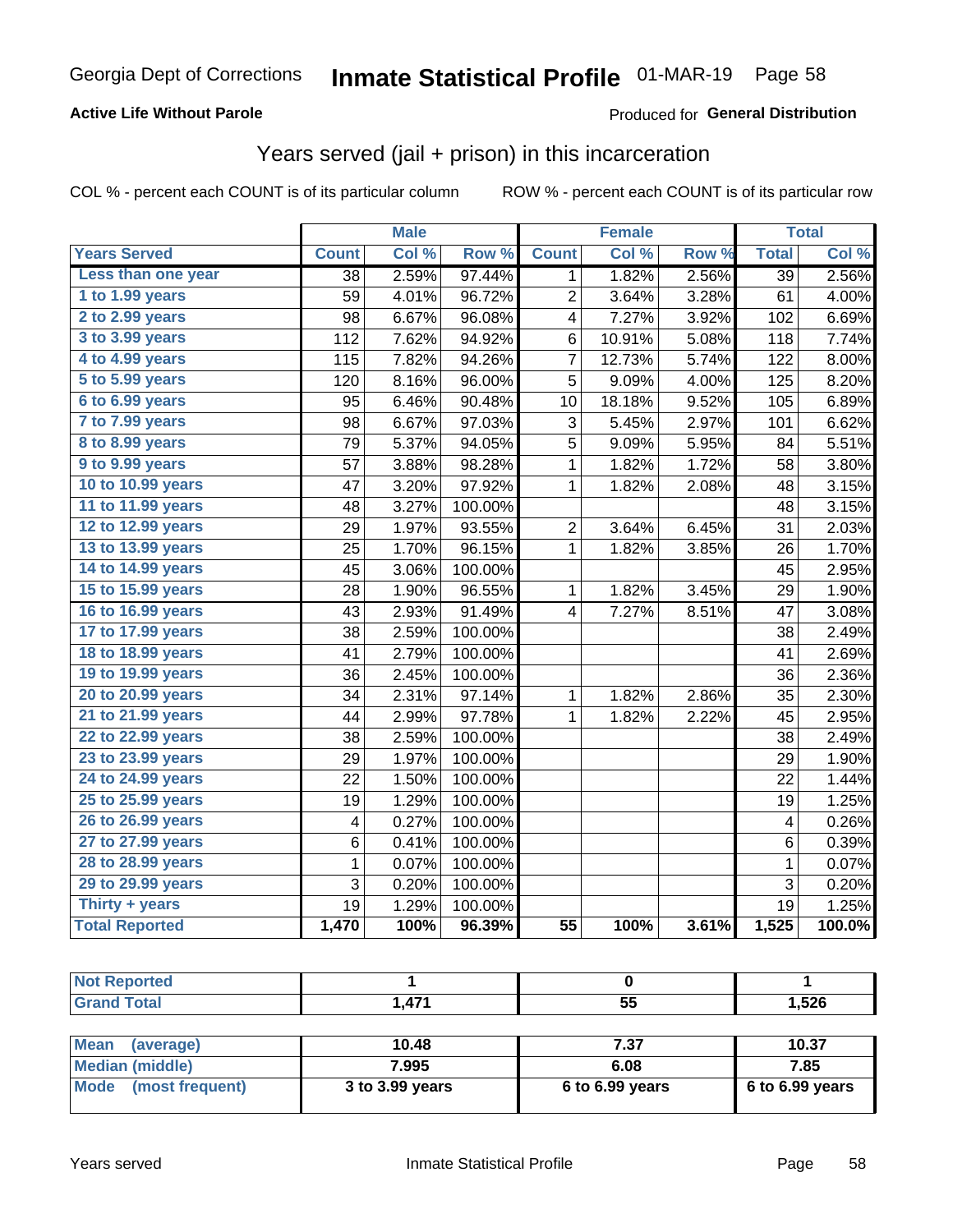Georgia Dept of Corrections **Inmate Statistical Profile** 01-MAR-19

**Active Life Without Parole**

Produced for **General Distribution**

## Years served (jail + prison) in this incarceration

COL % - percent each COUNT is of its particular column ROW % - percent each COUNT is of its particular row

| | Male | | | Female | | | Total | |
|---|---|---|---|---|---|---|---|---|
| **Years Served** | **Count** | **Col %** | **Row %** | **Count** | **Col %** | **Row %** | **Total** | **Col %** |
| Less than one year | 38 | 2.59% | 97.44% | 1 | 1.82% | 2.56% | 39 | 2.56% |
| 1 to 1.99 years | 59 | 4.01% | 96.72% | 2 | 3.64% | 3.28% | 61 | 4.00% |
| 2 to 2.99 years | 98 | 6.67% | 96.08% | 4 | 7.27% | 3.92% | 102 | 6.69% |
| 3 to 3.99 years | 112 | 7.62% | 94.92% | 6 | 10.91% | 5.08% | 118 | 7.74% |
| 4 to 4.99 years | 115 | 7.82% | 94.26% | 7 | 12.73% | 5.74% | 122 | 8.00% |
| 5 to 5.99 years | 120 | 8.16% | 96.00% | 5 | 9.09% | 4.00% | 125 | 8.20% |
| 6 to 6.99 years | 95 | 6.46% | 90.48% | 10 | 18.18% | 9.52% | 105 | 6.89% |
| 7 to 7.99 years | 98 | 6.67% | 97.03% | 3 | 5.45% | 2.97% | 101 | 6.62% |
| 8 to 8.99 years | 79 | 5.37% | 94.05% | 5 | 9.09% | 5.95% | 84 | 5.51% |
| 9 to 9.99 years | 57 | 3.88% | 98.28% | 1 | 1.82% | 1.72% | 58 | 3.80% |
| 10 to 10.99 years | 47 | 3.20% | 97.92% | 1 | 1.82% | 2.08% | 48 | 3.15% |
| 11 to 11.99 years | 48 | 3.27% | 100.00% | | | | 48 | 3.15% |
| 12 to 12.99 years | 29 | 1.97% | 93.55% | 2 | 3.64% | 6.45% | 31 | 2.03% |
| 13 to 13.99 years | 25 | 1.70% | 96.15% | 1 | 1.82% | 3.85% | 26 | 1.70% |
| 14 to 14.99 years | 45 | 3.06% | 100.00% | | | | 45 | 2.95% |
| 15 to 15.99 years | 28 | 1.90% | 96.55% | 1 | 1.82% | 3.45% | 29 | 1.90% |
| 16 to 16.99 years | 43 | 2.93% | 91.49% | 4 | 7.27% | 8.51% | 47 | 3.08% |
| 17 to 17.99 years | 38 | 2.59% | 100.00% | | | | 38 | 2.49% |
| 18 to 18.99 years | 41 | 2.79% | 100.00% | | | | 41 | 2.69% |
| 19 to 19.99 years | 36 | 2.45% | 100.00% | | | | 36 | 2.36% |
| 20 to 20.99 years | 34 | 2.31% | 97.14% | 1 | 1.82% | 2.86% | 35 | 2.30% |
| 21 to 21.99 years | 44 | 2.99% | 97.78% | 1 | 1.82% | 2.22% | 45 | 2.95% |
| 22 to 22.99 years | 38 | 2.59% | 100.00% | | | | 38 | 2.49% |
| 23 to 23.99 years | 29 | 1.97% | 100.00% | | | | 29 | 1.90% |
| 24 to 24.99 years | 22 | 1.50% | 100.00% | | | | 22 | 1.44% |
| 25 to 25.99 years | 19 | 1.29% | 100.00% | | | | 19 | 1.25% |
| 26 to 26.99 years | 4 | 0.27% | 100.00% | | | | 4 | 0.26% |
| 27 to 27.99 years | 6 | 0.41% | 100.00% | | | | 6 | 0.39% |
| 28 to 28.99 years | 1 | 0.07% | 100.00% | | | | 1 | 0.07% |
| 29 to 29.99 years | 3 | 0.20% | 100.00% | | | | 3 | 0.20% |
| Thirty + years | 19 | 1.29% | 100.00% | | | | 19 | 1.25% |
| **Total Reported** | **1,470** | **100%** | **96.39%** | **55** | **100%** | **3.61%** | **1,525** | **100.0%** |

| | Male | Female | Total |
|---|---|---|---|
| Not Reported | 1 | 0 | 1 |
| Grand Total | 1,471 | 55 | 1,526 |

| | Male | Female | Total |
|---|---|---|---|
| Mean (average) | 10.48 | 7.37 | 10.37 |
| Median (middle) | 7.995 | 6.08 | 7.85 |
| Mode (most frequent) | 3 to 3.99 years | 6 to 6.99 years | 6 to 6.99 years |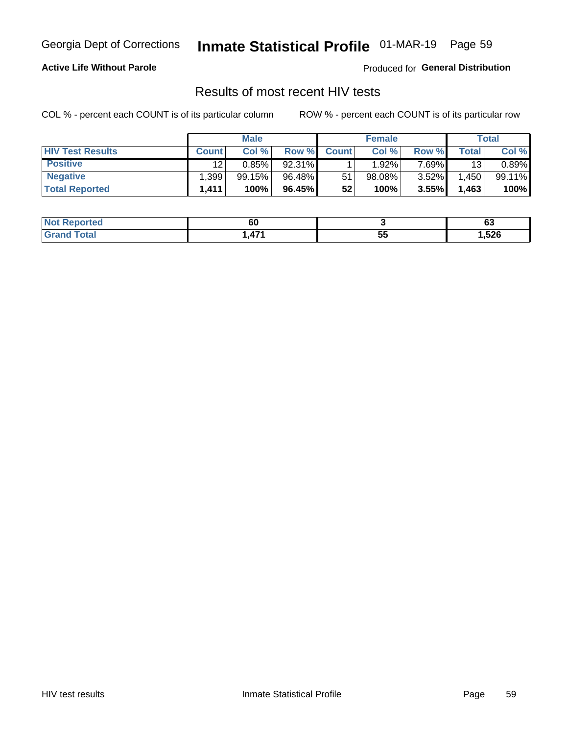Georgia Dept of Corrections **Inmate Statistical Profile** 01-MAR-19

**Active Life Without Parole**

Produced for **General Distribution**

## Results of most recent HIV tests

COL % - percent each COUNT is of its particular column

ROW % - percent each COUNT is of its particular row

| | Male | | | Female | | | Total | |
|---|---|---|---|---|---|---|---|---|
| **HIV Test Results** | **Count** | **Col %** | **Row %** | **Count** | **Col %** | **Row %** | **Total** | **Col %** |
| **Positive** | 12 | 0.85% | 92.31% | 1 | 1.92% | 7.69% | 13 | 0.89% |
| **Negative** | 1,399 | 99.15% | 96.48% | 51 | 98.08% | 3.52% | 1,450 | 99.11% |
| **Total Reported** | **1,411** | **100%** | **96.45%** | **52** | **100%** | **3.55%** | **1,463** | **100%** |

| | Male | Female | Total |
|---|---|---|---|
| **Not Reported** | **60** | **3** | **63** |
| **Grand Total** | **1,471** | **55** | **1,526** |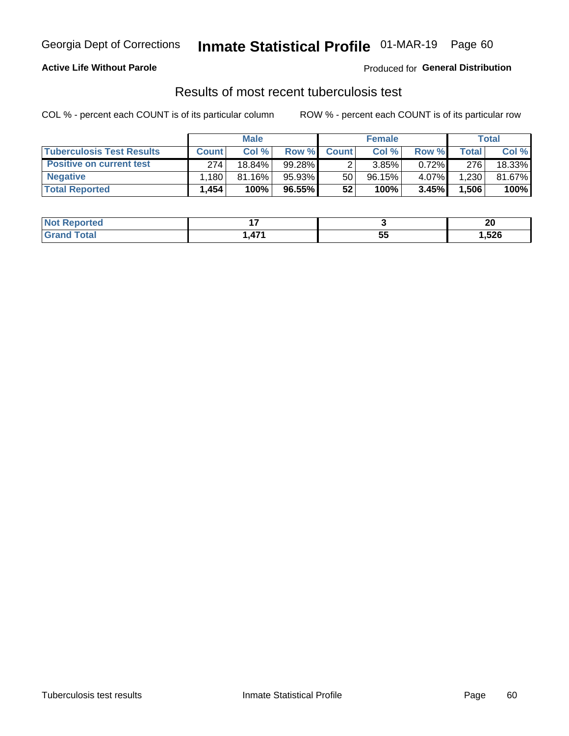Georgia Dept of Corrections **Inmate Statistical Profile** 01-MAR-19 Page 60

**Active Life Without Parole**

Produced for **General Distribution**

## Results of most recent tuberculosis test

COL % - percent each COUNT is of its particular column ROW % - percent each COUNT is of its particular row

| | Male | | | Female | | | Total | |
|---|---|---|---|---|---|---|---|---|
| **Tuberculosis Test Results** | **Count** | **Col %** | **Row %** | **Count** | **Col %** | **Row %** | **Total** | **Col %** |
| **Positive on current test** | 274 | 18.84% | 99.28% | 2 | 3.85% | 0.72% | 276 | 18.33% |
| **Negative** | 1,180 | 81.16% | 95.93% | 50 | 96.15% | 4.07% | 1,230 | 81.67% |
| **Total Reported** | **1,454** | **100%** | **96.55%** | **52** | **100%** | **3.45%** | **1,506** | **100%** |

| | Male | Female | Total |
|---|---|---|---|
| **Not Reported** | **17** | **3** | **20** |
| **Grand Total** | **1,471** | **55** | **1,526** |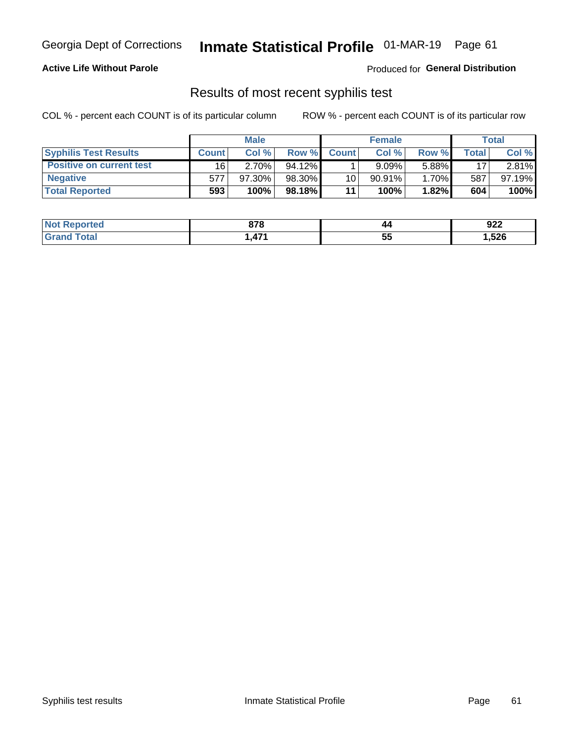Georgia Dept of Corrections **Inmate Statistical Profile** 01-MAR-19

**Active Life Without Parole**

Produced for **General Distribution**

## Results of most recent syphilis test

COL % - percent each COUNT is of its particular column ROW % - percent each COUNT is of its particular row

| | Male | | | Female | | | Total | |
|---|---|---|---|---|---|---|---|---|
| **Syphilis Test Results** | **Count** | **Col %** | **Row %** | **Count** | **Col %** | **Row %** | **Total** | **Col %** |
| **Positive on current test** | 16 | 2.70% | 94.12% | 1 | 9.09% | 5.88% | 17 | 2.81% |
| **Negative** | 577 | 97.30% | 98.30% | 10 | 90.91% | 1.70% | 587 | 97.19% |
| **Total Reported** | **593** | **100%** | **98.18%** | **11** | **100%** | **1.82%** | **604** | **100%** |

| | Male | Female | Total |
|---|---|---|---|
| **Not Reported** | **878** | **44** | **922** |
| **Grand Total** | **1,471** | **55** | **1,526** |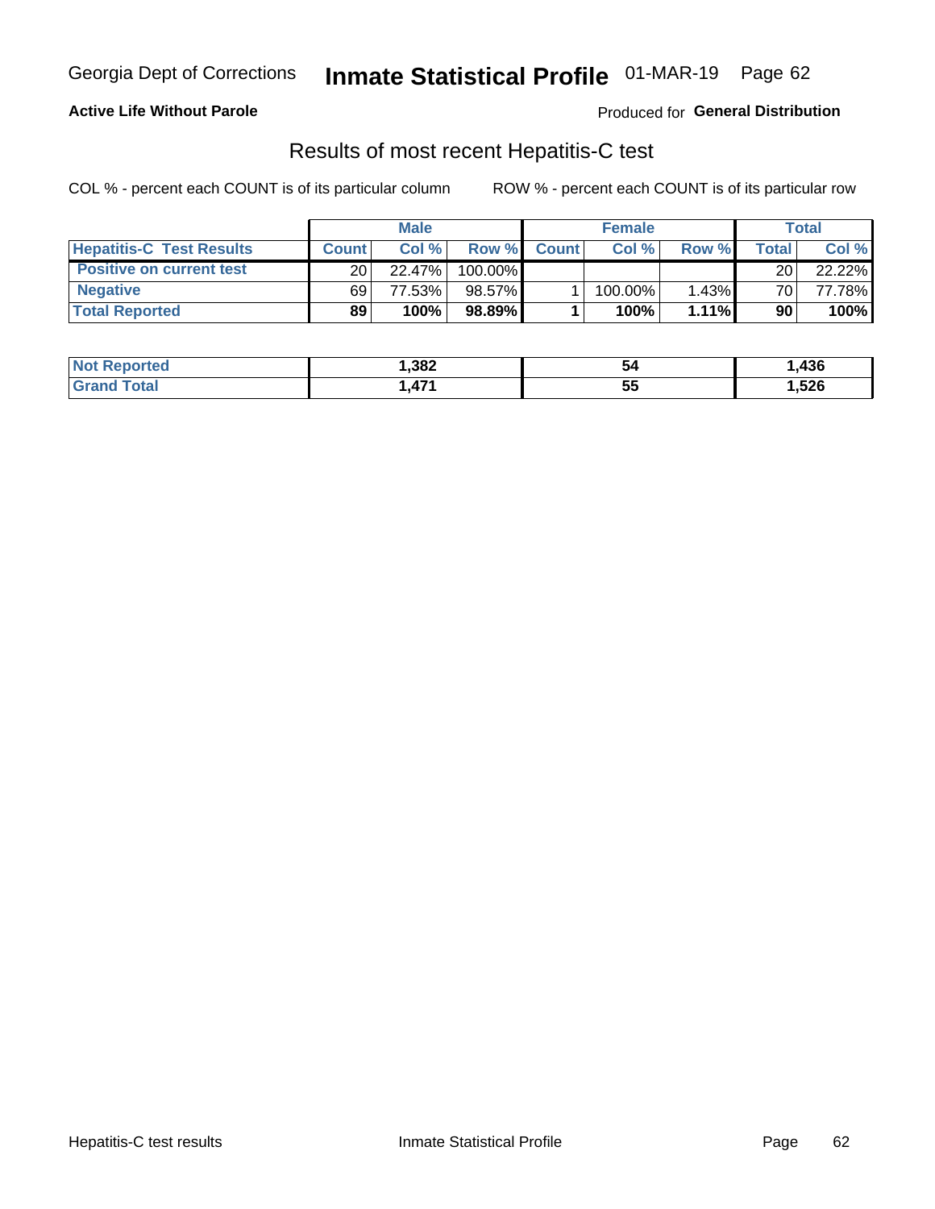Georgia Dept of Corrections **Inmate Statistical Profile** 01-MAR-19

**Active Life Without Parole**

Produced for **General Distribution**

## Results of most recent Hepatitis-C test

COL % - percent each COUNT is of its particular column ROW % - percent each COUNT is of its particular row

| | Male | | | Female | | | Total | |
|---|---|---|---|---|---|---|---|---|
| **Hepatitis-C Test Results** | **Count** | **Col %** | **Row %** | **Count** | **Col %** | **Row %** | **Total** | **Col %** |
| **Positive on current test** | 20 | 22.47% | 100.00% | | | | 20 | 22.22% |
| **Negative** | 69 | 77.53% | 98.57% | 1 | 100.00% | 1.43% | 70 | 77.78% |
| **Total Reported** | **89** | **100%** | **98.89%** | **1** | **100%** | **1.11%** | **90** | **100%** |

| | Male | Female | Total |
|---|---|---|---|
| **Not Reported** | **1,382** | **54** | **1,436** |
| **Grand Total** | **1,471** | **55** | **1,526** |

Hepatitis-C test results